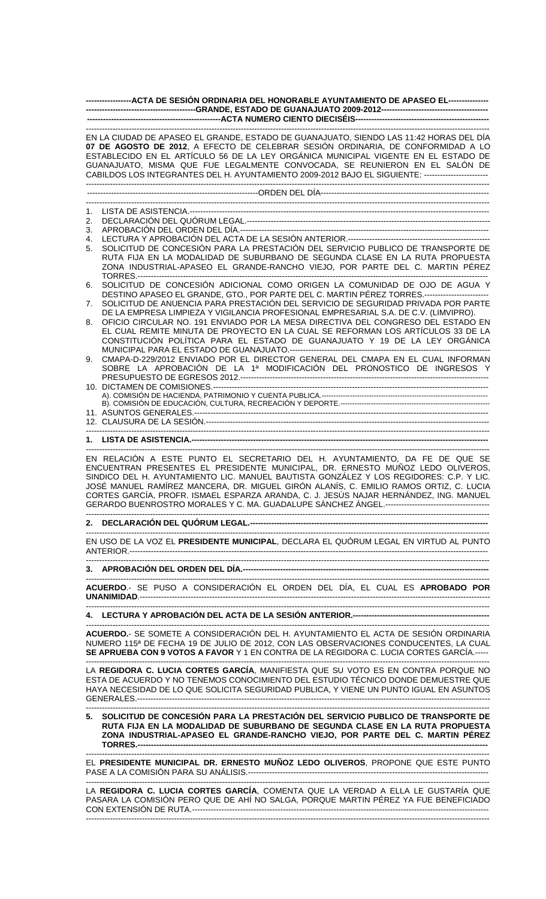**ACTA DE SESIÓN ORDINARIA DEL HONORABLE AYUNTAMIENTO DE APASEO EL GRANDE, ESTADO DE GUANAJUATO 2009-2012**

**ACTA NUMERO CIENTO DIECISÉIS**

EN LA CIUDAD DE APASEO EL GRANDE, ESTADO DE GUANAJUATO, SIENDO LAS 11:42 HORAS DEL DÍA **07 DE AGOSTO DE 2012**, A EFECTO DE CELEBRAR SESIÓN ORDINARIA, DE CONFORMIDAD A LO ESTABLECIDO EN EL ARTÍCULO 56 DE LA LEY ORGÁNICA MUNICIPAL VIGENTE EN EL ESTADO DE GUANAJUATO, MISMA QUE FUE LEGALMENTE CONVOCADA, SE REUNIERON EN EL SALÓN DE CABILDOS LOS INTEGRANTES DEL H. AYUNTAMIENTO 2009-2012 BAJO EL SIGUIENTE:

ORDEN DEL DÍA

1. LISTA DE ASISTENCIA.
2. DECLARACIÓN DEL QUÓRUM LEGAL.
3. APROBACIÓN DEL ORDEN DEL DÍA.
4. LECTURA Y APROBACIÓN DEL ACTA DE LA SESIÓN ANTERIOR.
5. SOLICITUD DE CONCESIÓN PARA LA PRESTACIÓN DEL SERVICIO PUBLICO DE TRANSPORTE DE RUTA FIJA EN LA MODALIDAD DE SUBURBANO DE SEGUNDA CLASE EN LA RUTA PROPUESTA ZONA INDUSTRIAL-APASEO EL GRANDE-RANCHO VIEJO, POR PARTE EL C. MARTIN PÉREZ TORRES.
6. SOLICITUD DE CONCESIÓN ADICIONAL COMO ORIGEN LA COMUNIDAD DE OJO DE AGUA Y DESTINO APASEO EL GRANDE, GTO., POR PARTE DEL C. MARTIN PÉREZ TORRES.
7. SOLICITUD DE ANUENCIA PARA PRESTACIÓN DEL SERVICIO DE SEGURIDAD PRIVADA POR PARTE DE LA EMPRESA LIMPIEZA Y VIGILANCIA PROFESIONAL EMPRESARIAL S.A. DE C.V. (LIMVIPRO).
8. OFICIO CIRCULAR NO. 191 ENVIADO POR LA MESA DIRECTIVA DEL CONGRESO DEL ESTADO EN EL CUAL REMITE MINUTA DE PROYECTO EN LA CUAL SE REFORMAN LOS ARTÍCULOS 33 DE LA CONSTITUCIÓN POLÍTICA PARA EL ESTADO DE GUANAJUATO Y 19 DE LA LEY ORGÁNICA MUNICIPAL PARA EL ESTADO DE GUANAJUATO.
9. CMAPA-D-229/2012 ENVIADO POR EL DIRECTOR GENERAL DEL CMAPA EN EL CUAL INFORMAN SOBRE LA APROBACIÓN DE LA 1ª MODIFICACIÓN DEL PRONOSTICO DE INGRESOS Y PRESUPUESTO DE EGRESOS 2012.
10. DICTAMEN DE COMISIONES.
    A). COMISIÓN DE HACIENDA, PATRIMONIO Y CUENTA PUBLICA.
    B). COMISIÓN DE EDUCACIÓN, CULTURA, RECREACIÓN Y DEPORTE.
11. ASUNTOS GENERALES.
12. CLAUSURA DE LA SESIÓN.

**1. LISTA DE ASISTENCIA.**

EN RELACIÓN A ESTE PUNTO EL SECRETARIO DEL H. AYUNTAMIENTO, DA FE DE QUE SE ENCUENTRAN PRESENTES EL PRESIDENTE MUNICIPAL, DR. ERNESTO MUÑOZ LEDO OLIVEROS, SINDICO DEL H. AYUNTAMIENTO LIC. MANUEL BAUTISTA GONZÁLEZ Y LOS REGIDORES: C.P. Y LIC. JOSÉ MANUEL RAMÍREZ MANCERA, DR. MIGUEL GIRÓN ALANÍS, C. EMILIO RAMOS ORTIZ, C. LUCIA CORTES GARCÍA, PROFR. ISMAEL ESPARZA ARANDA, C. J. JESÚS NAJAR HERNÁNDEZ, ING. MANUEL GERARDO BUENROSTRO MORALES Y C. MA. GUADALUPE SÁNCHEZ ÁNGEL.

**2. DECLARACIÓN DEL QUÓRUM LEGAL.**

EN USO DE LA VOZ EL **PRESIDENTE MUNICIPAL**, DECLARA EL QUÓRUM LEGAL EN VIRTUD AL PUNTO ANTERIOR.

**3. APROBACIÓN DEL ORDEN DEL DÍA.**

**ACUERDO**.- SE PUSO A CONSIDERACIÓN EL ORDEN DEL DÍA, EL CUAL ES **APROBADO POR UNANIMIDAD**.

**4. LECTURA Y APROBACIÓN DEL ACTA DE LA SESIÓN ANTERIOR.**

**ACUERDO.**- SE SOMETE A CONSIDERACIÓN DEL H. AYUNTAMIENTO EL ACTA DE SESIÓN ORDINARIA NUMERO 115ª DE FECHA 19 DE JULIO DE 2012, CON LAS OBSERVACIONES CONDUCENTES, LA CUAL **SE APRUEBA CON 9 VOTOS A FAVOR** Y 1 EN CONTRA DE LA REGIDORA C. LUCIA CORTES GARCÍA.

LA **REGIDORA C. LUCIA CORTES GARCÍA**, MANIFIESTA QUE SU VOTO ES EN CONTRA PORQUE NO ESTA DE ACUERDO Y NO TENEMOS CONOCIMIENTO DEL ESTUDIO TÉCNICO DONDE DEMUESTRE QUE HAYA NECESIDAD DE LO QUE SOLICITA SEGURIDAD PUBLICA, Y VIENE UN PUNTO IGUAL EN ASUNTOS GENERALES.

**5. SOLICITUD DE CONCESIÓN PARA LA PRESTACIÓN DEL SERVICIO PUBLICO DE TRANSPORTE DE RUTA FIJA EN LA MODALIDAD DE SUBURBANO DE SEGUNDA CLASE EN LA RUTA PROPUESTA ZONA INDUSTRIAL-APASEO EL GRANDE-RANCHO VIEJO, POR PARTE DEL C. MARTIN PÉREZ TORRES.**

EL **PRESIDENTE MUNICIPAL DR. ERNESTO MUÑOZ LEDO OLIVEROS**, PROPONE QUE ESTE PUNTO PASE A LA COMISIÓN PARA SU ANÁLISIS.

LA **REGIDORA C. LUCIA CORTES GARCÍA**, COMENTA QUE LA VERDAD A ELLA LE GUSTARÍA QUE PASARA LA COMISIÓN PERO QUE DE AHÍ NO SALGA, PORQUE MARTIN PÉREZ YA FUE BENEFICIADO CON EXTENSIÓN DE RUTA.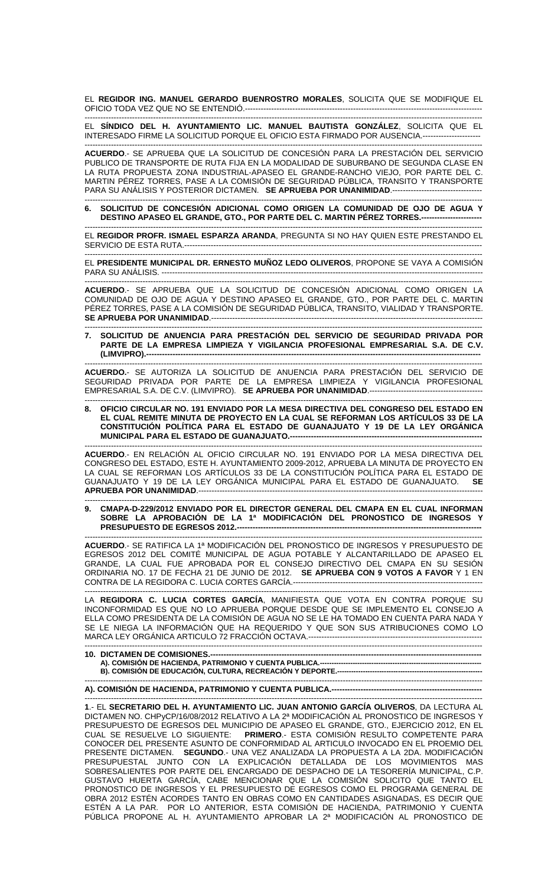EL **REGIDOR ING. MANUEL GERARDO BUENROSTRO MORALES**, SOLICITA QUE SE MODIFIQUE EL OFICIO TODA VEZ QUE NO SE ENTENDIÓ.----------------------------------------------------------------------------------------------

EL **SÍNDICO DEL H. AYUNTAMIENTO LIC. MANUEL BAUTISTA GONZÁLEZ**, SOLICITA QUE EL INTERESADO FIRME LA SOLICITUD PORQUE EL OFICIO ESTA FIRMADO POR AUSENCIA.----------------------

**ACUERDO**.- SE APRUEBA QUE LA SOLICITUD DE CONCESIÓN PARA LA PRESTACIÓN DEL SERVICIO PUBLICO DE TRANSPORTE DE RUTA FIJA EN LA MODALIDAD DE SUBURBANO DE SEGUNDA CLASE EN LA RUTA PROPUESTA ZONA INDUSTRIAL-APASEO EL GRANDE-RANCHO VIEJO, POR PARTE DEL C. MARTIN PÉREZ TORRES, PASE A LA COMISIÓN DE SEGURIDAD PÚBLICA, TRANSITO Y TRANSPORTE PARA SU ANÁLISIS Y POSTERIOR DICTAMEN. **SE APRUEBA POR UNANIMIDAD**.----------------------------------

**6. SOLICITUD DE CONCESIÓN ADICIONAL COMO ORIGEN LA COMUNIDAD DE OJO DE AGUA Y DESTINO APASEO EL GRANDE, GTO., POR PARTE DEL C. MARTIN PÉREZ TORRES.-----------------------**

EL **REGIDOR PROFR. ISMAEL ESPARZA ARANDA**, PREGUNTA SI NO HAY QUIEN ESTE PRESTANDO EL SERVICIO DE ESTA RUTA.-------------------------------------------------------------------------------------------------------

EL **PRESIDENTE MUNICIPAL DR. ERNESTO MUÑOZ LEDO OLIVEROS**, PROPONE SE VAYA A COMISIÓN PARA SU ANÁLISIS. -------------------------------------------------------------------------------------------------------------

**ACUERDO**.- SE APRUEBA QUE LA SOLICITUD DE CONCESIÓN ADICIONAL COMO ORIGEN LA COMUNIDAD DE OJO DE AGUA Y DESTINO APASEO EL GRANDE, GTO., POR PARTE DEL C. MARTIN PÉREZ TORRES, PASE A LA COMISIÓN DE SEGURIDAD PÚBLICA, TRANSITO, VIALIDAD Y TRANSPORTE. **SE APRUEBA POR UNANIMIDAD**.-----------------------------------------------------------------------------------------------------

**7. SOLICITUD DE ANUENCIA PARA PRESTACIÓN DEL SERVICIO DE SEGURIDAD PRIVADA POR PARTE DE LA EMPRESA LIMPIEZA Y VIGILANCIA PROFESIONAL EMPRESARIAL S.A. DE C.V. (LIMVIPRO).--------------------------------------------------------------------------------------------------------------------**

**ACUERDO.**- SE AUTORIZA LA SOLICITUD DE ANUENCIA PARA PRESTACIÓN DEL SERVICIO DE SEGURIDAD PRIVADA POR PARTE DE LA EMPRESA LIMPIEZA Y VIGILANCIA PROFESIONAL EMPRESARIAL S.A. DE C.V. (LIMVIPRO). **SE APRUEBA POR UNANIMIDAD**.------------------------------------------

**8. OFICIO CIRCULAR NO. 191 ENVIADO POR LA MESA DIRECTIVA DEL CONGRESO DEL ESTADO EN EL CUAL REMITE MINUTA DE PROYECTO EN LA CUAL SE REFORMAN LOS ARTÍCULOS 33 DE LA CONSTITUCIÓN POLÍTICA PARA EL ESTADO DE GUANAJUATO Y 19 DE LA LEY ORGÁNICA MUNICIPAL PARA EL ESTADO DE GUANAJUATO.--------------------------------------------------------------------------**

**ACUERDO**.- EN RELACIÓN AL OFICIO CIRCULAR NO. 191 ENVIADO POR LA MESA DIRECTIVA DEL CONGRESO DEL ESTADO, ESTE H. AYUNTAMIENTO 2009-2012, APRUEBA LA MINUTA DE PROYECTO EN LA CUAL SE REFORMAN LOS ARTÍCULOS 33 DE LA CONSTITUCIÓN POLÍTICA PARA EL ESTADO DE GUANAJUATO Y 19 DE LA LEY ORGÁNICA MUNICIPAL PARA EL ESTADO DE GUANAJUATO. **SE APRUEBA POR UNANIMIDAD**.-------------------------------------------------------------------------------------------------------

**9. CMAPA-D-229/2012 ENVIADO POR EL DIRECTOR GENERAL DEL CMAPA EN EL CUAL INFORMAN SOBRE LA APROBACIÓN DE LA 1ª MODIFICACIÓN DEL PRONOSTICO DE INGRESOS Y PRESUPUESTO DE EGRESOS 2012.------------------------------------------------------------------------------------------**

**ACUERDO**.- SE RATIFICA LA 1ª MODIFICACIÓN DEL PRONOSTICO DE INGRESOS Y PRESUPUESTO DE EGRESOS 2012 DEL COMITÉ MUNICIPAL DE AGUA POTABLE Y ALCANTARILLADO DE APASEO EL GRANDE, LA CUAL FUE APROBADA POR EL CONSEJO DIRECTIVO DEL CMAPA EN SU SESIÓN ORDINARIA NO. 17 DE FECHA 21 DE JUNIO DE 2012. **SE APRUEBA CON 9 VOTOS A FAVOR** Y 1 EN CONTRA DE LA REGIDORA C. LUCIA CORTES GARCÍA.------------------------------------------------------------------------

LA **REGIDORA C. LUCIA CORTES GARCÍA**, MANIFIESTA QUE VOTA EN CONTRA PORQUE SU INCONFORMIDAD ES QUE NO LO APRUEBA PORQUE DESDE QUE SE IMPLEMENTO EL CONSEJO A ELLA COMO PRESIDENTA DE LA COMISIÓN DE AGUA NO SE LE HA TOMADO EN CUENTA PARA NADA Y SE LE NIEGA LA INFORMACIÓN QUE HA REQUERIDO Y QUE SON SUS ATRIBUCIONES COMO LO MARCA LEY ORGÁNICA ARTICULO 72 FRACCIÓN OCTAVA.------------------------------------------------------------------

**10. DICTAMEN DE COMISIONES.------------------------------------------------------------------------------------------------------**
**A). COMISIÓN DE HACIENDA, PATRIMONIO Y CUENTA PUBLICA.--------------------------------------------------------**
**B). COMISIÓN DE EDUCACIÓN, CULTURA, RECREACIÓN Y DEPORTE.---------------------------------------------------**

**A). COMISIÓN DE HACIENDA, PATRIMONIO Y CUENTA PUBLICA.-------------------------------------------------------**

**1**.- EL **SECRETARIO DEL H. AYUNTAMIENTO LIC. JUAN ANTONIO GARCÍA OLIVEROS**, DA LECTURA AL DICTAMEN NO. CHPyCP/16/08/2012 RELATIVO A LA 2ª MODIFICACIÓN AL PRONOSTICO DE INGRESOS Y PRESUPUESTO DE EGRESOS DEL MUNICIPIO DE APASEO EL GRANDE, GTO., EJERCICIO 2012, EN EL CUAL SE RESUELVE LO SIGUIENTE: **PRIMERO**.- ESTA COMISIÓN RESULTO COMPETENTE PARA CONOCER DEL PRESENTE ASUNTO DE CONFORMIDAD AL ARTICULO INVOCADO EN EL PROEMIO DEL PRESENTE DICTAMEN. **SEGUNDO**.- UNA VEZ ANALIZADA LA PROPUESTA A LA 2DA. MODIFICACIÓN PRESUPUESTAL JUNTO CON LA EXPLICACIÓN DETALLADA DE LOS MOVIMIENTOS MAS SOBRESALIENTES POR PARTE DEL ENCARGADO DE DESPACHO DE LA TESORERÍA MUNICIPAL, C.P. GUSTAVO HUERTA GARCÍA, CABE MENCIONAR QUE LA COMISIÓN SOLICITO QUE TANTO EL PRONOSTICO DE INGRESOS Y EL PRESUPUESTO DE EGRESOS COMO EL PROGRAMA GENERAL DE OBRA 2012 ESTÉN ACORDES TANTO EN OBRAS COMO EN CANTIDADES ASIGNADAS, ES DECIR QUE ESTÉN A LA PAR. POR LO ANTERIOR, ESTA COMISIÓN DE HACIENDA, PATRIMONIO Y CUENTA PÚBLICA PROPONE AL H. AYUNTAMIENTO APROBAR LA 2ª MODIFICACIÓN AL PRONOSTICO DE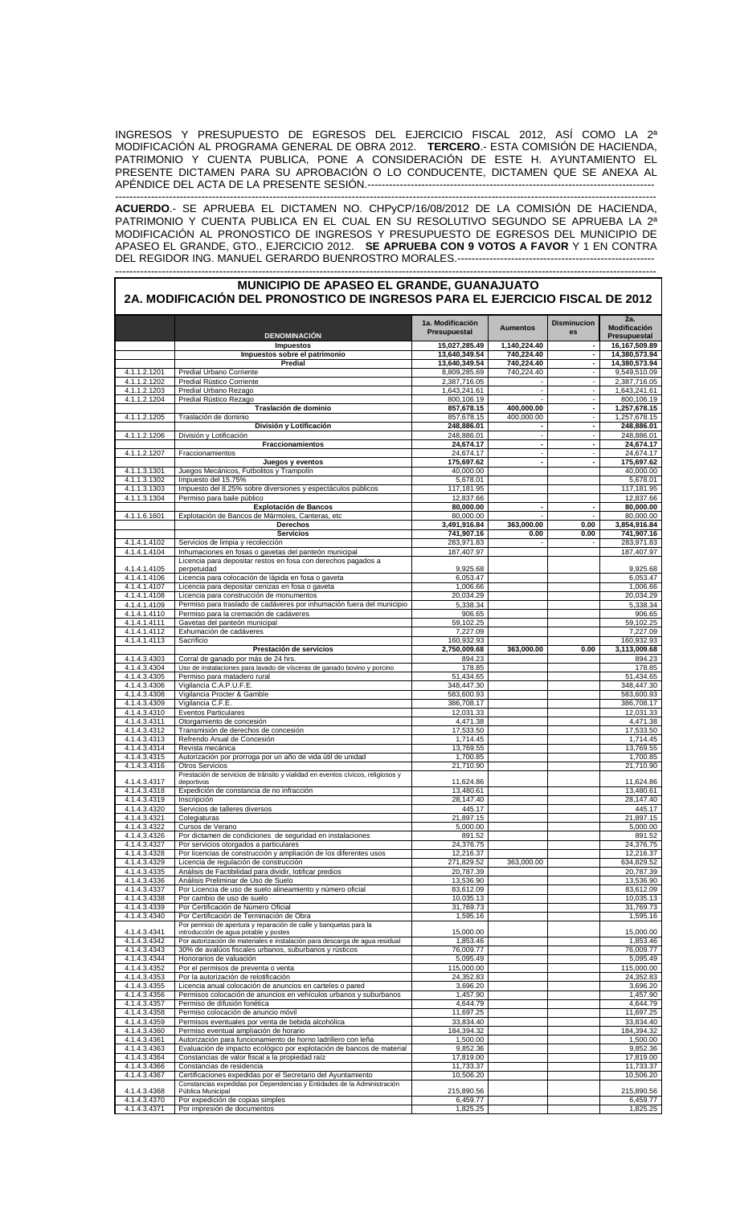INGRESOS Y PRESUPUESTO DE EGRESOS DEL EJERCICIO FISCAL 2012, ASÍ COMO LA 2ª MODIFICACIÓN AL PROGRAMA GENERAL DE OBRA 2012. **TERCERO**.- ESTA COMISIÓN DE HACIENDA, PATRIMONIO Y CUENTA PUBLICA, PONE A CONSIDERACIÓN DE ESTE H. AYUNTAMIENTO EL PRESENTE DICTAMEN PARA SU APROBACIÓN O LO CONDUCENTE, DICTAMEN QUE SE ANEXA AL APÉNDICE DEL ACTA DE LA PRESENTE SESIÓN.-----------------------------------------------------------------------------

-----------------------------------------------------------------------------------------------------------------------------------------

**ACUERDO**.- SE APRUEBA EL DICTAMEN NO. CHPyCP/16/08/2012 DE LA COMISIÓN DE HACIENDA, PATRIMONIO Y CUENTA PUBLICA EN EL CUAL EN SU RESOLUTIVO SEGUNDO SE APRUEBA LA 2ª MODIFICACIÓN AL PRONOSTICO DE INGRESOS Y PRESUPUESTO DE EGRESOS DEL MUNICIPIO DE APASEO EL GRANDE, GTO., EJERCICIO 2012. **SE APRUEBA CON 9 VOTOS A FAVOR** Y 1 EN CONTRA DEL REGIDOR ING. MANUEL GERARDO BUENROSTRO MORALES.-------------------------------------------------------

-----------------------------------------------------------------------------------------------------------------------------------------

## MUNICIPIO DE APASEO EL GRANDE, GUANAJUATO
## 2A. MODIFICACIÓN DEL PRONOSTICO DE INGRESOS PARA EL EJERCICIO FISCAL DE 2012

| | DENOMINACIÓN | 1a. Modificación Presupuestal | Aumentos | Disminuciones | 2a. Modificación Presupuestal |
|---|---|---|---|---|---|
| | **Impuestos** | **15,027,285.49** | **1,140,224.40** | **-** | **16,167,509.89** |
| | **Impuestos sobre el patrimonio** | **13,640,349.54** | **740,224.40** | **-** | **14,380,573.94** |
| | **Predial** | **13,640,349.54** | **740,224.40** | **-** | **14,380,573.94** |
| 4.1.1.2.1201 | Predial Urbano Corriente | 8,809,285.69 | 740,224.40 | - | 9,549,510.09 |
| 4.1.1.2.1202 | Predial Rústico Corriente | 2,387,716.05 | - | - | 2,387,716.05 |
| 4.1.1.2.1203 | Predial Urbano Rezago | 1,643,241.61 | - | - | 1,643,241.61 |
| 4.1.1.2.1204 | Predial Rústico Rezago | 800,106.19 | - | - | 800,106.19 |
| | **Traslación de dominio** | **857,678.15** | **400,000.00** | **-** | **1,257,678.15** |
| 4.1.1.2.1205 | Traslación de dominio | 857,678.15 | 400,000.00 | - | 1,257,678.15 |
| | **División y Lotificación** | **248,886.01** | **-** | **-** | **248,886.01** |
| 4.1.1.2.1206 | División y Lotificación | 248,886.01 | - | - | 248,886.01 |
| | **Fraccionamientos** | **24,674.17** | **-** | **-** | **24,674.17** |
| 4.1.1.2.1207 | Fraccionamientos | 24,674.17 | - | - | 24,674.17 |
| | **Juegos y eventos** | **175,697.62** | **-** | **-** | **175,697.62** |
| 4.1.1.3.1301 | Juegos Mecánicos, Futbolitos y Trampolín | 40,000.00 | | | 40,000.00 |
| 4.1.1.3.1302 | Impuesto del 15.75% | 5,678.01 | | | 5,678.01 |
| 4.1.1.3.1303 | Impuesto del 8.25% sobre diversiones y espectáculos públicos | 117,181.95 | | | 117,181.95 |
| 4.1.1.3.1304 | Permiso para baile público | 12,837.66 | | | 12,837.66 |
| | **Explotación de Bancos** | **80,000.00** | **-** | **-** | **80,000.00** |
| 4.1.1.6.1601 | Explotación de Bancos de Mármoles, Canteras, etc | 80,000.00 | - | - | 80,000.00 |
| | **Derechos** | **3,491,916.84** | **363,000.00** | **0.00** | **3,854,916.84** |
| | **Servicios** | **741,907.16** | **0.00** | **0.00** | **741,907.16** |
| 4.1.4.1.4102 | Servicios de limpia y recolección | 283,971.83 | - | - | 283,971.83 |
| 4.1.4.1.4104 | Inhumaciones en fosas o gavetas del panteón municipal | 187,407.97 | | | 187,407.97 |
| 4.1.4.1.4105 | Licencia para depositar restos en fosa con derechos pagados a perpetuidad | 9,925.68 | | | 9,925.68 |
| 4.1.4.1.4106 | Licencia para colocación de lápida en fosa o gaveta | 6,053.47 | | | 6,053.47 |
| 4.1.4.1.4107 | Licencia para depositar cenizas en fosa o gaveta | 1,006.66 | | | 1,006.66 |
| 4.1.4.1.4108 | Licencia para construcción de monumentos | 20,034.29 | | | 20,034.29 |
| 4.1.4.1.4109 | Permiso para traslado de cadáveres por inhumación fuera del municipio | 5,338.34 | | | 5,338.34 |
| 4.1.4.1.4110 | Permiso para la cremación de cadáveres | 906.65 | | | 906.65 |
| 4.1.4.1.4111 | Gavetas del panteón municipal | 59,102.25 | | | 59,102.25 |
| 4.1.4.1.4112 | Exhumación de cadáveres | 7,227.09 | | | 7,227.09 |
| 4.1.4.1.4113 | Sacrificio | 160,932.93 | | | 160,932.93 |
| | **Prestación de servicios** | **2,750,009.68** | **363,000.00** | **0.00** | **3,113,009.68** |
| 4.1.4.3.4303 | Corral de ganado por más de 24 hrs. | 894.23 | | | 894.23 |
| 4.1.4.3.4304 | Uso de instalaciones para lavado de vísceras de ganado bovino y porcino | 178.85 | | | 178.85 |
| 4.1.4.3.4305 | Permiso para matadero rural | 51,434.65 | | | 51,434.65 |
| 4.1.4.3.4306 | Vigilancia C.A.P.U.F.E. | 348,447.30 | | | 348,447.30 |
| 4.1.4.3.4308 | Vigilancia Procter & Gamble | 583,600.93 | | | 583,600.93 |
| 4.1.4.3.4309 | Vigilancia C.F.E. | 386,708.17 | | | 386,708.17 |
| 4.1.4.3.4310 | Eventos Particulares | 12,031.33 | | | 12,031.33 |
| 4.1.4.3.4311 | Otorgamiento de concesión | 4,471.38 | | | 4,471.38 |
| 4.1.4.3.4312 | Transmisión de derechos de concesión | 17,533.50 | | | 17,533.50 |
| 4.1.4.3.4313 | Refrendo Anual de Concesión | 1,714.45 | | | 1,714.45 |
| 4.1.4.3.4314 | Revista mecánica | 13,769.55 | | | 13,769.55 |
| 4.1.4.3.4315 | Autorización por prorroga por un año de vida útil de unidad | 1,700.85 | | | 1,700.85 |
| 4.1.4.3.4316 | Otros Servicios | 21,710.90 | | | 21,710.90 |
| 4.1.4.3.4317 | Prestación de servicios de tránsito y vialidad en eventos cívicos, religiosos y deportivos | 11,624.86 | | | 11,624.86 |
| 4.1.4.3.4318 | Expedición de constancia de no infracción | 13,480.61 | | | 13,480.61 |
| 4.1.4.3.4319 | Inscripción | 28,147.40 | | | 28,147.40 |
| 4.1.4.3.4320 | Servicios de talleres diversos | 445.17 | | | 445.17 |
| 4.1.4.3.4321 | Colegiaturas | 21,897.15 | | | 21,897.15 |
| 4.1.4.3.4322 | Cursos de Verano | 5,000.00 | | | 5,000.00 |
| 4.1.4.3.4326 | Por dictamen de condiciones de seguridad en instalaciones | 891.52 | | | 891.52 |
| 4.1.4.3.4327 | Por servicios otorgados a particulares | 24,376.75 | | | 24,376.75 |
| 4.1.4.3.4328 | Por licencias de construcción y ampliación de los diferentes usos | 12,216.37 | | | 12,216.37 |
| 4.1.4.3.4329 | Licencia de regulación de construcción | 271,829.52 | 363,000.00 | | 634,829.52 |
| 4.1.4.3.4335 | Análisis de Factibilidad para dividir, lotificar predios | 20,787.39 | | | 20,787.39 |
| 4.1.4.3.4336 | Análisis Preliminar de Uso de Suelo | 13,536.90 | | | 13,536.90 |
| 4.1.4.3.4337 | Por Licencia de uso de suelo alineamiento y número oficial | 83,612.09 | | | 83,612.09 |
| 4.1.4.3.4338 | Por cambio de uso de suelo | 10,035.13 | | | 10,035.13 |
| 4.1.4.3.4339 | Por Certificación de Número Oficial | 31,769.73 | | | 31,769.73 |
| 4.1.4.3.4340 | Por Certificación de Terminación de Obra | 1,595.16 | | | 1,595.16 |
| 4.1.4.3.4341 | Por permiso de apertura y reparación de calle y banquetas para la introducción de agua potable y postes | 15,000.00 | | | 15,000.00 |
| 4.1.4.3.4342 | Por autorización de materiales e instalación para descarga de agua residual | 1,853.46 | | | 1,853.46 |
| 4.1.4.3.4343 | 30% de avalúos fiscales urbanos, suburbanos y rústicos | 76,009.77 | | | 76,009.77 |
| 4.1.4.3.4344 | Honorarios de valuación | 5,095.49 | | | 5,095.49 |
| 4.1.4.3.4352 | Por el permisos de preventa o venta | 115,000.00 | | | 115,000.00 |
| 4.1.4.3.4353 | Por la autorización de relotificación | 24,352.83 | | | 24,352.83 |
| 4.1.4.3.4355 | Licencia anual colocación de anuncios en carteles o pared | 3,696.20 | | | 3,696.20 |
| 4.1.4.3.4356 | Permisos colocación de anuncios en vehículos urbanos y suburbanos | 1,457.90 | | | 1,457.90 |
| 4.1.4.3.4357 | Permiso de difusión fonética | 4,644.79 | | | 4,644.79 |
| 4.1.4.3.4358 | Permiso colocación de anuncio móvil | 11,697.25 | | | 11,697.25 |
| 4.1.4.3.4359 | Permisos eventuales por venta de bebida alcohólica | 33,834.40 | | | 33,834.40 |
| 4.1.4.3.4360 | Permiso eventual ampliación de horario | 184,394.32 | | | 184,394.32 |
| 4.1.4.3.4361 | Autorización para funcionamiento de horno ladrillero con leña | 1,500.00 | | | 1,500.00 |
| 4.1.4.3.4363 | Evaluación de impacto ecológico por explotación de bancos de material | 9,852.36 | | | 9,852.36 |
| 4.1.4.3.4364 | Constancias de valor fiscal a la propiedad raíz | 17,819.00 | | | 17,819.00 |
| 4.1.4.3.4366 | Constancias de residencia | 11,733.37 | | | 11,733.37 |
| 4.1.4.3.4367 | Certificaciones expedidas por el Secretario del Ayuntamiento | 10,506.20 | | | 10,506.20 |
| 4.1.4.3.4368 | Constancias expedidas por Dependencias y Entidades de la Administración Pública Municipal | 215,890.56 | | | 215,890.56 |
| 4.1.4.3.4370 | Por expedición de copias simples | 6,459.77 | | | 6,459.77 |
| 4.1.4.3.4371 | Por impresión de documentos | 1,825.25 | | | 1,825.25 |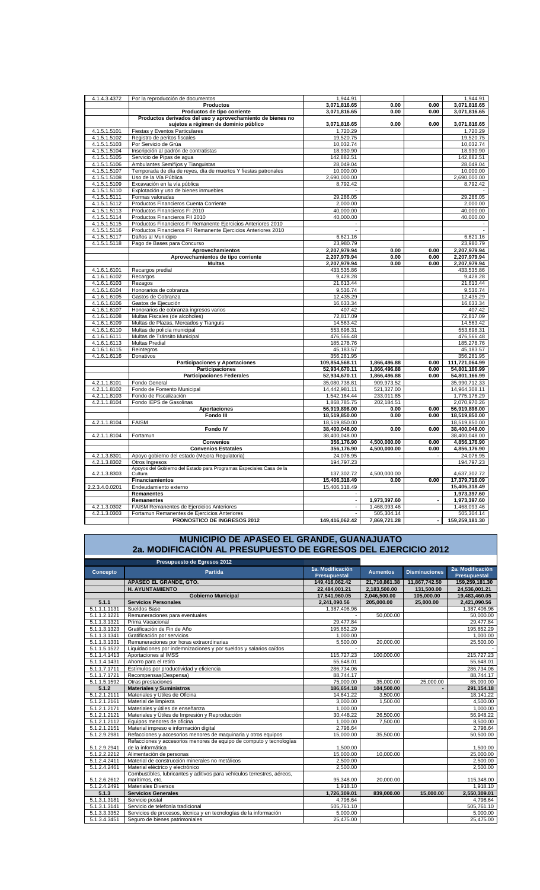| | | | | | |
|---|---|---|---|---|---|
| 4.1.4.3.4372 | Por la reproducción de documentos | 1,944.91 | | | 1,944.91 |
| | **Productos** | **3,071,816.65** | **0.00** | **0.00** | **3,071,816.65** |
| | **Productos de tipo corriente** | **3,071,816.65** | **0.00** | **0.00** | **3,071,816.65** |
| | **Productos derivados del uso y aprovechamiento de bienes no sujetos a régimen de dominio público** | **3,071,816.65** | **0.00** | **0.00** | **3,071,816.65** |
| 4.1.5.1.5101 | Fiestas y Eventos Particulares | 1,720.29 | | | 1,720.29 |
| 4.1.5.1.5102 | Registro de peritos fiscales | 19,520.75 | | | 19,520.75 |
| 4.1.5.1.5103 | Por Servicio de Grúa | 10,032.74 | | | 10,032.74 |
| 4.1.5.1.5104 | Inscripción al padrón de contratistas | 18,930.90 | | | 18,930.90 |
| 4.1.5.1.5105 | Servicio de Pipas de agua | 142,882.51 | | | 142,882.51 |
| 4.1.5.1.5106 | Ambulantes Semifijos y Tianguistas | 28,049.04 | | | 28,049.04 |
| 4.1.5.1.5107 | Temporada de día de reyes, día de muertos Y fiestas patronales | 10,000.00 | | | 10,000.00 |
| 4.1.5.1.5108 | Uso de la Vía Pública | 2,690,000.00 | | | 2,690,000.00 |
| 4.1.5.1.5109 | Excavación en la vía pública | 8,792.42 | | | 8,792.42 |
| 4.1.5.1.5110 | Explotación y uso de bienes inmuebles | - | | | - |
| 4.1.5.1.5111 | Formas valoradas | 29,286.05 | | | 29,286.05 |
| 4.1.5.1.5112 | Productos Financieros Cuenta Corriente | 2,000.00 | | | 2,000.00 |
| 4.1.5.1.5113 | Productos Financieros FI 2010 | 40,000.00 | | | 40,000.00 |
| 4.1.5.1.5114 | Productos Financieros FII 2010 | 40,000.00 | | | 40,000.00 |
| 4.1.5.1.5115 | Productos Financieros FI Remanente Ejercicios Anteriores 2010 | - | | | - |
| 4.1.5.1.5116 | Productos Financieros FII Remanente Ejercicios Anteriores 2010 | - | | | - |
| 4.1.5.1.5117 | Daños al Municipio | 6,621.16 | | | 6,621.16 |
| 4.1.5.1.5118 | Pago de Bases para Concurso | 23,980.79 | | | 23,980.79 |
| | **Aprovechamientos** | **2,207,979.94** | **0.00** | **0.00** | **2,207,979.94** |
| | **Aprovechamientos de tipo corriente** | **2,207,979.94** | **0.00** | **0.00** | **2,207,979.94** |
| | **Multas** | **2,207,979.94** | **0.00** | **0.00** | **2,207,979.94** |
| 4.1.6.1.6101 | Recargos predial | 433,535.86 | | | 433,535.86 |
| 4.1.6.1.6102 | Recargos | 9,428.28 | | | 9,428.28 |
| 4.1.6.1.6103 | Rezagos | 21,613.44 | | | 21,613.44 |
| 4.1.6.1.6104 | Honorarios de cobranza | 9,536.74 | | | 9,536.74 |
| 4.1.6.1.6105 | Gastos de Cobranza | 12,435.29 | | | 12,435.29 |
| 4.1.6.1.6106 | Gastos de Ejecución | 16,633.34 | | | 16,633.34 |
| 4.1.6.1.6107 | Honorarios de cobranza ingresos varios | 407.42 | | | 407.42 |
| 4.1.6.1.6108 | Multas Fiscales (de alcoholes) | 72,817.09 | | | 72,817.09 |
| 4.1.6.1.6109 | Multas de Plazas, Mercados y Tianguis | 14,563.42 | | | 14,563.42 |
| 4.1.6.1.6110 | Multas de policía municipal | 553,698.31 | | | 553,698.31 |
| 4.1.6.1.6111 | Multas de Tránsito Municipal | 476,566.48 | | | 476,566.48 |
| 4.1.6.1.6113 | Multas Predial | 185,278.76 | | | 185,278.76 |
| 4.1.6.1.6115 | Reintegros | 45,183.57 | | | 45,183.57 |
| 4.1.6.1.6116 | Donativos | 356,281.95 | | | 356,281.95 |
| | **Participaciones y Aportaciones** | **109,854,568.11** | **1,866,496.88** | **0.00** | **111,721,064.99** |
| | **Participaciones** | **52,934,670.11** | **1,866,496.88** | **0.00** | **54,801,166.99** |
| | **Participaciones Federales** | **52,934,670.11** | **1,866,496.88** | **0.00** | **54,801,166.99** |
| 4.2.1.1.8101 | Fondo General | 35,080,738.81 | 909,973.52 | | 35,990,712.33 |
| 4.2.1.1.8102 | Fondo de Fomento Municipal | 14,442,981.11 | 521,327.00 | | 14,964,308.11 |
| 4.2.1.1.8103 | Fondo de Fiscalización | 1,542,164.44 | 233,011.85 | | 1,775,176.29 |
| 4.2.1.1.8104 | Fondo IEPS de Gasolinas | 1,868,785.75 | 202,184.51 | | 2,070,970.26 |
| | **Aportaciones** | **56,919,898.00** | **0.00** | **0.00** | **56,919,898.00** |
| | **Fondo III** | **18,519,850.00** | **0.00** | **0.00** | **18,519,850.00** |
| 4.2.1.1.8104 | FAISM | 18,519,850.00 | | | 18,519,850.00 |
| | **Fondo IV** | **38,400,048.00** | **0.00** | **0.00** | **38,400,048.00** |
| 4.2.1.1.8104 | Fortamun | 38,400,048.00 | | | 38,400,048.00 |
| | **Convenios** | **356,176.90** | **4,500,000.00** | **0.00** | **4,856,176.90** |
| | **Convenios Estatales** | **356,176.90** | **4,500,000.00** | **0.00** | **4,856,176.90** |
| 4.2.1.3.8301 | Apoyo gobierno del estado (Mejora Regulatoria) | 24,076.95 | - | - | 24,076.95 |
| 4.2.1.3.8302 | Otros Ingresos | 194,797.23 | | | 194,797.23 |
| 4.2.1.3.8303 | Apoyos del Gobierno del Estado para Programas Especiales Casa de la Cultura | 137,302.72 | 4,500,000.00 | | 4,637,302.72 |
| | **Financiamientos** | **15,406,318.49** | **0.00** | **0.00** | **17,379,716.09** |
| 2.2.3.4.0.0201 | Endeudamiento externo | 15,406,318.49 | | | **15,406,318.49** |
| | **Remanentes** | - | | | **1,973,397.60** |
| | **Remanentes** | - | **1,973,397.60** | - | **1,973,397.60** |
| 4.2.1.3.0302 | FAISM Remanentes de Ejercicios Anteriores | - | 1,468,093.46 | | 1,468,093.46 |
| 4.2.1.3.0303 | Fortamun Remanentes de Ejercicios Anteriores | - | 505,304.14 | | 505,304.14 |
| | **PRONOSTICO DE INGRESOS 2012** | **149,416,062.42** | **7,869,721.28** | **-** | **159,259,181.30** |

# MUNICIPIO DE APASEO EL GRANDE, GUANAJUATO
## 2a. MODIFICACIÓN AL PRESUPUESTO DE EGRESOS DEL EJERCICIO 2012

**Presupuesto de Egresos 2012**

| Concepto | Partida | 1a. Modificación Presupuestal | Aumentos | Disminuciones | 2a. Modificación Presupuestal |
|---|---|---|---|---|---|
| | **APASEO EL GRANDE, GTO.** | **149,416,062.42** | **21,710,861.38** | **11,867,742.50** | **159,259,181.30** |
| | **H. AYUNTAMIENTO** | **22,484,001.21** | **2,183,500.00** | **131,500.00** | **24,536,001.21** |
| | **Gobierno Municipal** | **17,541,960.05** | **2,046,500.00** | **105,000.00** | **19,483,460.05** |
| **5.1.1** | **Servicios Personales** | **2,241,090.56** | **205,000.00** | **25,000.00** | **2,421,090.56** |
| 5.1.1.1.1131 | Sueldos Base | 1,387,406.96 | | | 1,387,406.96 |
| 5.1.1.2.1221 | Remuneraciones para eventuales | - | 50,000.00 | | 50,000.00 |
| 5.1.1.3.1321 | Prima Vacacional | 29,477.84 | | | 29,477.84 |
| 5.1.1.3.1323 | Gratificación de Fin de Año | 195,852.29 | | | 195,852.29 |
| 5.1.1.3.1341 | Gratificación por servicios | 1,000.00 | | | 1,000.00 |
| 5.1.1.3.1331 | Remuneraciones por horas extraordinarias | 5,500.00 | 20,000.00 | | 25,500.00 |
| 5.1.1.5.1522 | Liquidaciones por indemnizaciones y por sueldos y salarios caídos | - | | | - |
| 5.1.1.4.1413 | Aportaciones al IMSS | 115,727.23 | 100,000.00 | | 215,727.23 |
| 5.1.1.4.1431 | Ahorro para el retiro | 55,648.01 | | | 55,648.01 |
| 5.1.1.7.1711 | Estímulos por productividad y eficiencia | 286,734.06 | | | 286,734.06 |
| 5.1.1.7.1721 | Recompensas(Despensa) | 88,744.17 | | | 88,744.17 |
| 5.1.1.5.1592 | Otras prestaciones | 75,000.00 | 35,000.00 | 25,000.00 | 85,000.00 |
| **5.1.2** | **Materiales y Suministros** | **186,654.18** | **104,500.00** | **-** | **291,154.18** |
| 5.1.2.1.2111 | Materiales y Útiles de Oficina | 14,641.22 | 3,500.00 | | 18,141.22 |
| 5.1.2.1.2161 | Material de limpieza | 3,000.00 | 1,500.00 | | 4,500.00 |
| 5.1.2.1.2171 | Materiales y útiles de enseñanza | 1,000.00 | | | 1,000.00 |
| 5.1.2.1.2121 | Materiales y Útiles de Impresión y Reproducción | 30,448.22 | 26,500.00 | | 56,948.22 |
| 5.1.2.1.2112 | Equipos menores de oficina | 1,000.00 | 7,500.00 | | 8,500.00 |
| 5.1.2.1.2151 | Material impreso e información digital | 2,798.64 | | | 2,798.64 |
| 5.1.2.9.2981 | Refacciones y accesorios menores de maquinaria y otros equipos | 15,000.00 | 35,500.00 | | 50,500.00 |
| 5.1.2.9.2941 | Refacciones y accesorios menores de equipo de computo y tecnologías de la informática | 1,500.00 | | | 1,500.00 |
| 5.1.2.2.2212 | Alimentación de personas | 15,000.00 | 10,000.00 | | 25,000.00 |
| 5.1.2.4.2411 | Material de construcción minerales no metálicos | 2,500.00 | | | 2,500.00 |
| 5.1.2.4.2461 | Material eléctrico y electrónico | 2,500.00 | | | 2,500.00 |
| 5.1.2.6.2612 | Combustibles, lubricantes y aditivos para vehículos terrestres, aéreos, marítimos, etc. | 95,348.00 | 20,000.00 | | 115,348.00 |
| 5.1.2.4.2491 | Materiales Diversos | 1,918.10 | | | 1,918.10 |
| **5.1.3** | **Servicios Generales** | **1,726,309.01** | **839,000.00** | **15,000.00** | **2,550,309.01** |
| 5.1.3.1.3181 | Servicio postal | 4,798.64 | | | 4,798.64 |
| 5.1.3.1.3141 | Servicio de telefonía tradicional | 505,761.10 | | | 505,761.10 |
| 5.1.3.3.3352 | Servicios de procesos, técnica y en tecnologías de la información | 5,000.00 | | | 5,000.00 |
| 5.1.3.4.3451 | Seguro de bienes patrimoniales | 25,475.00 | | | 25,475.00 |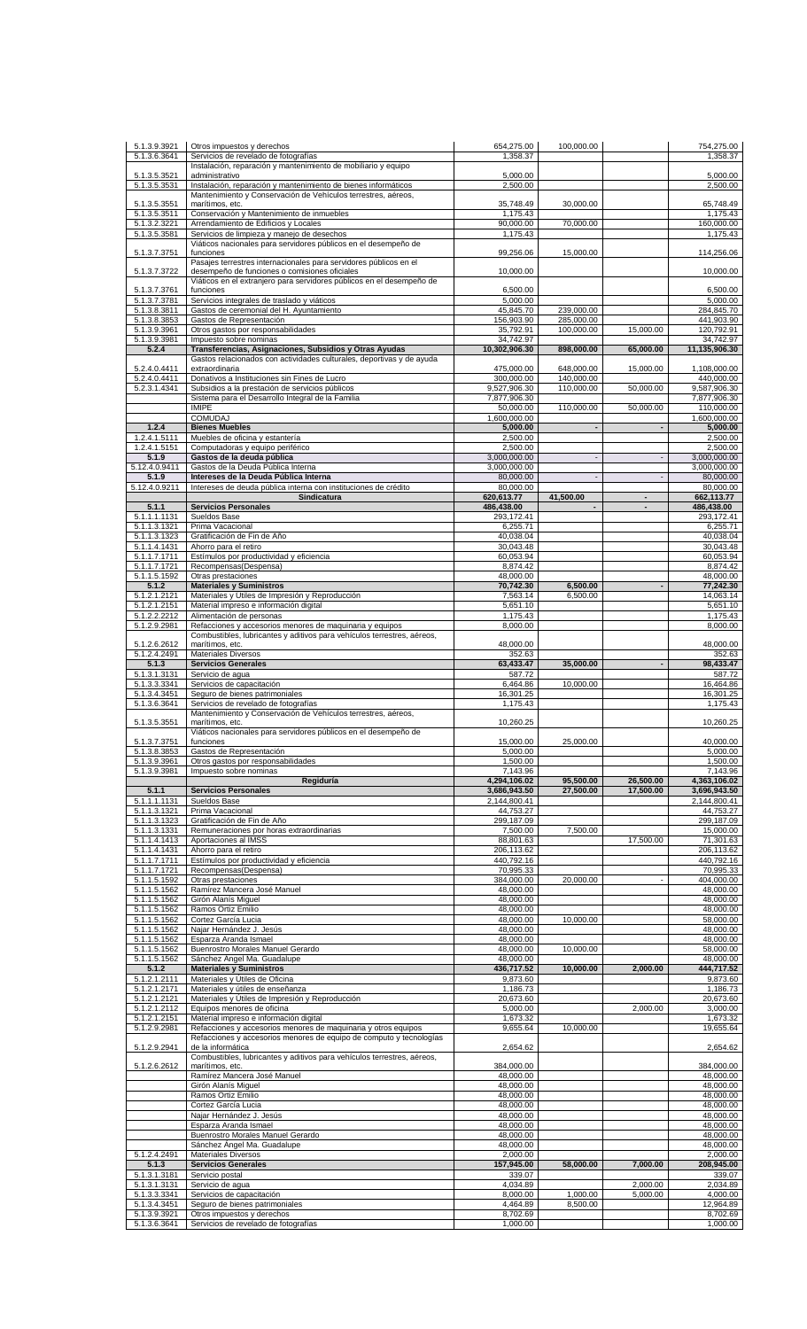| | | | | | |
|---|---|---|---|---|---|
| 5.1.3.9.3921 | Otros impuestos y derechos | 654,275.00 | 100,000.00 | | 754,275.00 |
| 5.1.3.6.3641 | Servicios de revelado de fotografías | 1,358.37 | | | 1,358.37 |
| 5.1.3.5.3521 | Instalación, reparación y mantenimiento de mobiliario y equipo administrativo | 5,000.00 | | | 5,000.00 |
| 5.1.3.5.3531 | Instalación, reparación y mantenimiento de bienes informáticos | 2,500.00 | | | 2,500.00 |
| 5.1.3.5.3551 | Mantenimiento y Conservación de Vehículos terrestres, aéreos, marítimos, etc. | 35,748.49 | 30,000.00 | | 65,748.49 |
| 5.1.3.5.3511 | Conservación y Mantenimiento de inmuebles | 1,175.43 | | | 1,175.43 |
| 5.1.3.2.3221 | Arrendamiento de Edificios y Locales | 90,000.00 | 70,000.00 | | 160,000.00 |
| 5.1.3.5.3581 | Servicios de limpieza y manejo de desechos | 1,175.43 | | | 1,175.43 |
| 5.1.3.7.3751 | Viáticos nacionales para servidores públicos en el desempeño de funciones | 99,256.06 | 15,000.00 | | 114,256.06 |
| 5.1.3.7.3722 | Pasajes terrestres internacionales para servidores públicos en el desempeño de funciones o comisiones oficiales | 10,000.00 | | | 10,000.00 |
| 5.1.3.7.3761 | Viáticos en el extranjero para servidores públicos en el desempeño de funciones | 6,500.00 | | | 6,500.00 |
| 5.1.3.7.3781 | Servicios integrales de traslado y viáticos | 5,000.00 | | | 5,000.00 |
| 5.1.3.8.3811 | Gastos de ceremonial del H. Ayuntamiento | 45,845.70 | 239,000.00 | | 284,845.70 |
| 5.1.3.8.3853 | Gastos de Representación | 156,903.90 | 285,000.00 | | 441,903.90 |
| 5.1.3.9.3961 | Otros gastos por responsabilidades | 35,792.91 | 100,000.00 | 15,000.00 | 120,792.91 |
| 5.1.3.9.3981 | Impuesto sobre nominas | 34,742.97 | | | 34,742.97 |
| **5.2.4** | **Transferencias, Asignaciones, Subsidios y Otras Ayudas** | **10,302,906.30** | **898,000.00** | **65,000.00** | **11,135,906.30** |
| 5.2.4.0.4411 | Gastos relacionados con actividades culturales, deportivas y de ayuda extraordinaria | 475,000.00 | 648,000.00 | 15,000.00 | 1,108,000.00 |
| 5.2.4.0.4411 | Donativos a Instituciones sin Fines de Lucro | 300,000.00 | 140,000.00 | | 440,000.00 |
| 5.2.3.1.4341 | Subsidios a la prestación de servicios públicos | 9,527,906.30 | 110,000.00 | 50,000.00 | 9,587,906.30 |
| | Sistema para el Desarrollo Integral de la Familia | 7,877,906.30 | | | 7,877,906.30 |
| | IMIPE | 50,000.00 | 110,000.00 | 50,000.00 | 110,000.00 |
| | COMUDAJ | 1,600,000.00 | | | 1,600,000.00 |
| **1.2.4** | **Bienes Muebles** | **5,000.00** | - | - | **5,000.00** |
| 1.2.4.1.5111 | Muebles de oficina y estantería | 2,500.00 | | | 2,500.00 |
| 1.2.4.1.5151 | Computadoras y equipo periférico | 2,500.00 | | | 2,500.00 |
| **5.1.9** | **Gastos de la deuda pública** | 3,000,000.00 | - | - | 3,000,000.00 |
| 5.12.4.0.9411 | Gastos de la Deuda Pública Interna | 3,000,000.00 | | | 3,000,000.00 |
| **5.1.9** | **Intereses de la Deuda Pública Interna** | 80,000.00 | - | - | 80,000.00 |
| 5.12.4.0.9211 | Intereses de deuda pública interna con instituciones de crédito | 80,000.00 | | | 80,000.00 |
| | **Sindicatura** | **620,613.77** | **41,500.00** | - | **662,113.77** |
| **5.1.1** | **Servicios Personales** | **486,438.00** | - | - | **486,438.00** |
| 5.1.1.1.1131 | Sueldos Base | 293,172.41 | | | 293,172.41 |
| 5.1.1.3.1321 | Prima Vacacional | 6,255.71 | | | 6,255.71 |
| 5.1.1.3.1323 | Gratificación de Fin de Año | 40,038.04 | | | 40,038.04 |
| 5.1.1.4.1431 | Ahorro para el retiro | 30,043.48 | | | 30,043.48 |
| 5.1.1.7.1711 | Estímulos por productividad y eficiencia | 60,053.94 | | | 60,053.94 |
| 5.1.1.7.1721 | Recompensas(Despensa) | 8,874.42 | | | 8,874.42 |
| 5.1.1.5.1592 | Otras prestaciones | 48,000.00 | | | 48,000.00 |
| **5.1.2** | **Materiales y Suministros** | **70,742.30** | **6,500.00** | - | **77,242.30** |
| 5.1.2.1.2121 | Materiales y Útiles de Impresión y Reproducción | 7,563.14 | 6,500.00 | | 14,063.14 |
| 5.1.2.1.2151 | Material impreso e información digital | 5,651.10 | | | 5,651.10 |
| 5.1.2.2.2212 | Alimentación de personas | 1,175.43 | | | 1,175.43 |
| 5.1.2.9.2981 | Refacciones y accesorios menores de maquinaria y equipos | 8,000.00 | | | 8,000.00 |
| 5.1.2.6.2612 | Combustibles, lubricantes y aditivos para vehículos terrestres, aéreos, marítimos, etc. | 48,000.00 | | | 48,000.00 |
| 5.1.2.4.2491 | Materiales Diversos | 352.63 | | | 352.63 |
| **5.1.3** | **Servicios Generales** | **63,433.47** | **35,000.00** | - | **98,433.47** |
| 5.1.3.1.3131 | Servicio de agua | 587.72 | | | 587.72 |
| 5.1.3.3.3341 | Servicios de capacitación | 6,464.86 | 10,000.00 | | 16,464.86 |
| 5.1.3.4.3451 | Seguro de bienes patrimoniales | 16,301.25 | | | 16,301.25 |
| 5.1.3.6.3641 | Servicios de revelado de fotografías | 1,175.43 | | | 1,175.43 |
| 5.1.3.5.3551 | Mantenimiento y Conservación de Vehículos terrestres, aéreos, marítimos, etc. | 10,260.25 | | | 10,260.25 |
| 5.1.3.7.3751 | Viáticos nacionales para servidores públicos en el desempeño de funciones | 15,000.00 | 25,000.00 | | 40,000.00 |
| 5.1.3.8.3853 | Gastos de Representación | 5,000.00 | | | 5,000.00 |
| 5.1.3.9.3961 | Otros gastos por responsabilidades | 1,500.00 | | | 1,500.00 |
| 5.1.3.9.3981 | Impuesto sobre nominas | 7,143.96 | | | 7,143.96 |
| | **Regiduría** | **4,294,106.02** | **95,500.00** | **26,500.00** | **4,363,106.02** |
| **5.1.1** | **Servicios Personales** | **3,686,943.50** | **27,500.00** | **17,500.00** | **3,696,943.50** |
| 5.1.1.1.1131 | Sueldos Base | 2,144,800.41 | | | 2,144,800.41 |
| 5.1.1.3.1321 | Prima Vacacional | 44,753.27 | | | 44,753.27 |
| 5.1.1.3.1323 | Gratificación de Fin de Año | 299,187.09 | | | 299,187.09 |
| 5.1.1.3.1331 | Remuneraciones por horas extraordinarias | 7,500.00 | 7,500.00 | | 15,000.00 |
| 5.1.1.4.1413 | Aportaciones al IMSS | 88,801.63 | | 17,500.00 | 71,301.63 |
| 5.1.1.4.1431 | Ahorro para el retiro | 206,113.62 | | | 206,113.62 |
| 5.1.1.7.1711 | Estímulos por productividad y eficiencia | 440,792.16 | | | 440,792.16 |
| 5.1.1.7.1721 | Recompensas(Despensa) | 70,995.33 | | | 70,995.33 |
| 5.1.1.5.1592 | Otras prestaciones | 384,000.00 | 20,000.00 | - | 404,000.00 |
| 5.1.1.5.1562 | Ramírez Mancera José Manuel | 48,000.00 | | | 48,000.00 |
| 5.1.1.5.1562 | Girón Alanís Miguel | 48,000.00 | | | 48,000.00 |
| 5.1.1.5.1562 | Ramos Ortiz Emilio | 48,000.00 | | | 48,000.00 |
| 5.1.1.5.1562 | Cortez García Lucia | 48,000.00 | 10,000.00 | | 58,000.00 |
| 5.1.1.5.1562 | Najar Hernández J. Jesús | 48,000.00 | | | 48,000.00 |
| 5.1.1.5.1562 | Esparza Aranda Ismael | 48,000.00 | | | 48,000.00 |
| 5.1.1.5.1562 | Buenrostro Morales Manuel Gerardo | 48,000.00 | 10,000.00 | | 58,000.00 |
| 5.1.1.5.1562 | Sánchez Ángel Ma. Guadalupe | 48,000.00 | | | 48,000.00 |
| **5.1.2** | **Materiales y Suministros** | **436,717.52** | **10,000.00** | **2,000.00** | **444,717.52** |
| 5.1.2.1.2111 | Materiales y Útiles de Oficina | 9,873.60 | | | 9,873.60 |
| 5.1.2.1.2171 | Materiales y útiles de enseñanza | 1,186.73 | | | 1,186.73 |
| 5.1.2.1.2121 | Materiales y Útiles de Impresión y Reproducción | 20,673.60 | | | 20,673.60 |
| 5.1.2.1.2112 | Equipos menores de oficina | 5,000.00 | | 2,000.00 | 3,000.00 |
| 5.1.2.1.2151 | Material impreso e información digital | 1,673.32 | | | 1,673.32 |
| 5.1.2.9.2981 | Refacciones y accesorios menores de maquinaria y otros equipos | 9,655.64 | 10,000.00 | | 19,655.64 |
| 5.1.2.9.2941 | Refacciones y accesorios menores de equipo de computo y tecnologías de la informática | 2,654.62 | | | 2,654.62 |
| 5.1.2.6.2612 | Combustibles, lubricantes y aditivos para vehículos terrestres, aéreos, marítimos, etc. | 384,000.00 | | | 384,000.00 |
| | Ramírez Mancera José Manuel | 48,000.00 | | | 48,000.00 |
| | Girón Alanís Miguel | 48,000.00 | | | 48,000.00 |
| | Ramos Ortiz Emilio | 48,000.00 | | | 48,000.00 |
| | Cortez García Lucia | 48,000.00 | | | 48,000.00 |
| | Najar Hernández J. Jesús | 48,000.00 | | | 48,000.00 |
| | Esparza Aranda Ismael | 48,000.00 | | | 48,000.00 |
| | Buenrostro Morales Manuel Gerardo | 48,000.00 | | | 48,000.00 |
| | Sánchez Ángel Ma. Guadalupe | 48,000.00 | | | 48,000.00 |
| 5.1.2.4.2491 | Materiales Diversos | 2,000.00 | | | 2,000.00 |
| **5.1.3** | **Servicios Generales** | **157,945.00** | **58,000.00** | **7,000.00** | **208,945.00** |
| 5.1.3.1.3181 | Servicio postal | 339.07 | | | 339.07 |
| 5.1.3.1.3131 | Servicio de agua | 4,034.89 | | 2,000.00 | 2,034.89 |
| 5.1.3.3.3341 | Servicios de capacitación | 8,000.00 | 1,000.00 | 5,000.00 | 4,000.00 |
| 5.1.3.4.3451 | Seguro de bienes patrimoniales | 4,464.89 | 8,500.00 | | 12,964.89 |
| 5.1.3.9.3921 | Otros impuestos y derechos | 8,702.69 | | | 8,702.69 |
| 5.1.3.6.3641 | Servicios de revelado de fotografías | 1,000.00 | | | 1,000.00 |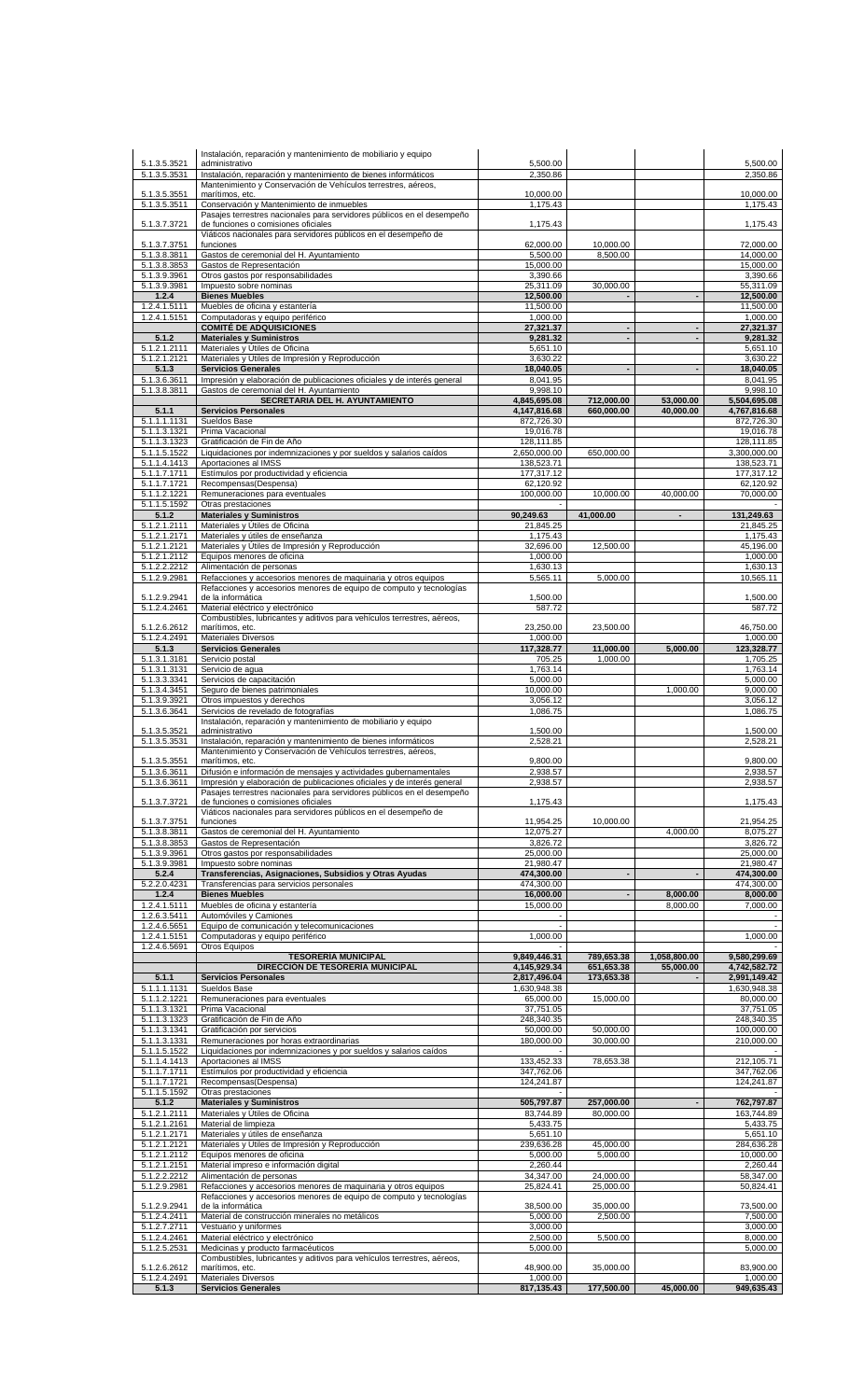| | | | | | |
|---|---|---|---|---|---|
| 5.1.3.5.3521 | Instalación, reparación y mantenimiento de mobiliario y equipo administrativo | 5,500.00 | | | 5,500.00 |
| 5.1.3.5.3531 | Instalación, reparación y mantenimiento de bienes informáticos | 2,350.86 | | | 2,350.86 |
| 5.1.3.5.3551 | Mantenimiento y Conservación de Vehículos terrestres, aéreos, marítimos, etc. | 10,000.00 | | | 10,000.00 |
| 5.1.3.5.3511 | Conservación y Mantenimiento de inmuebles | 1,175.43 | | | 1,175.43 |
| 5.1.3.7.3721 | Pasajes terrestres nacionales para servidores públicos en el desempeño de funciones o comisiones oficiales | 1,175.43 | | | 1,175.43 |
| 5.1.3.7.3751 | Viáticos nacionales para servidores públicos en el desempeño de funciones | 62,000.00 | 10,000.00 | | 72,000.00 |
| 5.1.3.8.3811 | Gastos de ceremonial del H. Ayuntamiento | 5,500.00 | 8,500.00 | | 14,000.00 |
| 5.1.3.8.3853 | Gastos de Representación | 15,000.00 | | | 15,000.00 |
| 5.1.3.9.3961 | Otros gastos por responsabilidades | 3,390.66 | | | 3,390.66 |
| 5.1.3.9.3981 | Impuesto sobre nominas | 25,311.09 | 30,000.00 | | 55,311.09 |
| **1.2.4** | **Bienes Muebles** | **12,500.00** | **-** | **-** | **12,500.00** |
| 1.2.4.1.5111 | Muebles de oficina y estantería | 11,500.00 | | | 11,500.00 |
| 1.2.4.1.5151 | Computadoras y equipo periférico | 1,000.00 | | | 1,000.00 |
| | **COMITÉ DE ADQUISICIONES** | **27,321.37** | **-** | **-** | **27,321.37** |
| **5.1.2** | **Materiales y Suministros** | **9,281.32** | **-** | **-** | **9,281.32** |
| 5.1.2.1.2111 | Materiales y Útiles de Oficina | 5,651.10 | | | 5,651.10 |
| 5.1.2.1.2121 | Materiales y Útiles de Impresión y Reproducción | 3,630.22 | | | 3,630.22 |
| **5.1.3** | **Servicios Generales** | **18,040.05** | **-** | **-** | **18,040.05** |
| 5.1.3.6.3611 | Impresión y elaboración de publicaciones oficiales y de interés general | 8,041.95 | | | 8,041.95 |
| 5.1.3.8.3811 | Gastos de ceremonial del H. Ayuntamiento | 9,998.10 | | | 9,998.10 |
| | **SECRETARIA DEL H. AYUNTAMIENTO** | **4,845,695.08** | **712,000.00** | **53,000.00** | **5,504,695.08** |
| **5.1.1** | **Servicios Personales** | **4,147,816.68** | **660,000.00** | **40,000.00** | **4,767,816.68** |
| 5.1.1.1.1131 | Sueldos Base | 872,726.30 | | | 872,726.30 |
| 5.1.1.3.1321 | Prima Vacacional | 19,016.78 | | | 19,016.78 |
| 5.1.1.3.1323 | Gratificación de Fin de Año | 128,111.85 | | | 128,111.85 |
| 5.1.1.5.1522 | Liquidaciones por indemnizaciones y por sueldos y salarios caídos | 2,650,000.00 | 650,000.00 | | 3,300,000.00 |
| 5.1.1.4.1413 | Aportaciones al IMSS | 138,523.71 | | | 138,523.71 |
| 5.1.1.7.1711 | Estímulos por productividad y eficiencia | 177,317.12 | | | 177,317.12 |
| 5.1.1.7.1721 | Recompensas(Despensa) | 62,120.92 | | | 62,120.92 |
| 5.1.1.2.1221 | Remuneraciones para eventuales | 100,000.00 | 10,000.00 | 40,000.00 | 70,000.00 |
| 5.1.1.5.1592 | Otras prestaciones | - | | | - |
| **5.1.2** | **Materiales y Suministros** | **90,249.63** | **41,000.00** | **-** | **131,249.63** |
| 5.1.2.1.2111 | Materiales y Útiles de Oficina | 21,845.25 | | | 21,845.25 |
| 5.1.2.1.2171 | Materiales y útiles de enseñanza | 1,175.43 | | | 1,175.43 |
| 5.1.2.1.2121 | Materiales y Útiles de Impresión y Reproducción | 32,696.00 | 12,500.00 | | 45,196.00 |
| 5.1.2.1.2112 | Equipos menores de oficina | 1,000.00 | | | 1,000.00 |
| 5.1.2.2.2212 | Alimentación de personas | 1,630.13 | | | 1,630.13 |
| 5.1.2.9.2981 | Refacciones y accesorios menores de maquinaria y otros equipos | 5,565.11 | 5,000.00 | | 10,565.11 |
| 5.1.2.9.2941 | Refacciones y accesorios menores de equipo de computo y tecnologías de la informática | 1,500.00 | | | 1,500.00 |
| 5.1.2.4.2461 | Material eléctrico y electrónico | 587.72 | | | 587.72 |
| 5.1.2.6.2612 | Combustibles, lubricantes y aditivos para vehículos terrestres, aéreos, marítimos, etc. | 23,250.00 | 23,500.00 | | 46,750.00 |
| 5.1.2.4.2491 | Materiales Diversos | 1,000.00 | | | 1,000.00 |
| **5.1.3** | **Servicios Generales** | **117,328.77** | **11,000.00** | **5,000.00** | **123,328.77** |
| 5.1.3.1.3181 | Servicio postal | 705.25 | 1,000.00 | | 1,705.25 |
| 5.1.3.1.3131 | Servicio de agua | 1,763.14 | | | 1,763.14 |
| 5.1.3.3.3341 | Servicios de capacitación | 5,000.00 | | | 5,000.00 |
| 5.1.3.4.3451 | Seguro de bienes patrimoniales | 10,000.00 | | 1,000.00 | 9,000.00 |
| 5.1.3.9.3921 | Otros impuestos y derechos | 3,056.12 | | | 3,056.12 |
| 5.1.3.6.3641 | Servicios de revelado de fotografías | 1,086.75 | | | 1,086.75 |
| 5.1.3.5.3521 | Instalación, reparación y mantenimiento de mobiliario y equipo administrativo | 1,500.00 | | | 1,500.00 |
| 5.1.3.5.3531 | Instalación, reparación y mantenimiento de bienes informáticos | 2,528.21 | | | 2,528.21 |
| 5.1.3.5.3551 | Mantenimiento y Conservación de Vehículos terrestres, aéreos, marítimos, etc. | 9,800.00 | | | 9,800.00 |
| 5.1.3.6.3611 | Difusión e información de mensajes y actividades gubernamentales | 2,938.57 | | | 2,938.57 |
| 5.1.3.6.3611 | Impresión y elaboración de publicaciones oficiales y de interés general | 2,938.57 | | | 2,938.57 |
| 5.1.3.7.3721 | Pasajes terrestres nacionales para servidores públicos en el desempeño de funciones o comisiones oficiales | 1,175.43 | | | 1,175.43 |
| 5.1.3.7.3751 | Viáticos nacionales para servidores públicos en el desempeño de funciones | 11,954.25 | 10,000.00 | | 21,954.25 |
| 5.1.3.8.3811 | Gastos de ceremonial del H. Ayuntamiento | 12,075.27 | | 4,000.00 | 8,075.27 |
| 5.1.3.8.3853 | Gastos de Representación | 3,826.72 | | | 3,826.72 |
| 5.1.3.9.3961 | Otros gastos por responsabilidades | 25,000.00 | | | 25,000.00 |
| 5.1.3.9.3981 | Impuesto sobre nominas | 21,980.47 | | | 21,980.47 |
| **5.2.4** | **Transferencias, Asignaciones, Subsidios y Otras Ayudas** | **474,300.00** | **-** | **-** | **474,300.00** |
| 5.2.2.0.4231 | Transferencias para servicios personales | 474,300.00 | | | 474,300.00 |
| **1.2.4** | **Bienes Muebles** | **16,000.00** | **-** | **8,000.00** | **8,000.00** |
| 1.2.4.1.5111 | Muebles de oficina y estantería | 15,000.00 | | 8,000.00 | 7,000.00 |
| 1.2.4.6.5411 | Automóviles y Camiones | - | | | - |
| 1.2.4.6.5651 | Equipo de comunicación y telecomunicaciones | - | | | - |
| 1.2.4.1.5151 | Computadoras y equipo periférico | 1,000.00 | | | 1,000.00 |
| 1.2.4.6.5691 | Otros Equipos | - | | | - |
| | **TESORERÍA MUNICIPAL** | **9,849,446.31** | **789,653.38** | **1,058,800.00** | **9,580,299.69** |
| | **DIRECCIÓN DE TESORERÍA MUNICIPAL** | **4,145,929.34** | **651,653.38** | **55,000.00** | **4,742,582.72** |
| **5.1.1** | **Servicios Personales** | **2,817,496.04** | **173,653.38** | **-** | **2,991,149.42** |
| 5.1.1.1.1131 | Sueldos Base | 1,630,948.38 | | | 1,630,948.38 |
| 5.1.1.2.1221 | Remuneraciones para eventuales | 65,000.00 | 15,000.00 | | 80,000.00 |
| 5.1.1.3.1321 | Prima Vacacional | 37,751.05 | | | 37,751.05 |
| 5.1.1.3.1323 | Gratificación de Fin de Año | 248,340.35 | | | 248,340.35 |
| 5.1.1.3.1341 | Gratificación por servicios | 50,000.00 | 50,000.00 | | 100,000.00 |
| 5.1.1.3.1331 | Remuneraciones por horas extraordinarias | 180,000.00 | 30,000.00 | | 210,000.00 |
| 5.1.1.5.1522 | Liquidaciones por indemnizaciones y por sueldos y salarios caídos | - | | | - |
| 5.1.1.4.1413 | Aportaciones al IMSS | 133,452.33 | 78,653.38 | | 212,105.71 |
| 5.1.1.7.1711 | Estímulos por productividad y eficiencia | 347,762.06 | | | 347,762.06 |
| 5.1.1.7.1721 | Recompensas(Despensa) | 124,241.87 | | | 124,241.87 |
| 5.1.1.5.1592 | Otras prestaciones | - | | | - |
| **5.1.2** | **Materiales y Suministros** | **505,797.87** | **257,000.00** | **-** | **762,797.87** |
| 5.1.2.1.2111 | Materiales y Útiles de Oficina | 83,744.89 | 80,000.00 | | 163,744.89 |
| 5.1.2.1.2161 | Material de limpieza | 5,433.75 | | | 5,433.75 |
| 5.1.2.1.2171 | Materiales y útiles de enseñanza | 5,651.10 | | | 5,651.10 |
| 5.1.2.1.2121 | Materiales y Útiles de Impresión y Reproducción | 239,636.28 | 45,000.00 | | 284,636.28 |
| 5.1.2.1.2112 | Equipos menores de oficina | 5,000.00 | 5,000.00 | | 10,000.00 |
| 5.1.2.1.2151 | Material impreso e información digital | 2,260.44 | | | 2,260.44 |
| 5.1.2.2.2212 | Alimentación de personas | 34,347.00 | 24,000.00 | | 58,347.00 |
| 5.1.2.9.2981 | Refacciones y accesorios menores de maquinaria y otros equipos | 25,824.41 | 25,000.00 | | 50,824.41 |
| 5.1.2.9.2941 | Refacciones y accesorios menores de equipo de computo y tecnologías de la informática | 38,500.00 | 35,000.00 | | 73,500.00 |
| 5.1.2.4.2411 | Material de construcción minerales no metálicos | 5,000.00 | 2,500.00 | | 7,500.00 |
| 5.1.2.7.2711 | Vestuario y uniformes | 3,000.00 | | | 3,000.00 |
| 5.1.2.4.2461 | Material eléctrico y electrónico | 2,500.00 | 5,500.00 | | 8,000.00 |
| 5.1.2.5.2531 | Medicinas y producto farmacéuticos | 5,000.00 | | | 5,000.00 |
| 5.1.2.6.2612 | Combustibles, lubricantes y aditivos para vehículos terrestres, aéreos, marítimos, etc. | 48,900.00 | 35,000.00 | | 83,900.00 |
| 5.1.2.4.2491 | Materiales Diversos | 1,000.00 | | | 1,000.00 |
| **5.1.3** | **Servicios Generales** | **817,135.43** | **177,500.00** | **45,000.00** | **949,635.43** |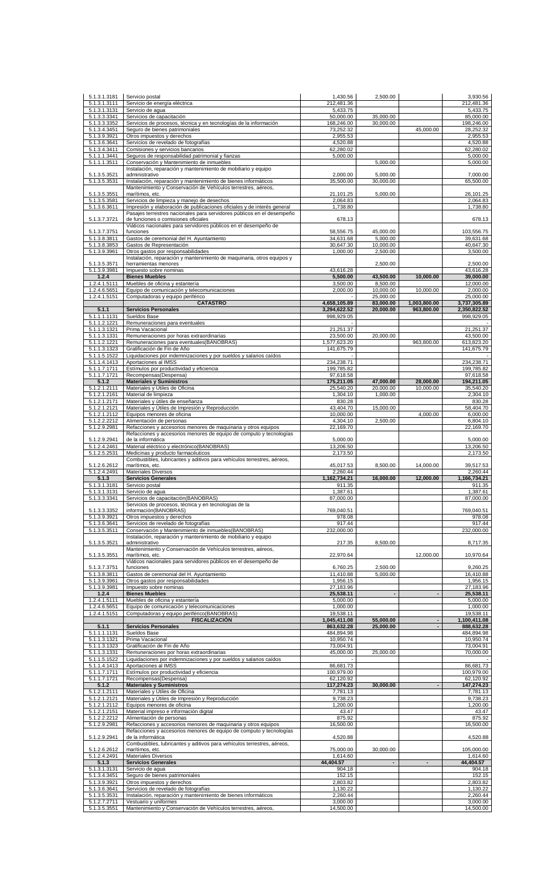| | | | | | |
|---|---|---|---|---|---|
| 5.1.3.1.3181 | Servicio postal | 1,430.56 | 2,500.00 | | 3,930.56 |
| 5.1.3.1.3111 | Servicio de energía eléctrica | 212,481.36 | | | 212,481.36 |
| 5.1.3.1.3131 | Servicio de agua | 5,433.75 | | | 5,433.75 |
| 5.1.3.3.3341 | Servicios de capacitación | 50,000.00 | 35,000.00 | | 85,000.00 |
| 5.1.3.3.3352 | Servicios de procesos, técnica y en tecnologías de la información | 168,246.00 | 30,000.00 | | 198,246.00 |
| 5.1.3.4.3451 | Seguro de bienes patrimoniales | 73,252.32 | | 45,000.00 | 28,252.32 |
| 5.1.3.9.3921 | Otros impuestos y derechos | 2,955.53 | | | 2,955.53 |
| 5.1.3.6.3641 | Servicios de revelado de fotografías | 4,520.88 | | | 4,520.88 |
| 5.1.3.4.3411 | Comisiones y servicios bancarios | 62,280.02 | | | 62,280.02 |
| 5.1.1.1.3441 | Seguros de responsabilidad patrimonial y fianzas | 5,000.00 | | | 5,000.00 |
| 5.1.1.1.3511 | Conservación y Mantenimiento de inmuebles | | 5,000.00 | | 5,000.00 |
| 5.1.3.5.3521 | Instalación, reparación y mantenimiento de mobiliario y equipo administrativo | 2,000.00 | 5,000.00 | | 7,000.00 |
| 5.1.3.5.3531 | Instalación, reparación y mantenimiento de bienes informáticos | 35,500.00 | 30,000.00 | | 65,500.00 |
| 5.1.3.5.3551 | Mantenimiento y Conservación de Vehículos terrestres, aéreos, marítimos, etc. | 21,101.25 | 5,000.00 | | 26,101.25 |
| 5.1.3.5.3581 | Servicios de limpieza y manejo de desechos | 2,064.83 | | | 2,064.83 |
| 5.1.3.6.3611 | Impresión y elaboración de publicaciones oficiales y de interés general | 1,738.80 | | | 1,738.80 |
| 5.1.3.7.3721 | Pasajes terrestres nacionales para servidores públicos en el desempeño de funciones o comisiones oficiales | 678.13 | | | 678.13 |
| 5.1.3.7.3751 | Viáticos nacionales para servidores públicos en el desempeño de funciones | 58,556.75 | 45,000.00 | | 103,556.75 |
| 5.1.3.8.3811 | Gastos de ceremonial del H. Ayuntamiento | 34,631.68 | 5,000.00 | | 39,631.68 |
| 5.1.3.8.3853 | Gastos de Representación | 30,647.30 | 10,000.00 | | 40,647.30 |
| 5.1.3.9.3961 | Otros gastos por responsabilidades | 1,000.00 | 2,500.00 | | 3,500.00 |
| 5.1.3.5.3571 | Instalación, reparación y mantenimiento de maquinaria, otros equipos y herramientas menores | | 2,500.00 | | 2,500.00 |
| 5.1.3.9.3981 | Impuesto sobre nominas | 43,616.28 | | | 43,616.28 |
| **1.2.4** | **Bienes Muebles** | **5,500.00** | **43,500.00** | **10,000.00** | **39,000.00** |
| 1.2.4.1.5111 | Muebles de oficina y estantería | 3,500.00 | 8,500.00 | | 12,000.00 |
| 1.2.4.6.5651 | Equipo de comunicación y telecomunicaciones | 2,000.00 | 10,000.00 | 10,000.00 | 2,000.00 |
| 1.2.4.1.5151 | Computadoras y equipo periférico | - | 25,000.00 | | 25,000.00 |
| | **CATASTRO** | **4,658,105.89** | **83,000.00** | **1,003,800.00** | **3,737,305.89** |
| **5.1.1** | **Servicios Personales** | **3,294,622.52** | **20,000.00** | **963,800.00** | **2,350,822.52** |
| 5.1.1.1.1131 | Sueldos Base | 998,929.05 | | | 998,929.05 |
| 5.1.1.2.1221 | Remuneraciones para eventuales | - | | | - |
| 5.1.1.3.1321 | Prima Vacacional | 21,251.37 | | | 21,251.37 |
| 5.1.1.3.1331 | Remuneraciones por horas extraordinarias | 23,500.00 | 20,000.00 | | 43,500.00 |
| 5.1.1.2.1221 | Remuneraciones para eventuales(BANOBRAS) | 1,577,623.20 | | 963,800.00 | 613,823.20 |
| 5.1.1.3.1323 | Gratificación de Fin de Año | 141,675.79 | | | 141,675.79 |
| 5.1.1.5.1522 | Liquidaciones por indemnizaciones y por sueldos y salarios caídos | - | | | - |
| 5.1.1.4.1413 | Aportaciones al IMSS | 234,238.71 | | | 234,238.71 |
| 5.1.1.7.1711 | Estímulos por productividad y eficiencia | 199,785.82 | | | 199,785.82 |
| 5.1.1.7.1721 | Recompensas(Despensa) | 97,618.58 | | | 97,618.58 |
| **5.1.2** | **Materiales y Suministros** | **175,211.05** | **47,000.00** | **28,000.00** | **194,211.05** |
| 5.1.2.1.2111 | Materiales y Útiles de Oficina | 25,540.20 | 20,000.00 | 10,000.00 | 35,540.20 |
| 5.1.2.1.2161 | Material de limpieza | 1,304.10 | 1,000.00 | | 2,304.10 |
| 5.1.2.1.2171 | Materiales y útiles de enseñanza | 830.28 | | | 830.28 |
| 5.1.2.1.2121 | Materiales y Útiles de Impresión y Reproducción | 43,404.70 | 15,000.00 | | 58,404.70 |
| 5.1.2.1.2112 | Equipos menores de oficina | 10,000.00 | | 4,000.00 | 6,000.00 |
| 5.1.2.2.2212 | Alimentación de personas | 4,304.10 | 2,500.00 | | 6,804.10 |
| 5.1.2.9.2981 | Refacciones y accesorios menores de maquinaria y otros equipos | 22,169.70 | | | 22,169.70 |
| 5.1.2.9.2941 | Refacciones y accesorios menores de equipo de computo y tecnologías de la informática | 5,000.00 | | | 5,000.00 |
| 5.1.2.4.2461 | Material eléctrico y electrónico(BANOBRAS) | 13,206.50 | | | 13,206.50 |
| 5.1.2.5.2531 | Medicinas y producto farmacéuticos | 2,173.50 | | | 2,173.50 |
| 5.1.2.6.2612 | Combustibles, lubricantes y aditivos para vehículos terrestres, aéreos, marítimos, etc. | 45,017.53 | 8,500.00 | 14,000.00 | 39,517.53 |
| 5.1.2.4.2491 | Materiales Diversos | 2,260.44 | | | 2,260.44 |
| **5.1.3** | **Servicios Generales** | **1,162,734.21** | **16,000.00** | **12,000.00** | **1,166,734.21** |
| 5.1.3.1.3181 | Servicio postal | 911.35 | | | 911.35 |
| 5.1.3.1.3131 | Servicio de agua | 1,387.61 | | | 1,387.61 |
| 5.1.3.3.3341 | Servicios de capacitación(BANOBRAS) | 87,000.00 | | | 87,000.00 |
| 5.1.3.3.3352 | Servicios de procesos, técnica y en tecnologías de la información(BANOBRAS) | 769,040.51 | | | 769,040.51 |
| 5.1.3.9.3921 | Otros impuestos y derechos | 978.08 | | | 978.08 |
| 5.1.3.6.3641 | Servicios de revelado de fotografías | 917.44 | | | 917.44 |
| 5.1.3.5.3511 | Conservación y Mantenimiento de inmuebles(BANOBRAS) | 232,000.00 | | | 232,000.00 |
| 5.1.3.5.3521 | Instalación, reparación y mantenimiento de mobiliario y equipo administrativo | 217.35 | 8,500.00 | | 8,717.35 |
| 5.1.3.5.3551 | Mantenimiento y Conservación de Vehículos terrestres, aéreos, marítimos, etc. | 22,970.64 | | 12,000.00 | 10,970.64 |
| 5.1.3.7.3751 | Viáticos nacionales para servidores públicos en el desempeño de funciones | 6,760.25 | 2,500.00 | | 9,260.25 |
| 5.1.3.8.3811 | Gastos de ceremonial del H. Ayuntamiento | 11,410.88 | 5,000.00 | | 16,410.88 |
| 5.1.3.9.3961 | Otros gastos por responsabilidades | 1,956.15 | | | 1,956.15 |
| 5.1.3.9.3981 | Impuesto sobre nominas | 27,183.96 | | | 27,183.96 |
| **1.2.4** | **Bienes Muebles** | **25,538.11** | **-** | **-** | **25,538.11** |
| 1.2.4.1.5111 | Muebles de oficina y estantería | 5,000.00 | | | 5,000.00 |
| 1.2.4.6.5651 | Equipo de comunicación y telecomunicaciones | 1,000.00 | | | 1,000.00 |
| 1.2.4.1.5151 | Computadoras y equipo periférico(BANOBRAS) | 19,538.11 | | | 19,538.11 |
| | **FISCALIZACIÓN** | **1,045,411.08** | **55,000.00** | **-** | **1,100,411.08** |
| **5.1.1** | **Servicios Personales** | **863,632.28** | **25,000.00** | **-** | **888,632.28** |
| 5.1.1.1.1131 | Sueldos Base | 484,894.98 | | | 484,894.98 |
| 5.1.1.3.1321 | Prima Vacacional | 10,950.74 | | | 10,950.74 |
| 5.1.1.3.1323 | Gratificación de Fin de Año | 73,004.91 | | | 73,004.91 |
| 5.1.1.3.1331 | Remuneraciones por horas extraordinarias | 45,000.00 | 25,000.00 | | 70,000.00 |
| 5.1.1.5.1522 | Liquidaciones por indemnizaciones y por sueldos y salarios caídos | - | | | - |
| 5.1.1.4.1413 | Aportaciones al IMSS | 86,681.73 | | | 86,681.73 |
| 5.1.1.7.1711 | Estímulos por productividad y eficiencia | 100,979.00 | | | 100,979.00 |
| 5.1.1.7.1721 | Recompensas(Despensa) | 62,120.92 | | | 62,120.92 |
| **5.1.2** | **Materiales y Suministros** | **117,274.23** | **30,000.00** | **-** | **147,274.23** |
| 5.1.2.1.2111 | Materiales y Útiles de Oficina | 7,781.13 | | | 7,781.13 |
| 5.1.2.1.2121 | Materiales y Útiles de Impresión y Reproducción | 9,738.23 | | | 9,738.23 |
| 5.1.2.1.2112 | Equipos menores de oficina | 1,200.00 | | | 1,200.00 |
| 5.1.2.1.2151 | Material impreso e información digital | 43.47 | | | 43.47 |
| 5.1.2.2.2212 | Alimentación de personas | 875.92 | | | 875.92 |
| 5.1.2.9.2981 | Refacciones y accesorios menores de maquinaria y otros equipos | 16,500.00 | | | 16,500.00 |
| 5.1.2.9.2941 | Refacciones y accesorios menores de equipo de computo y tecnologías de la informática | 4,520.88 | | | 4,520.88 |
| 5.1.2.6.2612 | Combustibles, lubricantes y aditivos para vehículos terrestres, aéreos, marítimos, etc. | 75,000.00 | 30,000.00 | | 105,000.00 |
| 5.1.2.4.2491 | Materiales Diversos | 1,614.60 | | | 1,614.60 |
| **5.1.3** | **Servicios Generales** | **44,404.57** | **-** | **-** | **44,404.57** |
| 5.1.3.1.3131 | Servicio de agua | 904.18 | | | 904.18 |
| 5.1.3.4.3451 | Seguro de bienes patrimoniales | 152.15 | | | 152.15 |
| 5.1.3.9.3921 | Otros impuestos y derechos | 2,803.82 | | | 2,803.82 |
| 5.1.3.6.3641 | Servicios de revelado de fotografías | 1,130.22 | | | 1,130.22 |
| 5.1.3.5.3531 | Instalación, reparación y mantenimiento de bienes informáticos | 2,260.44 | | | 2,260.44 |
| 5.1.2.7.2711 | Vestuario y uniformes | 3,000.00 | | | 3,000.00 |
| 5.1.3.5.3551 | Mantenimiento y Conservación de Vehículos terrestres, aéreos, | 14,500.00 | | | 14,500.00 |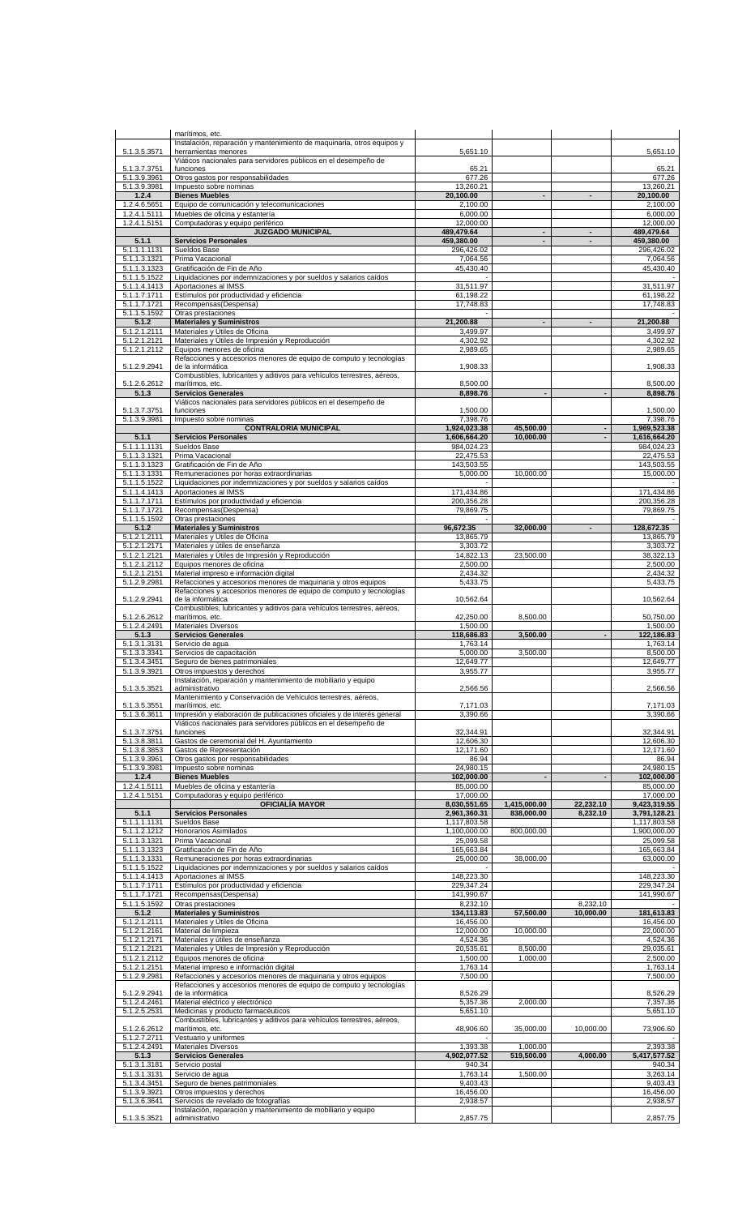| | | | | | |
|---|---|---|---|---|---|
| | marítimos, etc. | | | | |
| 5.1.3.5.3571 | Instalación, reparación y mantenimiento de maquinaria, otros equipos y herramientas menores | 5,651.10 | | | 5,651.10 |
| 5.1.3.7.3751 | Viáticos nacionales para servidores públicos en el desempeño de funciones | 65.21 | | | 65.21 |
| 5.1.3.9.3961 | Otros gastos por responsabilidades | 677.26 | | | 677.26 |
| 5.1.3.9.3981 | Impuesto sobre nominas | 13,260.21 | | | 13,260.21 |
| **1.2.4** | **Bienes Muebles** | **20,100.00** | **-** | **-** | **20,100.00** |
| 1.2.4.6.5651 | Equipo de comunicación y telecomunicaciones | 2,100.00 | | | 2,100.00 |
| 1.2.4.1.5111 | Muebles de oficina y estantería | 6,000.00 | | | 6,000.00 |
| 1.2.4.1.5151 | Computadoras y equipo periférico | 12,000.00 | | | 12,000.00 |
| | **JUZGADO MUNICIPAL** | **489,479.64** | **-** | **-** | **489,479.64** |
| **5.1.1** | **Servicios Personales** | **459,380.00** | **-** | **-** | **459,380.00** |
| 5.1.1.1.1131 | Sueldos Base | 296,426.02 | | | 296,426.02 |
| 5.1.1.3.1321 | Prima Vacacional | 7,064.56 | | | 7,064.56 |
| 5.1.1.3.1323 | Gratificación de Fin de Año | 45,430.40 | | | 45,430.40 |
| 5.1.1.5.1522 | Liquidaciones por indemnizaciones y por sueldos y salarios caídos | - | | | - |
| 5.1.1.4.1413 | Aportaciones al IMSS | 31,511.97 | | | 31,511.97 |
| 5.1.1.7.1711 | Estímulos por productividad y eficiencia | 61,198.22 | | | 61,198.22 |
| 5.1.1.7.1721 | Recompensas(Despensa) | 17,748.83 | | | 17,748.83 |
| 5.1.1.5.1592 | Otras prestaciones | - | | | - |
| **5.1.2** | **Materiales y Suministros** | **21,200.88** | **-** | **-** | **21,200.88** |
| 5.1.2.1.2111 | Materiales y Útiles de Oficina | 3,499.97 | | | 3,499.97 |
| 5.1.2.1.2121 | Materiales y Útiles de Impresión y Reproducción | 4,302.92 | | | 4,302.92 |
| 5.1.2.1.2112 | Equipos menores de oficina | 2,989.65 | | | 2,989.65 |
| 5.1.2.9.2941 | Refacciones y accesorios menores de equipo de computo y tecnologías de la informática | 1,908.33 | | | 1,908.33 |
| 5.1.2.6.2612 | Combustibles, lubricantes y aditivos para vehículos terrestres, aéreos, marítimos, etc. | 8,500.00 | | | 8,500.00 |
| **5.1.3** | **Servicios Generales** | **8,898.76** | **-** | **-** | **8,898.76** |
| 5.1.3.7.3751 | Viáticos nacionales para servidores públicos en el desempeño de funciones | 1,500.00 | | | 1,500.00 |
| 5.1.3.9.3981 | Impuesto sobre nominas | 7,398.76 | | | 7,398.76 |
| | **CONTRALORIA MUNICIPAL** | **1,924,023.38** | **45,500.00** | **-** | **1,969,523.38** |
| **5.1.1** | **Servicios Personales** | **1,606,664.20** | **10,000.00** | **-** | **1,616,664.20** |
| 5.1.1.1.1131 | Sueldos Base | 984,024.23 | | | 984,024.23 |
| 5.1.1.3.1321 | Prima Vacacional | 22,475.53 | | | 22,475.53 |
| 5.1.1.3.1323 | Gratificación de Fin de Año | 143,503.55 | | | 143,503.55 |
| 5.1.1.3.1331 | Remuneraciones por horas extraordinarias | 5,000.00 | 10,000.00 | | 15,000.00 |
| 5.1.1.5.1522 | Liquidaciones por indemnizaciones y por sueldos y salarios caídos | - | | | - |
| 5.1.1.4.1413 | Aportaciones al IMSS | 171,434.86 | | | 171,434.86 |
| 5.1.1.7.1711 | Estímulos por productividad y eficiencia | 200,356.28 | | | 200,356.28 |
| 5.1.1.7.1721 | Recompensas(Despensa) | 79,869.75 | | | 79,869.75 |
| 5.1.1.5.1592 | Otras prestaciones | - | | | - |
| **5.1.2** | **Materiales y Suministros** | **96,672.35** | **32,000.00** | **-** | **128,672.35** |
| 5.1.2.1.2111 | Materiales y Útiles de Oficina | 13,865.79 | | | 13,865.79 |
| 5.1.2.1.2171 | Materiales y útiles de enseñanza | 3,303.72 | | | 3,303.72 |
| 5.1.2.1.2121 | Materiales y Útiles de Impresión y Reproducción | 14,822.13 | 23,500.00 | | 38,322.13 |
| 5.1.2.1.2112 | Equipos menores de oficina | 2,500.00 | | | 2,500.00 |
| 5.1.2.1.2151 | Material impreso e información digital | 2,434.32 | | | 2,434.32 |
| 5.1.2.9.2981 | Refacciones y accesorios menores de maquinaria y otros equipos | 5,433.75 | | | 5,433.75 |
| 5.1.2.9.2941 | Refacciones y accesorios menores de equipo de computo y tecnologías de la informática | 10,562.64 | | | 10,562.64 |
| 5.1.2.6.2612 | Combustibles, lubricantes y aditivos para vehículos terrestres, aéreos, marítimos, etc. | 42,250.00 | 8,500.00 | | 50,750.00 |
| 5.1.2.4.2491 | Materiales Diversos | 1,500.00 | | | 1,500.00 |
| **5.1.3** | **Servicios Generales** | **118,686.83** | **3,500.00** | **-** | **122,186.83** |
| 5.1.3.1.3131 | Servicio de agua | 1,763.14 | | | 1,763.14 |
| 5.1.3.3.3341 | Servicios de capacitación | 5,000.00 | 3,500.00 | | 8,500.00 |
| 5.1.3.4.3451 | Seguro de bienes patrimoniales | 12,649.77 | | | 12,649.77 |
| 5.1.3.9.3921 | Otros impuestos y derechos | 3,955.77 | | | 3,955.77 |
| 5.1.3.5.3521 | Instalación, reparación y mantenimiento de mobiliario y equipo administrativo | 2,566.56 | | | 2,566.56 |
| 5.1.3.5.3551 | Mantenimiento y Conservación de Vehículos terrestres, aéreos, marítimos, etc. | 7,171.03 | | | 7,171.03 |
| 5.1.3.6.3611 | Impresión y elaboración de publicaciones oficiales y de interés general | 3,390.66 | | | 3,390.66 |
| 5.1.3.7.3751 | Viáticos nacionales para servidores públicos en el desempeño de funciones | 32,344.91 | | | 32,344.91 |
| 5.1.3.8.3811 | Gastos de ceremonial del H. Ayuntamiento | 12,606.30 | | | 12,606.30 |
| 5.1.3.8.3853 | Gastos de Representación | 12,171.60 | | | 12,171.60 |
| 5.1.3.9.3961 | Otros gastos por responsabilidades | 86.94 | | | 86.94 |
| 5.1.3.9.3981 | Impuesto sobre nominas | 24,980.15 | | | 24,980.15 |
| **1.2.4** | **Bienes Muebles** | **102,000.00** | **-** | **-** | **102,000.00** |
| 1.2.4.1.5111 | Muebles de oficina y estantería | 85,000.00 | | | 85,000.00 |
| 1.2.4.1.5151 | Computadoras y equipo periférico | 17,000.00 | | | 17,000.00 |
| | **OFICIALÍA MAYOR** | **8,030,551.65** | **1,415,000.00** | **22,232.10** | **9,423,319.55** |
| **5.1.1** | **Servicios Personales** | **2,961,360.31** | **838,000.00** | **8,232.10** | **3,791,128.21** |
| 5.1.1.1.1131 | Sueldos Base | 1,117,803.58 | | | 1,117,803.58 |
| 5.1.1.2.1212 | Honorarios Asimilados | 1,100,000.00 | 800,000.00 | | 1,900,000.00 |
| 5.1.1.3.1321 | Prima Vacacional | 25,099.58 | | | 25,099.58 |
| 5.1.1.3.1323 | Gratificación de Fin de Año | 165,663.84 | | | 165,663.84 |
| 5.1.1.3.1331 | Remuneraciones por horas extraordinarias | 25,000.00 | 38,000.00 | | 63,000.00 |
| 5.1.1.5.1522 | Liquidaciones por indemnizaciones y por sueldos y salarios caídos | - | | | - |
| 5.1.1.4.1413 | Aportaciones al IMSS | 148,223.30 | | | 148,223.30 |
| 5.1.1.7.1711 | Estímulos por productividad y eficiencia | 229,347.24 | | | 229,347.24 |
| 5.1.1.7.1721 | Recompensas(Despensa) | 141,990.67 | | | 141,990.67 |
| 5.1.1.5.1592 | Otras prestaciones | 8,232.10 | | 8,232.10 | - |
| **5.1.2** | **Materiales y Suministros** | **134,113.83** | **57,500.00** | **10,000.00** | **181,613.83** |
| 5.1.2.1.2111 | Materiales y Útiles de Oficina | 16,456.00 | | | 16,456.00 |
| 5.1.2.1.2161 | Material de limpieza | 12,000.00 | 10,000.00 | | 22,000.00 |
| 5.1.2.1.2171 | Materiales y útiles de enseñanza | 4,524.36 | | | 4,524.36 |
| 5.1.2.1.2121 | Materiales y Útiles de Impresión y Reproducción | 20,535.61 | 8,500.00 | | 29,035.61 |
| 5.1.2.1.2112 | Equipos menores de oficina | 1,500.00 | 1,000.00 | | 2,500.00 |
| 5.1.2.1.2151 | Material impreso e información digital | 1,763.14 | | | 1,763.14 |
| 5.1.2.9.2981 | Refacciones y accesorios menores de maquinaria y otros equipos | 7,500.00 | | | 7,500.00 |
| 5.1.2.9.2941 | Refacciones y accesorios menores de equipo de computo y tecnologías de la informática | 8,526.29 | | | 8,526.29 |
| 5.1.2.4.2461 | Material eléctrico y electrónico | 5,357.36 | 2,000.00 | | 7,357.36 |
| 5.1.2.5.2531 | Medicinas y producto farmacéuticos | 5,651.10 | | | 5,651.10 |
| 5.1.2.6.2612 | Combustibles, lubricantes y aditivos para vehículos terrestres, aéreos, marítimos, etc. | 48,906.60 | 35,000.00 | 10,000.00 | 73,906.60 |
| 5.1.2.7.2711 | Vestuario y uniformes | - | | | - |
| 5.1.2.4.2491 | Materiales Diversos | 1,393.38 | 1,000.00 | | 2,393.38 |
| **5.1.3** | **Servicios Generales** | **4,902,077.52** | **519,500.00** | **4,000.00** | **5,417,577.52** |
| 5.1.3.1.3181 | Servicio postal | 940.34 | | | 940.34 |
| 5.1.3.1.3131 | Servicio de agua | 1,763.14 | 1,500.00 | | 3,263.14 |
| 5.1.3.4.3451 | Seguro de bienes patrimoniales | 9,403.43 | | | 9,403.43 |
| 5.1.3.9.3921 | Otros impuestos y derechos | 16,456.00 | | | 16,456.00 |
| 5.1.3.6.3641 | Servicios de revelado de fotografías | 2,938.57 | | | 2,938.57 |
| 5.1.3.5.3521 | Instalación, reparación y mantenimiento de mobiliario y equipo administrativo | 2,857.75 | | | 2,857.75 |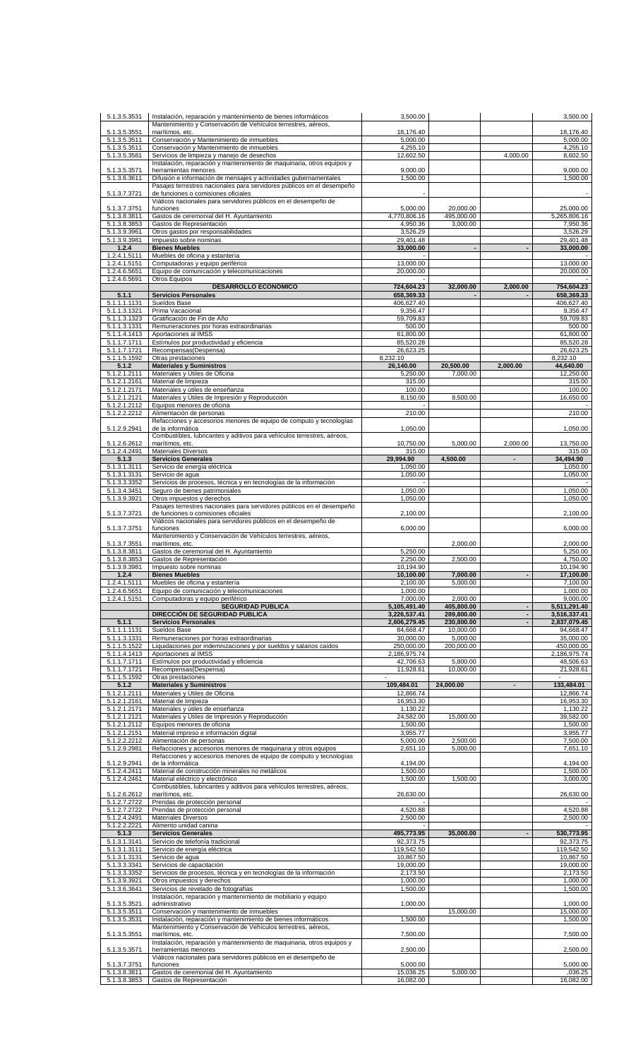| | | | | | |
|---|---|---|---|---|---|
| 5.1.3.5.3531 | Instalación, reparación y mantenimiento de bienes informáticos | 3,500.00 | | | 3,500.00 |
| 5.1.3.5.3551 | Mantenimiento y Conservación de Vehículos terrestres, aéreos, marítimos, etc. | 18,176.40 | | | 18,176.40 |
| 5.1.3.5.3511 | Conservación y Mantenimiento de inmuebles | 5,000.00 | | | 5,000.00 |
| 5.1.3.5.3511 | Conservación y Mantenimiento de inmuebles | 4,255.10 | | | 4,255.10 |
| 5.1.3.5.3581 | Servicios de limpieza y manejo de desechos | 12,602.50 | | 4,000.00 | 8,602.50 |
| 5.1.3.5.3571 | Instalación, reparación y mantenimiento de maquinaria, otros equipos y herramientas menores | 9,000.00 | | | 9,000.00 |
| 5.1.3.6.3611 | Difusión e información de mensajes y actividades gubernamentales | 1,500.00 | | | 1,500.00 |
| 5.1.3.7.3721 | Pasajes terrestres nacionales para servidores públicos en el desempeño de funciones o comisiones oficiales | - | | | - |
| 5.1.3.7.3751 | Viáticos nacionales para servidores públicos en el desempeño de funciones | 5,000.00 | 20,000.00 | | 25,000.00 |
| 5.1.3.8.3811 | Gastos de ceremonial del H. Ayuntamiento | 4,770,806.16 | 495,000.00 | | 5,265,806.16 |
| 5.1.3.8.3853 | Gastos de Representación | 4,950.36 | 3,000.00 | | 7,950.36 |
| 5.1.3.9.3961 | Otros gastos por responsabilidades | 3,526.29 | | | 3,526.29 |
| 5.1.3.9.3981 | Impuesto sobre nominas | 29,401.48 | | | 29,401.48 |
| **1.2.4** | **Bienes Muebles** | **33,000.00** | **-** | **-** | **33,000.00** |
| 1.2.4.1.5111 | Muebles de oficina y estantería | - | | | - |
| 1.2.4.1.5151 | Computadoras y equipo periférico | 13,000.00 | | | 13,000.00 |
| 1.2.4.6.5651 | Equipo de comunicación y telecomunicaciones | 20,000.00 | | | 20,000.00 |
| 1.2.4.6.5691 | Otros Equipos | - | | | - |
| | **DESARROLLO ECONOMICO** | **724,604.23** | **32,000.00** | **2,000.00** | **754,604.23** |
| **5.1.1** | **Servicios Personales** | **658,369.33** | **-** | **-** | **658,369.33** |
| 5.1.1.1.1131 | Sueldos Base | 406,627.40 | | | 406,627.40 |
| 5.1.1.3.1321 | Prima Vacacional | 9,356.47 | | | 9,356.47 |
| 5.1.1.3.1323 | Gratificación de Fin de Año | 59,709.83 | | | 59,709.83 |
| 5.1.1.3.1331 | Remuneraciones por horas extraordinarias | 500.00 | | | 500.00 |
| 5.1.1.4.1413 | Aportaciones al IMSS | 61,800.00 | | | 61,800.00 |
| 5.1.1.7.1711 | Estímulos por productividad y eficiencia | 85,520.28 | | | 85,520.28 |
| 5.1.1.7.1721 | Recompensas(Despensa) | 26,623.25 | | | 26,623.25 |
| 5.1.1.5.1592 | Otras prestaciones | 8,232.10 | | | 8,232.10 |
| **5.1.2** | **Materiales y Suministros** | **26,140.00** | **20,500.00** | **2,000.00** | **44,640.00** |
| 5.1.2.1.2111 | Materiales y Útiles de Oficina | 5,250.00 | 7,000.00 | | 12,250.00 |
| 5.1.2.1.2161 | Material de limpieza | 315.00 | | | 315.00 |
| 5.1.2.1.2171 | Materiales y útiles de enseñanza | 100.00 | | | 100.00 |
| 5.1.2.1.2121 | Materiales y Útiles de Impresión y Reproducción | 8,150.00 | 8,500.00 | | 16,650.00 |
| 5.1.2.1.2112 | Equipos menores de oficina | - | | | - |
| 5.1.2.2.2212 | Alimentación de personas | 210.00 | | | 210.00 |
| 5.1.2.9.2941 | Refacciones y accesorios menores de equipo de computo y tecnologías de la informática | 1,050.00 | | | 1,050.00 |
| 5.1.2.6.2612 | Combustibles, lubricantes y aditivos para vehículos terrestres, aéreos, marítimos, etc. | 10,750.00 | 5,000.00 | 2,000.00 | 13,750.00 |
| 5.1.2.4.2491 | Materiales Diversos | 315.00 | | | 315.00 |
| **5.1.3** | **Servicios Generales** | **29,994.90** | **4,500.00** | **-** | **34,494.90** |
| 5.1.3.1.3111 | Servicio de energía eléctrica | 1,050.00 | | | 1,050.00 |
| 5.1.3.1.3131 | Servicio de agua | 1,050.00 | | | 1,050.00 |
| 5.1.3.3.3352 | Servicios de procesos, técnica y en tecnologías de la información | - | | | - |
| 5.1.3.4.3451 | Seguro de bienes patrimoniales | 1,050.00 | | | 1,050.00 |
| 5.1.3.9.3921 | Otros impuestos y derechos | 1,050.00 | | | 1,050.00 |
| 5.1.3.7.3721 | Pasajes terrestres nacionales para servidores públicos en el desempeño de funciones o comisiones oficiales | 2,100.00 | | | 2,100.00 |
| 5.1.3.7.3751 | Viáticos nacionales para servidores públicos en el desempeño de funciones | 6,000.00 | | | 6,000.00 |
| 5.1.3.7.3551 | Mantenimiento y Conservación de Vehículos terrestres, aéreos, marítimos, etc. | | 2,000.00 | | 2,000.00 |
| 5.1.3.8.3811 | Gastos de ceremonial del H. Ayuntamiento | 5,250.00 | | | 5,250.00 |
| 5.1.3.8.3853 | Gastos de Representación | 2,250.00 | 2,500.00 | | 4,750.00 |
| 5.1.3.9.3981 | Impuesto sobre nominas | 10,194.90 | | | 10,194.90 |
| **1.2.4** | **Bienes Muebles** | **10,100.00** | **7,000.00** | **-** | **17,100.00** |
| 1.2.4.1.5111 | Muebles de oficina y estantería | 2,100.00 | 5,000.00 | | 7,100.00 |
| 1.2.4.6.5651 | Equipo de comunicación y telecomunicaciones | 1,000.00 | | | 1,000.00 |
| 1.2.4.1.5151 | Computadoras y equipo periférico | 7,000.00 | 2,000.00 | | 9,000.00 |
| | **SEGURIDAD PUBLICA** | **5,105,491.40** | **405,800.00** | **-** | **5,511,291.40** |
| | **DIRECCIÓN DE SEGURIDAD PUBLICA** | **3,226,537.41** | **289,800.00** | **-** | **3,516,337.41** |
| **5.1.1** | **Servicios Personales** | **2,606,279.45** | **230,800.00** | **-** | **2,837,079.45** |
| 5.1.1.1.1131 | Sueldos Base | 84,668.47 | 10,000.00 | | 94,668.47 |
| 5.1.1.3.1331 | Remuneraciones por horas extraordinarias | 30,000.00 | 5,000.00 | | 35,000.00 |
| 5.1.1.5.1522 | Liquidaciones por indemnizaciones y por sueldos y salarios caídos | 250,000.00 | 200,000.00 | | 450,000.00 |
| 5.1.1.4.1413 | Aportaciones al IMSS | 2,186,975.74 | | | 2,186,975.74 |
| 5.1.1.7.1711 | Estímulos por productividad y eficiencia | 42,706.63 | 5,800.00 | | 48,506.63 |
| 5.1.1.7.1721 | Recompensas(Despensa) | 11,928.61 | 10,000.00 | | 21,928.61 |
| 5.1.1.5.1592 | Otras prestaciones | - | | | - |
| **5.1.2** | **Materiales y Suministros** | **109,484.01** | **24,000.00** | **-** | **133,484.01** |
| 5.1.2.1.2111 | Materiales y Útiles de Oficina | 12,866.74 | | | 12,866.74 |
| 5.1.2.1.2161 | Material de limpieza | 16,953.30 | | | 16,953.30 |
| 5.1.2.1.2171 | Materiales y útiles de enseñanza | 1,130.22 | | | 1,130.22 |
| 5.1.2.1.2121 | Materiales y Útiles de Impresión y Reproducción | 24,582.00 | 15,000.00 | | 39,582.00 |
| 5.1.2.1.2112 | Equipos menores de oficina | 1,500.00 | | | 1,500.00 |
| 5.1.2.1.2151 | Material impreso e información digital | 3,955.77 | | | 3,955.77 |
| 5.1.2.2.2212 | Alimentación de personas | 5,000.00 | 2,500.00 | | 7,500.00 |
| 5.1.2.9.2981 | Refacciones y accesorios menores de maquinaria y otros equipos | 2,651.10 | 5,000.00 | | 7,651.10 |
| 5.1.2.9.2941 | Refacciones y accesorios menores de equipo de computo y tecnologías de la informática | 4,194.00 | | | 4,194.00 |
| 5.1.2.4.2411 | Material de construcción minerales no metálicos | 1,500.00 | | | 1,500.00 |
| 5.1.2.4.2461 | Material eléctrico y electrónico | 1,500.00 | 1,500.00 | | 3,000.00 |
| 5.1.2.6.2612 | Combustibles, lubricantes y aditivos para vehículos terrestres, aéreos, marítimos, etc. | 26,630.00 | | | 26,630.00 |
| 5.1.2.7.2722 | Prendas de protección personal | - | | | - |
| 5.1.2.7.2722 | Prendas de protección personal | 4,520.88 | | | 4,520.88 |
| 5.1.2.4.2491 | Materiales Diversos | 2,500.00 | | | 2,500.00 |
| 5.1.2.2.2221 | Alimento unidad canina | - | | | - |
| **5.1.3** | **Servicios Generales** | **495,773.95** | **35,000.00** | **-** | **530,773.95** |
| 5.1.3.1.3141 | Servicio de telefonía tradicional | 92,373.75 | | | 92,373.75 |
| 5.1.3.1.3111 | Servicio de energía eléctrica | 119,542.50 | | | 119,542.50 |
| 5.1.3.1.3131 | Servicio de agua | 10,867.50 | | | 10,867.50 |
| 5.1.3.3.3341 | Servicios de capacitación | 19,000.00 | | | 19,000.00 |
| 5.1.3.3.3352 | Servicios de procesos, técnica y en tecnologías de la información | 2,173.50 | | | 2,173.50 |
| 5.1.3.9.3921 | Otros impuestos y derechos | 1,000.00 | | | 1,000.00 |
| 5.1.3.6.3641 | Servicios de revelado de fotografías | 1,500.00 | | | 1,500.00 |
| 5.1.3.5.3521 | Instalación, reparación y mantenimiento de mobiliario y equipo administrativo | 1,000.00 | | | 1,000.00 |
| 5.1.3.5.3511 | Conservación y mantenimiento de inmuebles | | 15,000.00 | | 15,000.00 |
| 5.1.3.5.3531 | Instalación, reparación y mantenimiento de bienes informáticos | 1,500.00 | | | 1,500.00 |
| 5.1.3.5.3551 | Mantenimiento y Conservación de Vehículos terrestres, aéreos, marítimos, etc. | 7,500.00 | | | 7,500.00 |
| 5.1.3.5.3571 | Instalación, reparación y mantenimiento de maquinaria, otros equipos y herramientas menores | 2,500.00 | | | 2,500.00 |
| 5.1.3.7.3751 | Viáticos nacionales para servidores públicos en el desempeño de funciones | 5,000.00 | | | 5,000.00 |
| 5.1.3.8.3811 | Gastos de ceremonial del H. Ayuntamiento | 15,036.25 | 5,000.00 | | ,036.25 |
| 5.1.3.8.3853 | Gastos de Representación | 16,082.00 | | | 16,082.00 |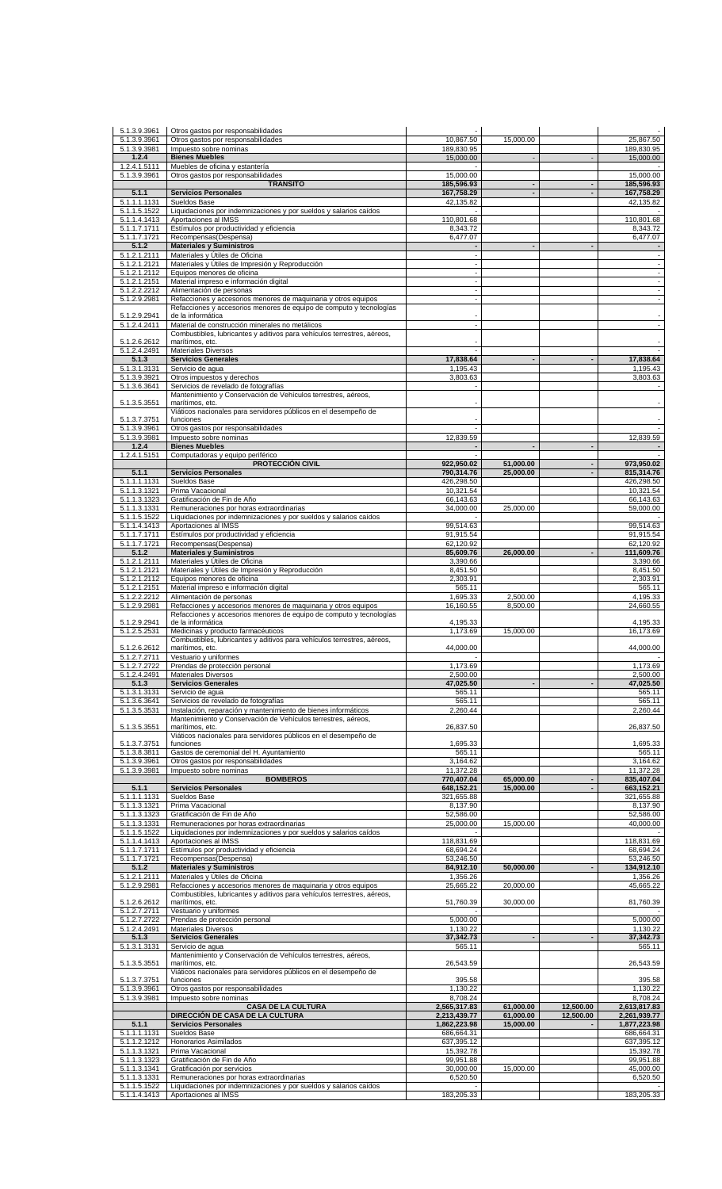| | | | | | |
|---|---|---|---|---|---|
| 5.1.3.9.3961 | Otros gastos por responsabilidades | - | | | - |
| 5.1.3.9.3961 | Otros gastos por responsabilidades | 10,867.50 | 15,000.00 | | 25,867.50 |
| 5.1.3.9.3981 | Impuesto sobre nominas | 189,830.95 | | | 189,830.95 |
| **1.2.4** | **Bienes Muebles** | **15,000.00** | **-** | **-** | **15,000.00** |
| 1.2.4.1.5111 | Muebles de oficina y estantería | - | | | - |
| 5.1.3.9.3961 | Otros gastos por responsabilidades | 15,000.00 | | | 15,000.00 |
| | **TRANSITO** | **185,596.93** | **-** | **-** | **185,596.93** |
| **5.1.1** | **Servicios Personales** | **167,758.29** | **-** | **-** | **167,758.29** |
| 5.1.1.1.1131 | Sueldos Base | 42,135.82 | | | 42,135.82 |
| 5.1.1.5.1522 | Liquidaciones por indemnizaciones y por sueldos y salarios caídos | - | | | - |
| 5.1.1.4.1413 | Aportaciones al IMSS | 110,801.68 | | | 110,801.68 |
| 5.1.1.7.1711 | Estímulos por productividad y eficiencia | 8,343.72 | | | 8,343.72 |
| 5.1.1.7.1721 | Recompensas(Despensa) | 6,477.07 | | | 6,477.07 |
| **5.1.2** | **Materiales y Suministros** | **-** | **-** | **-** | **-** |
| 5.1.2.1.2111 | Materiales y Útiles de Oficina | - | | | - |
| 5.1.2.1.2121 | Materiales y Útiles de Impresión y Reproducción | - | | | - |
| 5.1.2.1.2112 | Equipos menores de oficina | - | | | - |
| 5.1.2.1.2151 | Material impreso e información digital | - | | | - |
| 5.1.2.2.2212 | Alimentación de personas | - | | | - |
| 5.1.2.9.2981 | Refacciones y accesorios menores de maquinaria y otros equipos | - | | | - |
| 5.1.2.9.2941 | Refacciones y accesorios menores de equipo de computo y tecnologías de la informática | - | | | - |
| 5.1.2.4.2411 | Material de construcción minerales no metálicos | - | | | - |
| 5.1.2.6.2612 | Combustibles, lubricantes y aditivos para vehículos terrestres, aéreos, marítimos, etc. | - | | | - |
| 5.1.2.4.2491 | Materiales Diversos | - | | | - |
| **5.1.3** | **Servicios Generales** | **17,838.64** | **-** | **-** | **17,838.64** |
| 5.1.3.1.3131 | Servicio de agua | 1,195.43 | | | 1,195.43 |
| 5.1.3.9.3921 | Otros impuestos y derechos | 3,803.63 | | | 3,803.63 |
| 5.1.3.6.3641 | Servicios de revelado de fotografías | - | | | - |
| 5.1.3.5.3551 | Mantenimiento y Conservación de Vehículos terrestres, aéreos, marítimos, etc. | - | | | - |
| 5.1.3.7.3751 | Viáticos nacionales para servidores públicos en el desempeño de funciones | - | | | - |
| 5.1.3.9.3961 | Otros gastos por responsabilidades | - | | | - |
| 5.1.3.9.3981 | Impuesto sobre nominas | 12,839.59 | | | 12,839.59 |
| **1.2.4** | **Bienes Muebles** | **-** | **-** | **-** | **-** |
| 1.2.4.1.5151 | Computadoras y equipo periférico | - | | | - |
| | **PROTECCIÓN CIVIL** | **922,950.02** | **51,000.00** | **-** | **973,950.02** |
| **5.1.1** | **Servicios Personales** | **790,314.76** | **25,000.00** | **-** | **815,314.76** |
| 5.1.1.1.1131 | Sueldos Base | 426,298.50 | | | 426,298.50 |
| 5.1.1.3.1321 | Prima Vacacional | 10,321.54 | | | 10,321.54 |
| 5.1.1.3.1323 | Gratificación de Fin de Año | 66,143.63 | | | 66,143.63 |
| 5.1.1.3.1331 | Remuneraciones por horas extraordinarias | 34,000.00 | 25,000.00 | | 59,000.00 |
| 5.1.1.5.1522 | Liquidaciones por indemnizaciones y por sueldos y salarios caídos | - | | | - |
| 5.1.1.4.1413 | Aportaciones al IMSS | 99,514.63 | | | 99,514.63 |
| 5.1.1.7.1711 | Estímulos por productividad y eficiencia | 91,915.54 | | | 91,915.54 |
| 5.1.1.7.1721 | Recompensas(Despensa) | 62,120.92 | | | 62,120.92 |
| **5.1.2** | **Materiales y Suministros** | **85,609.76** | **26,000.00** | **-** | **111,609.76** |
| 5.1.2.1.2111 | Materiales y Útiles de Oficina | 3,390.66 | | | 3,390.66 |
| 5.1.2.1.2121 | Materiales y Útiles de Impresión y Reproducción | 8,451.50 | | | 8,451.50 |
| 5.1.2.1.2112 | Equipos menores de oficina | 2,303.91 | | | 2,303.91 |
| 5.1.2.1.2151 | Material impreso e información digital | 565.11 | | | 565.11 |
| 5.1.2.2.2212 | Alimentación de personas | 1,695.33 | 2,500.00 | | 4,195.33 |
| 5.1.2.9.2981 | Refacciones y accesorios menores de maquinaria y otros equipos | 16,160.55 | 8,500.00 | | 24,660.55 |
| 5.1.2.9.2941 | Refacciones y accesorios menores de equipo de computo y tecnologías de la informática | 4,195.33 | | | 4,195.33 |
| 5.1.2.5.2531 | Medicinas y producto farmacéuticos | 1,173.69 | 15,000.00 | | 16,173.69 |
| 5.1.2.6.2612 | Combustibles, lubricantes y aditivos para vehículos terrestres, aéreos, marítimos, etc. | 44,000.00 | | | 44,000.00 |
| 5.1.2.7.2711 | Vestuario y uniformes | - | | | - |
| 5.1.2.7.2722 | Prendas de protección personal | 1,173.69 | | | 1,173.69 |
| 5.1.2.4.2491 | Materiales Diversos | 2,500.00 | | | 2,500.00 |
| **5.1.3** | **Servicios Generales** | **47,025.50** | **-** | **-** | **47,025.50** |
| 5.1.3.1.3131 | Servicio de agua | 565.11 | | | 565.11 |
| 5.1.3.6.3641 | Servicios de revelado de fotografías | 565.11 | | | 565.11 |
| 5.1.3.5.3531 | Instalación, reparación y mantenimiento de bienes informáticos | 2,260.44 | | | 2,260.44 |
| 5.1.3.5.3551 | Mantenimiento y Conservación de Vehículos terrestres, aéreos, marítimos, etc. | 26,837.50 | | | 26,837.50 |
| 5.1.3.7.3751 | Viáticos nacionales para servidores públicos en el desempeño de funciones | 1,695.33 | | | 1,695.33 |
| 5.1.3.8.3811 | Gastos de ceremonial del H. Ayuntamiento | 565.11 | | | 565.11 |
| 5.1.3.9.3961 | Otros gastos por responsabilidades | 3,164.62 | | | 3,164.62 |
| 5.1.3.9.3981 | Impuesto sobre nominas | 11,372.28 | | | 11,372.28 |
| | **BOMBEROS** | **770,407.04** | **65,000.00** | **-** | **835,407.04** |
| **5.1.1** | **Servicios Personales** | **648,152.21** | **15,000.00** | **-** | **663,152.21** |
| 5.1.1.1.1131 | Sueldos Base | 321,655.88 | | | 321,655.88 |
| 5.1.1.3.1321 | Prima Vacacional | 8,137.90 | | | 8,137.90 |
| 5.1.1.3.1323 | Gratificación de Fin de Año | 52,586.00 | | | 52,586.00 |
| 5.1.1.3.1331 | Remuneraciones por horas extraordinarias | 25,000.00 | 15,000.00 | | 40,000.00 |
| 5.1.1.5.1522 | Liquidaciones por indemnizaciones y por sueldos y salarios caídos | - | | | - |
| 5.1.1.4.1413 | Aportaciones al IMSS | 118,831.69 | | | 118,831.69 |
| 5.1.1.7.1711 | Estímulos por productividad y eficiencia | 68,694.24 | | | 68,694.24 |
| 5.1.1.7.1721 | Recompensas(Despensa) | 53,246.50 | | | 53,246.50 |
| **5.1.2** | **Materiales y Suministros** | **84,912.10** | **50,000.00** | **-** | **134,912.10** |
| 5.1.2.1.2111 | Materiales y Útiles de Oficina | 1,356.26 | | | 1,356.26 |
| 5.1.2.9.2981 | Refacciones y accesorios menores de maquinaria y otros equipos | 25,665.22 | 20,000.00 | | 45,665.22 |
| 5.1.2.6.2612 | Combustibles, lubricantes y aditivos para vehículos terrestres, aéreos, marítimos, etc. | 51,760.39 | 30,000.00 | | 81,760.39 |
| 5.1.2.7.2711 | Vestuario y uniformes | - | | | - |
| 5.1.2.7.2722 | Prendas de protección personal | 5,000.00 | | | 5,000.00 |
| 5.1.2.4.2491 | Materiales Diversos | 1,130.22 | | | 1,130.22 |
| **5.1.3** | **Servicios Generales** | **37,342.73** | **-** | **-** | **37,342.73** |
| 5.1.3.1.3131 | Servicio de agua | 565.11 | | | 565.11 |
| 5.1.3.5.3551 | Mantenimiento y Conservación de Vehículos terrestres, aéreos, marítimos, etc. | 26,543.59 | | | 26,543.59 |
| 5.1.3.7.3751 | Viáticos nacionales para servidores públicos en el desempeño de funciones | 395.58 | | | 395.58 |
| 5.1.3.9.3961 | Otros gastos por responsabilidades | 1,130.22 | | | 1,130.22 |
| 5.1.3.9.3981 | Impuesto sobre nominas | 8,708.24 | | | 8,708.24 |
| | **CASA DE LA CULTURA** | **2,565,317.83** | **61,000.00** | **12,500.00** | **2,613,817.83** |
| | **DIRECCIÓN DE CASA DE LA CULTURA** | **2,213,439.77** | **61,000.00** | **12,500.00** | **2,261,939.77** |
| **5.1.1** | **Servicios Personales** | **1,862,223.98** | **15,000.00** | **-** | **1,877,223.98** |
| 5.1.1.1.1131 | Sueldos Base | 686,664.31 | | | 686,664.31 |
| 5.1.1.2.1212 | Honorarios Asimilados | 637,395.12 | | | 637,395.12 |
| 5.1.1.3.1321 | Prima Vacacional | 15,392.78 | | | 15,392.78 |
| 5.1.1.3.1323 | Gratificación de Fin de Año | 99,951.88 | | | 99,951.88 |
| 5.1.1.3.1341 | Gratificación por servicios | 30,000.00 | 15,000.00 | | 45,000.00 |
| 5.1.1.3.1331 | Remuneraciones por horas extraordinarias | 6,520.50 | | | 6,520.50 |
| 5.1.1.5.1522 | Liquidaciones por indemnizaciones y por sueldos y salarios caídos | - | | | - |
| 5.1.1.4.1413 | Aportaciones al IMSS | 183,205.33 | | | 183,205.33 |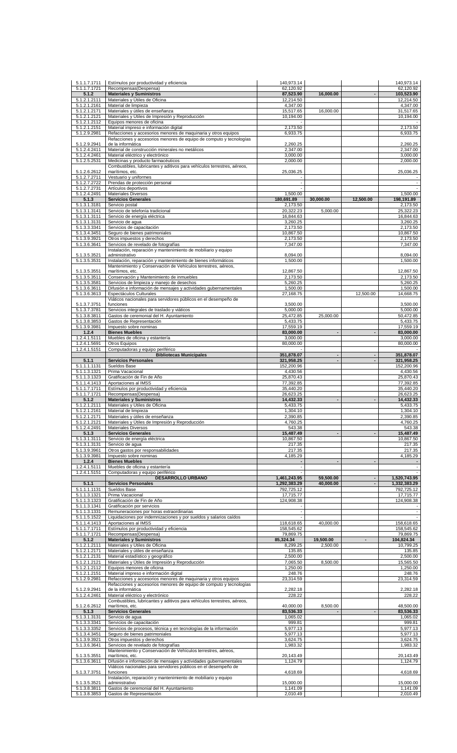| | | | | | |
|---|---|---|---|---|---|
| 5.1.1.7.1711 | Estímulos por productividad y eficiencia | 140,973.14 | | | 140,973.14 |
| 5.1.1.7.1721 | Recompensas(Despensa) | 62,120.92 | | | 62,120.92 |
| **5.1.2** | **Materiales y Suministros** | **87,523.90** | **16,000.00** | **-** | **103,523.90** |
| 5.1.2.1.2111 | Materiales y Útiles de Oficina | 12,214.50 | | | 12,214.50 |
| 5.1.2.1.2161 | Material de limpieza | 4,347.00 | | | 4,347.00 |
| 5.1.2.1.2171 | Materiales y útiles de enseñanza | 15,517.65 | 16,000.00 | | 31,517.65 |
| 5.1.2.1.2121 | Materiales y Útiles de Impresión y Reproducción | 10,194.00 | | | 10,194.00 |
| 5.1.2.1.2112 | Equipos menores de oficina | - | | | - |
| 5.1.2.1.2151 | Material impreso e información digital | 2,173.50 | | | 2,173.50 |
| 5.1.2.9.2981 | Refacciones y accesorios menores de maquinaria y otros equipos | 6,933.75 | | | 6,933.75 |
| 5.1.2.9.2941 | Refacciones y accesorios menores de equipo de computo y tecnologías de la informática | 2,260.25 | | | 2,260.25 |
| 5.1.2.4.2411 | Material de construcción minerales no metálicos | 2,347.00 | | | 2,347.00 |
| 5.1.2.4.2461 | Material eléctrico y electrónico | 3,000.00 | | | 3,000.00 |
| 5.1.2.5.2531 | Medicinas y producto farmacéuticos | 2,000.00 | | | 2,000.00 |
| 5.1.2.6.2612 | Combustibles, lubricantes y aditivos para vehículos terrestres, aéreos, marítimos, etc. | 25,036.25 | | | 25,036.25 |
| 5.1.2.7.2711 | Vestuario y uniformes | - | | | - |
| 5.1.2.7.2722 | Prendas de protección personal | - | | | - |
| 5.1.2.7.2731 | Artículos deportivos | - | | | - |
| 5.1.2.4.2491 | Materiales Diversos | 1,500.00 | | | 1,500.00 |
| **5.1.3** | **Servicios Generales** | **180,691.89** | **30,000.00** | **12,500.00** | **198,191.89** |
| 5.1.3.1.3181 | Servicio postal | 2,173.50 | | | 2,173.50 |
| 5.1.3.1.3141 | Servicio de telefonía tradicional | 20,322.23 | 5,000.00 | | 25,322.23 |
| 5.1.3.1.3111 | Servicio de energía eléctrica | 16,844.63 | | | 16,844.63 |
| 5.1.3.1.3131 | Servicio de agua | 3,260.25 | | | 3,260.25 |
| 5.1.3.3.3341 | Servicios de capacitación | 2,173.50 | | | 2,173.50 |
| 5.1.3.4.3451 | Seguro de bienes patrimoniales | 10,867.50 | | | 10,867.50 |
| 5.1.3.9.3921 | Otros impuestos y derechos | 2,173.50 | | | 2,173.50 |
| 5.1.3.6.3641 | Servicios de revelado de fotografías | 7,347.00 | | | 7,347.00 |
| 5.1.3.5.3521 | Instalación, reparación y mantenimiento de mobiliario y equipo administrativo | 8,094.00 | | | 8,094.00 |
| 5.1.3.5.3531 | Instalación, reparación y mantenimiento de bienes informáticos | 1,500.00 | | | 1,500.00 |
| 5.1.3.5.3551 | Mantenimiento y Conservación de Vehículos terrestres, aéreos, marítimos, etc. | 12,867.50 | | | 12,867.50 |
| 5.1.3.5.3511 | Conservación y Mantenimiento de inmuebles | 2,173.50 | | | 2,173.50 |
| 5.1.3.5.3581 | Servicios de limpieza y manejo de desechos | 5,260.25 | | | 5,260.25 |
| 5.1.3.6.3611 | Difusión e información de mensajes y actividades gubernamentales | 1,500.00 | | | 1,500.00 |
| 5.1.3.6.3613 | Espectáculos Culturales | 27,168.75 | | 12,500.00 | 14,668.75 |
| 5.1.3.7.3751 | Viáticos nacionales para servidores públicos en el desempeño de funciones | 3,500.00 | | | 3,500.00 |
| 5.1.3.7.3781 | Servicios integrales de traslado y viáticos | 5,000.00 | | | 5,000.00 |
| 5.1.3.8.3811 | Gastos de ceremonial del H. Ayuntamiento | 25,472.85 | 25,000.00 | | 50,472.85 |
| 5.1.3.8.3853 | Gastos de Representación | 5,433.75 | | | 5,433.75 |
| 5.1.3.9.3981 | Impuesto sobre nominas | 17,559.19 | | | 17,559.19 |
| **1.2.4** | **Bienes Muebles** | **83,000.00** | **-** | **-** | **83,000.00** |
| 1.2.4.1.5111 | Muebles de oficina y estantería | 3,000.00 | | | 3,000.00 |
| 1.2.4.1.5691 | Otros Equipos | 80,000.00 | | | 80,000.00 |
| 1.2.4.1.5151 | Computadoras y equipo periférico | - | | | - |
| | **Bibliotecas Municipales** | **351,878.07** | **-** | **-** | **351,878.07** |
| **5.1.1** | **Servicios Personales** | **321,958.25** | **-** | **-** | **321,958.25** |
| 5.1.1.1.1131 | Sueldos Base | 152,200.96 | | | 152,200.96 |
| 5.1.1.3.1321 | Prima Vacacional | 4,430.56 | | | 4,430.56 |
| 5.1.1.3.1323 | Gratificación de Fin de Año | 25,870.43 | | | 25,870.43 |
| 5.1.1.4.1413 | Aportaciones al IMSS | 77,392.85 | | | 77,392.85 |
| 5.1.1.7.1711 | Estímulos por productividad y eficiencia | 35,440.20 | | | 35,440.20 |
| 5.1.1.7.1721 | Recompensas(Despensa) | 26,623.25 | | | 26,623.25 |
| **5.1.2** | **Materiales y Suministros** | **14,432.33** | **-** | **-** | **14,432.33** |
| 5.1.2.1.2111 | Materiales y Útiles de Oficina | 5,433.75 | | | 5,433.75 |
| 5.1.2.1.2161 | Material de limpieza | 1,304.10 | | | 1,304.10 |
| 5.1.2.1.2171 | Materiales y útiles de enseñanza | 2,390.85 | | | 2,390.85 |
| 5.1.2.1.2121 | Materiales y Útiles de Impresión y Reproducción | 4,760.25 | | | 4,760.25 |
| 5.1.2.4.2491 | Materiales Diversos | 543.38 | | | 543.38 |
| **5.1.3** | **Servicios Generales** | **15,487.49** | **-** | **-** | **15,487.49** |
| 5.1.3.1.3111 | Servicio de energía eléctrica | 10,867.50 | | | 10,867.50 |
| 5.1.3.1.3131 | Servicio de agua | 217.35 | | | 217.35 |
| 5.1.3.9.3961 | Otros gastos por responsabilidades | 217.35 | | | 217.35 |
| 5.1.3.9.3981 | Impuesto sobre nominas | 4,185.29 | | | 4,185.29 |
| **1.2.4** | **Bienes Muebles** | **-** | **-** | **-** | **-** |
| 1.2.4.1.5111 | Muebles de oficina y estantería | - | | | - |
| 1.2.4.1.5151 | Computadoras y equipo periférico | - | | | - |
| | **DESARROLLO URBANO** | **1,461,243.95** | **59,500.00** | **-** | **1,520,743.95** |
| **5.1.1** | **Servicios Personales** | **1,292,383.29** | **40,000.00** | **-** | **1,332,383.29** |
| 5.1.1.1.1131 | Sueldos Base | 792,725.12 | | | 792,725.12 |
| 5.1.1.3.1321 | Prima Vacacional | 17,715.77 | | | 17,715.77 |
| 5.1.1.3.1323 | Gratificación de Fin de Año | 124,908.38 | | | 124,908.38 |
| 5.1.1.3.1341 | Gratificación por servicios | - | | | - |
| 5.1.1.3.1331 | Remuneraciones por horas extraordinarias | - | | | - |
| 5.1.1.5.1522 | Liquidaciones por indemnizaciones y por sueldos y salarios caídos | - | | | - |
| 5.1.1.4.1413 | Aportaciones al IMSS | 118,618.65 | 40,000.00 | | 158,618.65 |
| 5.1.1.7.1711 | Estímulos por productividad y eficiencia | 158,545.62 | | | 158,545.62 |
| 5.1.1.7.1721 | Recompensas(Despensa) | 79,869.75 | | | 79,869.75 |
| **5.1.2** | **Materiales y Suministros** | **85,324.34** | **19,500.00** | **-** | **104,824.34** |
| 5.1.2.1.2111 | Materiales y Útiles de Oficina | 8,299.25 | 2,500.00 | | 10,799.25 |
| 5.1.2.1.2171 | Materiales y útiles de enseñanza | 135.85 | | | 135.85 |
| 5.1.2.1.2131 | Material estadístico y geográfico | 2,500.00 | | | 2,500.00 |
| 5.1.2.1.2121 | Materiales y Útiles de Impresión y Reproducción | 7,065.50 | 8,500.00 | | 15,565.50 |
| 5.1.2.1.2112 | Equipos menores de oficina | 1,250.00 | | | 1,250.00 |
| 5.1.2.1.2151 | Material impreso e información digital | 248.76 | | | 248.76 |
| 5.1.2.9.2981 | Refacciones y accesorios menores de maquinaria y otros equipos | 23,314.59 | | | 23,314.59 |
| 5.1.2.9.2941 | Refacciones y accesorios menores de equipo de computo y tecnologías de la informática | 2,282.18 | | | 2,282.18 |
| 5.1.2.4.2461 | Material eléctrico y electrónico | 228.22 | | | 228.22 |
| 5.1.2.6.2612 | Combustibles, lubricantes y aditivos para vehículos terrestres, aéreos, marítimos, etc. | 40,000.00 | 8,500.00 | | 48,500.00 |
| **5.1.3** | **Servicios Generales** | **83,536.33** | **-** | **-** | **83,536.33** |
| 5.1.3.1.3131 | Servicio de agua | 1,065.02 | | | 1,065.02 |
| 5.1.3.3.3341 | Servicios de capacitación | 999.81 | | | 999.81 |
| 5.1.3.3.3352 | Servicios de procesos, técnica y en tecnologías de la información | 5,977.13 | | | 5,977.13 |
| 5.1.3.4.3451 | Seguro de bienes patrimoniales | 5,977.13 | | | 5,977.13 |
| 5.1.3.9.3921 | Otros impuestos y derechos | 3,624.75 | | | 3,624.75 |
| 5.1.3.6.3641 | Servicios de revelado de fotografías | 1,983.32 | | | 1,983.32 |
| 5.1.3.5.3551 | Mantenimiento y Conservación de Vehículos terrestres, aéreos, marítimos, etc. | 20,143.49 | | | 20,143.49 |
| 5.1.3.6.3611 | Difusión e información de mensajes y actividades gubernamentales | 1,124.79 | | | 1,124.79 |
| 5.1.3.7.3751 | Viáticos nacionales para servidores públicos en el desempeño de funciones | 4,618.69 | | | 4,618.69 |
| 5.1.3.5.3521 | Instalación, reparación y mantenimiento de mobiliario y equipo administrativo | 15,000.00 | | | 15,000.00 |
| 5.1.3.8.3811 | Gastos de ceremonial del H. Ayuntamiento | 1,141.09 | | | 1,141.09 |
| 5.1.3.8.3853 | Gastos de Representación | 2,010.49 | | | 2,010.49 |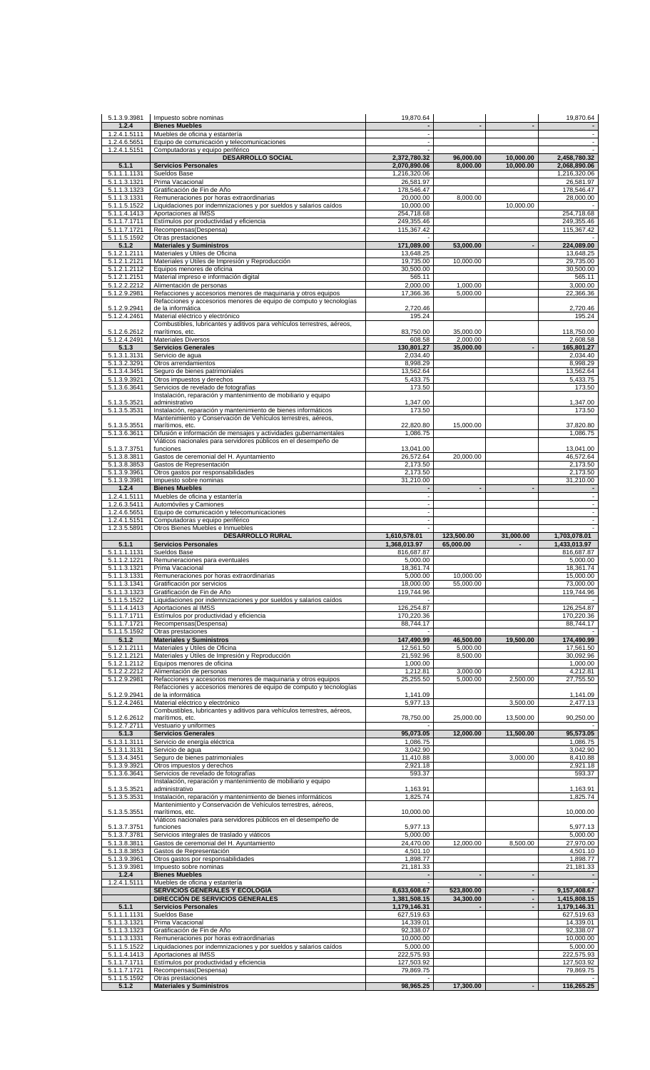| | | | | | |
|---|---|---|---|---|---|
| 5.1.3.9.3981 | Impuesto sobre nominas | 19,870.64 | | | 19,870.64 |
| **1.2.4** | **Bienes Muebles** | - | - | - | - |
| 1.2.4.1.5111 | Muebles de oficina y estantería | - | | | - |
| 1.2.4.6.5651 | Equipo de comunicación y telecomunicaciones | - | | | - |
| 1.2.4.1.5151 | Computadoras y equipo periférico | - | | | - |
| | **DESARROLLO SOCIAL** | **2,372,780.32** | **96,000.00** | **10,000.00** | **2,458,780.32** |
| **5.1.1** | **Servicios Personales** | **2,070,890.06** | **8,000.00** | **10,000.00** | **2,068,890.06** |
| 5.1.1.1.1131 | Sueldos Base | 1,216,320.06 | | | 1,216,320.06 |
| 5.1.1.3.1321 | Prima Vacacional | 26,581.97 | | | 26,581.97 |
| 5.1.1.3.1323 | Gratificación de Fin de Año | 178,546.47 | | | 178,546.47 |
| 5.1.1.3.1331 | Remuneraciones por horas extraordinarias | 20,000.00 | 8,000.00 | | 28,000.00 |
| 5.1.1.5.1522 | Liquidaciones por indemnizaciones y por sueldos y salarios caídos | 10,000.00 | | 10,000.00 | - |
| 5.1.1.4.1413 | Aportaciones al IMSS | 254,718.68 | | | 254,718.68 |
| 5.1.1.7.1711 | Estímulos por productividad y eficiencia | 249,355.46 | | | 249,355.46 |
| 5.1.1.7.1721 | Recompensas(Despensa) | 115,367.42 | | | 115,367.42 |
| 5.1.1.5.1592 | Otras prestaciones | - | | | - |
| **5.1.2** | **Materiales y Suministros** | **171,089.00** | **53,000.00** | **-** | **224,089.00** |
| 5.1.2.1.2111 | Materiales y Útiles de Oficina | 13,648.25 | | | 13,648.25 |
| 5.1.2.1.2121 | Materiales y Útiles de Impresión y Reproducción | 19,735.00 | 10,000.00 | | 29,735.00 |
| 5.1.2.1.2112 | Equipos menores de oficina | 30,500.00 | | | 30,500.00 |
| 5.1.2.1.2151 | Material impreso e información digital | 565.11 | | | 565.11 |
| 5.1.2.2.2212 | Alimentación de personas | 2,000.00 | 1,000.00 | | 3,000.00 |
| 5.1.2.9.2981 | Refacciones y accesorios menores de maquinaria y otros equipos | 17,366.36 | 5,000.00 | | 22,366.36 |
| 5.1.2.9.2941 | Refacciones y accesorios menores de equipo de computo y tecnologías de la informática | 2,720.46 | | | 2,720.46 |
| 5.1.2.4.2461 | Material eléctrico y electrónico | 195.24 | | | 195.24 |
| 5.1.2.6.2612 | Combustibles, lubricantes y aditivos para vehículos terrestres, aéreos, marítimos, etc. | 83,750.00 | 35,000.00 | | 118,750.00 |
| 5.1.2.4.2491 | Materiales Diversos | 608.58 | 2,000.00 | | 2,608.58 |
| **5.1.3** | **Servicios Generales** | **130,801.27** | **35,000.00** | **-** | **165,801.27** |
| 5.1.3.1.3131 | Servicio de agua | 2,034.40 | | | 2,034.40 |
| 5.1.3.2.3291 | Otros arrendamientos | 8,998.29 | | | 8,998.29 |
| 5.1.3.4.3451 | Seguro de bienes patrimoniales | 13,562.64 | | | 13,562.64 |
| 5.1.3.9.3921 | Otros impuestos y derechos | 5,433.75 | | | 5,433.75 |
| 5.1.3.6.3641 | Servicios de revelado de fotografías | 173.50 | | | 173.50 |
| 5.1.3.5.3521 | Instalación, reparación y mantenimiento de mobiliario y equipo administrativo | 1,347.00 | | | 1,347.00 |
| 5.1.3.5.3531 | Instalación, reparación y mantenimiento de bienes informáticos | 173.50 | | | 173.50 |
| 5.1.3.5.3551 | Mantenimiento y Conservación de Vehículos terrestres, aéreos, marítimos, etc. | 22,820.80 | 15,000.00 | | 37,820.80 |
| 5.1.3.6.3611 | Difusión e información de mensajes y actividades gubernamentales | 1,086.75 | | | 1,086.75 |
| 5.1.3.7.3751 | Viáticos nacionales para servidores públicos en el desempeño de funciones | 13,041.00 | | | 13,041.00 |
| 5.1.3.8.3811 | Gastos de ceremonial del H. Ayuntamiento | 26,572.64 | 20,000.00 | | 46,572.64 |
| 5.1.3.8.3853 | Gastos de Representación | 2,173.50 | | | 2,173.50 |
| 5.1.3.9.3961 | Otros gastos por responsabilidades | 2,173.50 | | | 2,173.50 |
| 5.1.3.9.3981 | Impuesto sobre nominas | 31,210.00 | | | 31,210.00 |
| **1.2.4** | **Bienes Muebles** | - | - | - | - |
| 1.2.4.1.5111 | Muebles de oficina y estantería | - | | | - |
| 1.2.6.3.5411 | Automóviles y Camiones | - | | | - |
| 1.2.4.6.5651 | Equipo de comunicación y telecomunicaciones | - | | | - |
| 1.2.4.1.5151 | Computadoras y equipo periférico | - | | | - |
| 1.2.3.5.5891 | Otros Bienes Muebles e Inmuebles | - | | | - |
| | **DESARROLLO RURAL** | **1,610,578.01** | **123,500.00** | **31,000.00** | **1,703,078.01** |
| **5.1.1** | **Servicios Personales** | **1,368,013.97** | **65,000.00** | **-** | **1,433,013.97** |
| 5.1.1.1.1131 | Sueldos Base | 816,687.87 | | | 816,687.87 |
| 5.1.1.2.1221 | Remuneraciones para eventuales | 5,000.00 | | | 5,000.00 |
| 5.1.1.3.1321 | Prima Vacacional | 18,361.74 | | | 18,361.74 |
| 5.1.1.3.1331 | Remuneraciones por horas extraordinarias | 5,000.00 | 10,000.00 | | 15,000.00 |
| 5.1.1.3.1341 | Gratificación por servicios | 18,000.00 | 55,000.00 | | 73,000.00 |
| 5.1.1.3.1323 | Gratificación de Fin de Año | 119,744.96 | | | 119,744.96 |
| 5.1.1.5.1522 | Liquidaciones por indemnizaciones y por sueldos y salarios caídos | - | | | - |
| 5.1.1.4.1413 | Aportaciones al IMSS | 126,254.87 | | | 126,254.87 |
| 5.1.1.7.1711 | Estímulos por productividad y eficiencia | 170,220.36 | | | 170,220.36 |
| 5.1.1.7.1721 | Recompensas(Despensa) | 88,744.17 | | | 88,744.17 |
| 5.1.1.5.1592 | Otras prestaciones | - | | | - |
| **5.1.2** | **Materiales y Suministros** | **147,490.99** | **46,500.00** | **19,500.00** | **174,490.99** |
| 5.1.2.1.2111 | Materiales y Útiles de Oficina | 12,561.50 | 5,000.00 | | 17,561.50 |
| 5.1.2.1.2121 | Materiales y Útiles de Impresión y Reproducción | 21,592.96 | 8,500.00 | | 30,092.96 |
| 5.1.2.1.2112 | Equipos menores de oficina | 1,000.00 | | | 1,000.00 |
| 5.1.2.2.2212 | Alimentación de personas | 1,212.81 | 3,000.00 | | 4,212.81 |
| 5.1.2.9.2981 | Refacciones y accesorios menores de maquinaria y otros equipos | 25,255.50 | 5,000.00 | 2,500.00 | 27,755.50 |
| 5.1.2.9.2941 | Refacciones y accesorios menores de equipo de computo y tecnologías de la informática | 1,141.09 | | | 1,141.09 |
| 5.1.2.4.2461 | Material eléctrico y electrónico | 5,977.13 | | 3,500.00 | 2,477.13 |
| 5.1.2.6.2612 | Combustibles, lubricantes y aditivos para vehículos terrestres, aéreos, marítimos, etc. | 78,750.00 | 25,000.00 | 13,500.00 | 90,250.00 |
| 5.1.2.7.2711 | Vestuario y uniformes | - | | | - |
| **5.1.3** | **Servicios Generales** | **95,073.05** | **12,000.00** | **11,500.00** | **95,573.05** |
| 5.1.3.1.3111 | Servicio de energía eléctrica | 1,086.75 | | | 1,086.75 |
| 5.1.3.1.3131 | Servicio de agua | 3,042.90 | | | 3,042.90 |
| 5.1.3.4.3451 | Seguro de bienes patrimoniales | 11,410.88 | | 3,000.00 | 8,410.88 |
| 5.1.3.9.3921 | Otros impuestos y derechos | 2,921.18 | | | 2,921.18 |
| 5.1.3.6.3641 | Servicios de revelado de fotografías | 593.37 | | | 593.37 |
| 5.1.3.5.3521 | Instalación, reparación y mantenimiento de mobiliario y equipo administrativo | 1,163.91 | | | 1,163.91 |
| 5.1.3.5.3531 | Instalación, reparación y mantenimiento de bienes informáticos | 1,825.74 | | | 1,825.74 |
| 5.1.3.5.3551 | Mantenimiento y Conservación de Vehículos terrestres, aéreos, marítimos, etc. | 10,000.00 | | | 10,000.00 |
| 5.1.3.7.3751 | Viáticos nacionales para servidores públicos en el desempeño de funciones | 5,977.13 | | | 5,977.13 |
| 5.1.3.7.3781 | Servicios integrales de traslado y viáticos | 5,000.00 | | | 5,000.00 |
| 5.1.3.8.3811 | Gastos de ceremonial del H. Ayuntamiento | 24,470.00 | 12,000.00 | 8,500.00 | 27,970.00 |
| 5.1.3.8.3853 | Gastos de Representación | 4,501.10 | | | 4,501.10 |
| 5.1.3.9.3961 | Otros gastos por responsabilidades | 1,898.77 | | | 1,898.77 |
| 5.1.3.9.3981 | Impuesto sobre nominas | 21,181.33 | | | 21,181.33 |
| **1.2.4** | **Bienes Muebles** | - | - | - | - |
| 1.2.4.1.5111 | Muebles de oficina y estantería | - | | | - |
| | **SERVICIOS GENERALES Y ECOLOGIA** | **8,633,608.67** | **523,800.00** | **-** | **9,157,408.67** |
| | **DIRECCIÓN DE SERVICIOS GENERALES** | **1,381,508.15** | **34,300.00** | **-** | **1,415,808.15** |
| **5.1.1** | **Servicios Personales** | **1,179,146.31** | **-** | **-** | **1,179,146.31** |
| 5.1.1.1.1131 | Sueldos Base | 627,519.63 | | | 627,519.63 |
| 5.1.1.3.1321 | Prima Vacacional | 14,339.01 | | | 14,339.01 |
| 5.1.1.3.1323 | Gratificación de Fin de Año | 92,338.07 | | | 92,338.07 |
| 5.1.1.3.1331 | Remuneraciones por horas extraordinarias | 10,000.00 | | | 10,000.00 |
| 5.1.1.5.1522 | Liquidaciones por indemnizaciones y por sueldos y salarios caídos | 5,000.00 | | | 5,000.00 |
| 5.1.1.4.1413 | Aportaciones al IMSS | 222,575.93 | | | 222,575.93 |
| 5.1.1.7.1711 | Estímulos por productividad y eficiencia | 127,503.92 | | | 127,503.92 |
| 5.1.1.7.1721 | Recompensas(Despensa) | 79,869.75 | | | 79,869.75 |
| 5.1.1.5.1592 | Otras prestaciones | - | | | - |
| **5.1.2** | **Materiales y Suministros** | **98,965.25** | **17,300.00** | **-** | **116,265.25** |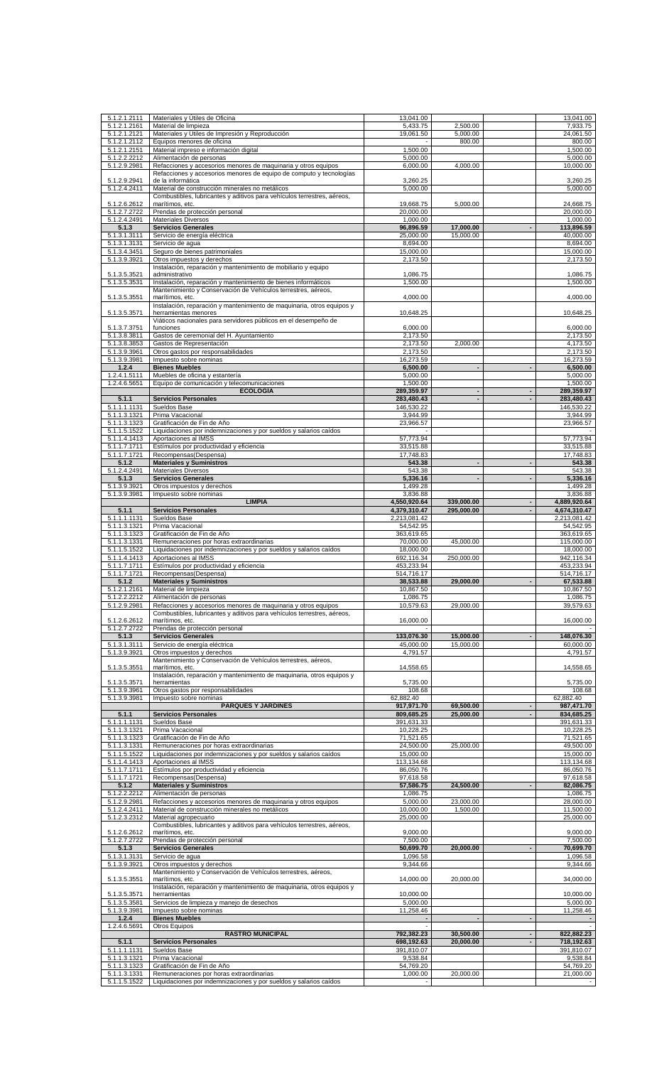| | | | | | |
|---|---|---|---|---|---|
| 5.1.2.1.2111 | Materiales y Útiles de Oficina | 13,041.00 | | | 13,041.00 |
| 5.1.2.1.2161 | Material de limpieza | 5,433.75 | 2,500.00 | | 7,933.75 |
| 5.1.2.1.2121 | Materiales y Útiles de Impresión y Reproducción | 19,061.50 | 5,000.00 | | 24,061.50 |
| 5.1.2.1.2112 | Equipos menores de oficina | - | 800.00 | | 800.00 |
| 5.1.2.1.2151 | Material impreso e información digital | 1,500.00 | | | 1,500.00 |
| 5.1.2.2.2212 | Alimentación de personas | 5,000.00 | | | 5,000.00 |
| 5.1.2.9.2981 | Refacciones y accesorios menores de maquinaria y otros equipos | 6,000.00 | 4,000.00 | | 10,000.00 |
| 5.1.2.9.2941 | Refacciones y accesorios menores de equipo de computo y tecnologías de la informática | 3,260.25 | | | 3,260.25 |
| 5.1.2.4.2411 | Material de construcción minerales no metálicos | 5,000.00 | | | 5,000.00 |
| 5.1.2.6.2612 | Combustibles, lubricantes y aditivos para vehículos terrestres, aéreos, marítimos, etc. | 19,668.75 | 5,000.00 | | 24,668.75 |
| 5.1.2.7.2722 | Prendas de protección personal | 20,000.00 | | | 20,000.00 |
| 5.1.2.4.2491 | Materiales Diversos | 1,000.00 | | | 1,000.00 |
| **5.1.3** | **Servicios Generales** | **96,896.59** | **17,000.00** | **-** | **113,896.59** |
| 5.1.3.1.3111 | Servicio de energía eléctrica | 25,000.00 | 15,000.00 | | 40,000.00 |
| 5.1.3.1.3131 | Servicio de agua | 8,694.00 | | | 8,694.00 |
| 5.1.3.4.3451 | Seguro de bienes patrimoniales | 15,000.00 | | | 15,000.00 |
| 5.1.3.9.3921 | Otros impuestos y derechos | 2,173.50 | | | 2,173.50 |
| 5.1.3.5.3521 | Instalación, reparación y mantenimiento de mobiliario y equipo administrativo | 1,086.75 | | | 1,086.75 |
| 5.1.3.5.3531 | Instalación, reparación y mantenimiento de bienes informáticos | 1,500.00 | | | 1,500.00 |
| 5.1.3.5.3551 | Mantenimiento y Conservación de Vehículos terrestres, aéreos, marítimos, etc. | 4,000.00 | | | 4,000.00 |
| 5.1.3.5.3571 | Instalación, reparación y mantenimiento de maquinaria, otros equipos y herramientas menores | 10,648.25 | | | 10,648.25 |
| 5.1.3.7.3751 | Viáticos nacionales para servidores públicos en el desempeño de funciones | 6,000.00 | | | 6,000.00 |
| 5.1.3.8.3811 | Gastos de ceremonial del H. Ayuntamiento | 2,173.50 | | | 2,173.50 |
| 5.1.3.8.3853 | Gastos de Representación | 2,173.50 | 2,000.00 | | 4,173.50 |
| 5.1.3.9.3961 | Otros gastos por responsabilidades | 2,173.50 | | | 2,173.50 |
| 5.1.3.9.3981 | Impuesto sobre nominas | 16,273.59 | | | 16,273.59 |
| **1.2.4** | **Bienes Muebles** | **6,500.00** | **-** | **-** | **6,500.00** |
| 1.2.4.1.5111 | Muebles de oficina y estantería | 5,000.00 | | | 5,000.00 |
| 1.2.4.6.5651 | Equipo de comunicación y telecomunicaciones | 1,500.00 | | | 1,500.00 |
| | **ECOLOGIA** | **289,359.97** | **-** | **-** | **289,359.97** |
| **5.1.1** | **Servicios Personales** | **283,480.43** | **-** | **-** | **283,480.43** |
| 5.1.1.1.1131 | Sueldos Base | 146,530.22 | | | 146,530.22 |
| 5.1.1.3.1321 | Prima Vacacional | 3,944.99 | | | 3,944.99 |
| 5.1.1.3.1323 | Gratificación de Fin de Año | 23,966.57 | | | 23,966.57 |
| 5.1.1.5.1522 | Liquidaciones por indemnizaciones y por sueldos y salarios caídos | - | | | - |
| 5.1.1.4.1413 | Aportaciones al IMSS | 57,773.94 | | | 57,773.94 |
| 5.1.1.7.1711 | Estímulos por productividad y eficiencia | 33,515.88 | | | 33,515.88 |
| 5.1.1.7.1721 | Recompensas(Despensa) | 17,748.83 | | | 17,748.83 |
| **5.1.2** | **Materiales y Suministros** | **543.38** | **-** | **-** | **543.38** |
| 5.1.2.4.2491 | Materiales Diversos | 543.38 | | | 543.38 |
| **5.1.3** | **Servicios Generales** | **5,336.16** | **-** | **-** | **5,336.16** |
| 5.1.3.9.3921 | Otros impuestos y derechos | 1,499.28 | | | 1,499.28 |
| 5.1.3.9.3981 | Impuesto sobre nominas | 3,836.88 | | | 3,836.88 |
| | **LIMPIA** | **4,550,920.64** | **339,000.00** | **-** | **4,889,920.64** |
| **5.1.1** | **Servicios Personales** | **4,379,310.47** | **295,000.00** | **-** | **4,674,310.47** |
| 5.1.1.1.1131 | Sueldos Base | 2,213,081.42 | | | 2,213,081.42 |
| 5.1.1.3.1321 | Prima Vacacional | 54,542.95 | | | 54,542.95 |
| 5.1.1.3.1323 | Gratificación de Fin de Año | 363,619.65 | | | 363,619.65 |
| 5.1.1.3.1331 | Remuneraciones por horas extraordinarias | 70,000.00 | 45,000.00 | | 115,000.00 |
| 5.1.1.5.1522 | Liquidaciones por indemnizaciones y por sueldos y salarios caídos | 18,000.00 | | | 18,000.00 |
| 5.1.1.4.1413 | Aportaciones al IMSS | 692,116.34 | 250,000.00 | | 942,116.34 |
| 5.1.1.7.1711 | Estímulos por productividad y eficiencia | 453,233.94 | | | 453,233.94 |
| 5.1.1.7.1721 | Recompensas(Despensa) | 514,716.17 | | | 514,716.17 |
| **5.1.2** | **Materiales y Suministros** | **38,533.88** | **29,000.00** | **-** | **67,533.88** |
| 5.1.2.1.2161 | Material de limpieza | 10,867.50 | | | 10,867.50 |
| 5.1.2.2.2212 | Alimentación de personas | 1,086.75 | | | 1,086.75 |
| 5.1.2.9.2981 | Refacciones y accesorios menores de maquinaria y otros equipos | 10,579.63 | 29,000.00 | | 39,579.63 |
| 5.1.2.6.2612 | Combustibles, lubricantes y aditivos para vehículos terrestres, aéreos, marítimos, etc. | 16,000.00 | | | 16,000.00 |
| 5.1.2.7.2722 | Prendas de protección personal | - | | | - |
| **5.1.3** | **Servicios Generales** | **133,076.30** | **15,000.00** | **-** | **148,076.30** |
| 5.1.3.1.3111 | Servicio de energía eléctrica | 45,000.00 | 15,000.00 | | 60,000.00 |
| 5.1.3.9.3921 | Otros impuestos y derechos | 4,791.57 | | | 4,791.57 |
| 5.1.3.5.3551 | Mantenimiento y Conservación de Vehículos terrestres, aéreos, marítimos, etc. | 14,558.65 | | | 14,558.65 |
| 5.1.3.5.3571 | Instalación, reparación y mantenimiento de maquinaria, otros equipos y herramientas | 5,735.00 | | | 5,735.00 |
| 5.1.3.9.3961 | Otros gastos por responsabilidades | 108.68 | | | 108.68 |
| 5.1.3.9.3981 | Impuesto sobre nominas | 62,882.40 | | | 62,882.40 |
| | **PARQUES Y JARDINES** | **917,971.70** | **69,500.00** | **-** | **987,471.70** |
| **5.1.1** | **Servicios Personales** | **809,685.25** | **25,000.00** | **-** | **834,685.25** |
| 5.1.1.1.1131 | Sueldos Base | 391,631.33 | | | 391,631.33 |
| 5.1.1.3.1321 | Prima Vacacional | 10,228.25 | | | 10,228.25 |
| 5.1.1.3.1323 | Gratificación de Fin de Año | 71,521.65 | | | 71,521.65 |
| 5.1.1.3.1331 | Remuneraciones por horas extraordinarias | 24,500.00 | 25,000.00 | | 49,500.00 |
| 5.1.1.5.1522 | Liquidaciones por indemnizaciones y por sueldos y salarios caídos | 15,000.00 | | | 15,000.00 |
| 5.1.1.4.1413 | Aportaciones al IMSS | 113,134.68 | | | 113,134.68 |
| 5.1.1.7.1711 | Estímulos por productividad y eficiencia | 86,050.76 | | | 86,050.76 |
| 5.1.1.7.1721 | Recompensas(Despensa) | 97,618.58 | | | 97,618.58 |
| **5.1.2** | **Materiales y Suministros** | **57,586.75** | **24,500.00** | **-** | **82,086.75** |
| 5.1.2.2.2212 | Alimentación de personas | 1,086.75 | | | 1,086.75 |
| 5.1.2.9.2981 | Refacciones y accesorios menores de maquinaria y otros equipos | 5,000.00 | 23,000.00 | | 28,000.00 |
| 5.1.2.4.2411 | Material de construcción minerales no metálicos | 10,000.00 | 1,500.00 | | 11,500.00 |
| 5.1.2.3.2312 | Material agropecuario | 25,000.00 | | | 25,000.00 |
| 5.1.2.6.2612 | Combustibles, lubricantes y aditivos para vehículos terrestres, aéreos, marítimos, etc. | 9,000.00 | | | 9,000.00 |
| 5.1.2.7.2722 | Prendas de protección personal | 7,500.00 | | | 7,500.00 |
| **5.1.3** | **Servicios Generales** | **50,699.70** | **20,000.00** | **-** | **70,699.70** |
| 5.1.3.1.3131 | Servicio de agua | 1,096.58 | | | 1,096.58 |
| 5.1.3.9.3921 | Otros impuestos y derechos | 9,344.66 | | | 9,344.66 |
| 5.1.3.5.3551 | Mantenimiento y Conservación de Vehículos terrestres, aéreos, marítimos, etc. | 14,000.00 | 20,000.00 | | 34,000.00 |
| 5.1.3.5.3571 | Instalación, reparación y mantenimiento de maquinaria, otros equipos y herramientas | 10,000.00 | | | 10,000.00 |
| 5.1.3.5.3581 | Servicios de limpieza y manejo de desechos | 5,000.00 | | | 5,000.00 |
| 5.1.3.9.3981 | Impuesto sobre nominas | 11,258.46 | | | 11,258.46 |
| **1.2.4** | **Bienes Muebles** | **-** | **-** | **-** | **-** |
| 1.2.4.6.5691 | Otros Equipos | | | | - |
| | **RASTRO MUNICIPAL** | **792,382.23** | **30,500.00** | **-** | **822,882.23** |
| **5.1.1** | **Servicios Personales** | **698,192.63** | **20,000.00** | **-** | **718,192.63** |
| 5.1.1.1.1131 | Sueldos Base | 391,810.07 | | | 391,810.07 |
| 5.1.1.3.1321 | Prima Vacacional | 9,538.84 | | | 9,538.84 |
| 5.1.1.3.1323 | Gratificación de Fin de Año | 54,769.20 | | | 54,769.20 |
| 5.1.1.3.1331 | Remuneraciones por horas extraordinarias | 1,000.00 | 20,000.00 | | 21,000.00 |
| 5.1.1.5.1522 | Liquidaciones por indemnizaciones y por sueldos y salarios caídos | - | | | - |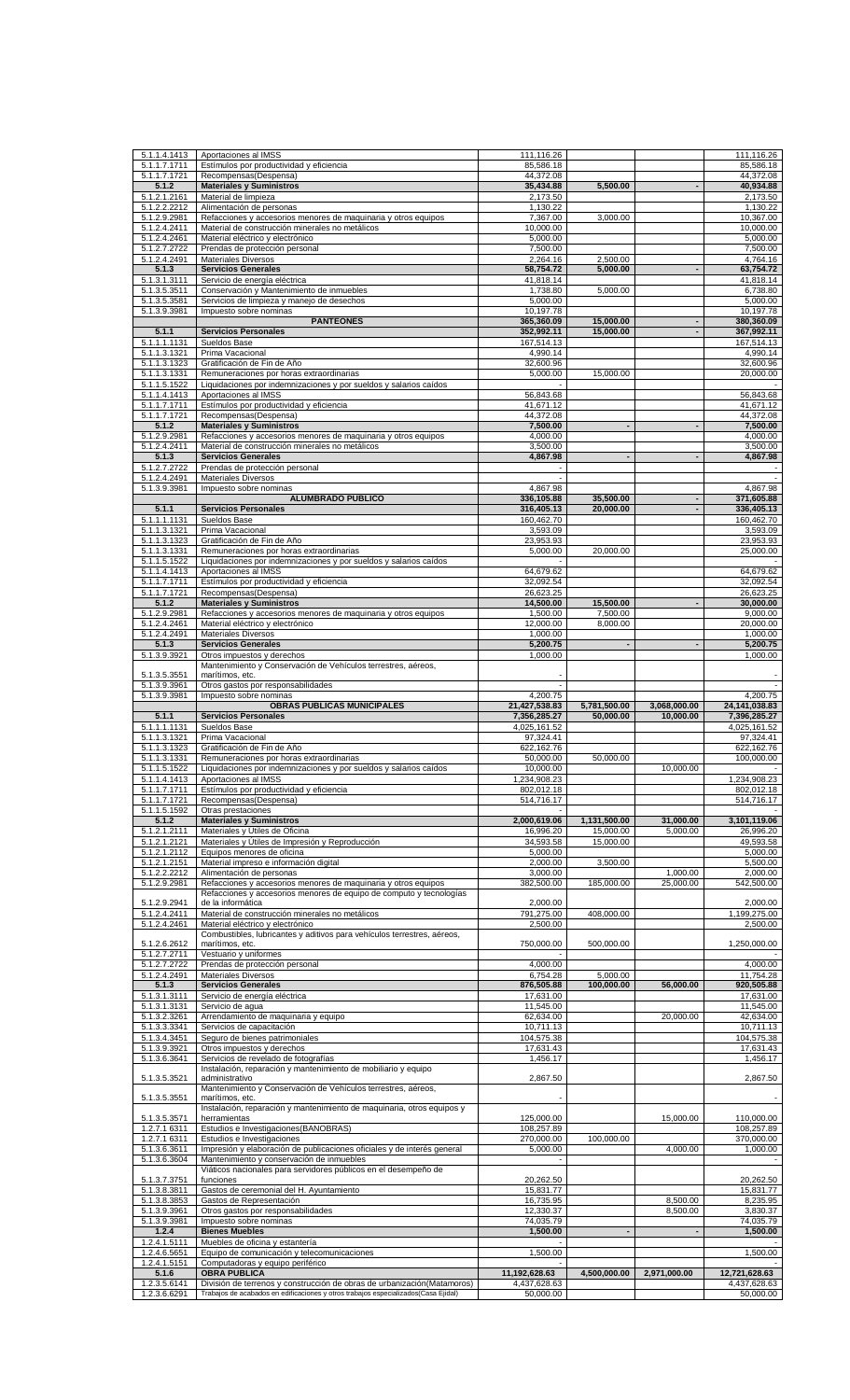| | | | | | |
|---|---|---|---|---|---|
| 5.1.1.4.1413 | Aportaciones al IMSS | 111,116.26 | | | 111,116.26 |
| 5.1.1.7.1711 | Estímulos por productividad y eficiencia | 85,586.18 | | | 85,586.18 |
| 5.1.1.7.1721 | Recompensas(Despensa) | 44,372.08 | | | 44,372.08 |
| **5.1.2** | **Materiales y Suministros** | **35,434.88** | **5,500.00** | **-** | **40,934.88** |
| 5.1.2.1.2161 | Material de limpieza | 2,173.50 | | | 2,173.50 |
| 5.1.2.2.2212 | Alimentación de personas | 1,130.22 | | | 1,130.22 |
| 5.1.2.9.2981 | Refacciones y accesorios menores de maquinaria y otros equipos | 7,367.00 | 3,000.00 | | 10,367.00 |
| 5.1.2.4.2411 | Material de construcción minerales no metálicos | 10,000.00 | | | 10,000.00 |
| 5.1.2.4.2461 | Material eléctrico y electrónico | 5,000.00 | | | 5,000.00 |
| 5.1.2.7.2722 | Prendas de protección personal | 7,500.00 | | | 7,500.00 |
| 5.1.2.4.2491 | Materiales Diversos | 2,264.16 | 2,500.00 | | 4,764.16 |
| **5.1.3** | **Servicios Generales** | **58,754.72** | **5,000.00** | **-** | **63,754.72** |
| 5.1.3.1.3111 | Servicio de energía eléctrica | 41,818.14 | | | 41,818.14 |
| 5.1.3.5.3511 | Conservación y Mantenimiento de inmuebles | 1,738.80 | 5,000.00 | | 6,738.80 |
| 5.1.3.5.3581 | Servicios de limpieza y manejo de desechos | 5,000.00 | | | 5,000.00 |
| 5.1.3.9.3981 | Impuesto sobre nominas | 10,197.78 | | | 10,197.78 |
| | **PANTEONES** | **365,360.09** | **15,000.00** | **-** | **380,360.09** |
| **5.1.1** | **Servicios Personales** | **352,992.11** | **15,000.00** | **-** | **367,992.11** |
| 5.1.1.1.1131 | Sueldos Base | 167,514.13 | | | 167,514.13 |
| 5.1.1.3.1321 | Prima Vacacional | 4,990.14 | | | 4,990.14 |
| 5.1.1.3.1323 | Gratificación de Fin de Año | 32,600.96 | | | 32,600.96 |
| 5.1.1.3.1331 | Remuneraciones por horas extraordinarias | 5,000.00 | 15,000.00 | | 20,000.00 |
| 5.1.1.5.1522 | Liquidaciones por indemnizaciones y por sueldos y salarios caídos | - | | | - |
| 5.1.1.4.1413 | Aportaciones al IMSS | 56,843.68 | | | 56,843.68 |
| 5.1.1.7.1711 | Estímulos por productividad y eficiencia | 41,671.12 | | | 41,671.12 |
| 5.1.1.7.1721 | Recompensas(Despensa) | 44,372.08 | | | 44,372.08 |
| **5.1.2** | **Materiales y Suministros** | **7,500.00** | **-** | **-** | **7,500.00** |
| 5.1.2.9.2981 | Refacciones y accesorios menores de maquinaria y otros equipos | 4,000.00 | | | 4,000.00 |
| 5.1.2.4.2411 | Material de construcción minerales no metálicos | 3,500.00 | | | 3,500.00 |
| **5.1.3** | **Servicios Generales** | **4,867.98** | **-** | **-** | **4,867.98** |
| 5.1.2.7.2722 | Prendas de protección personal | - | | | - |
| 5.1.2.4.2491 | Materiales Diversos | - | | | - |
| 5.1.3.9.3981 | Impuesto sobre nominas | 4,867.98 | | | 4,867.98 |
| | **ALUMBRADO PUBLICO** | **336,105.88** | **35,500.00** | **-** | **371,605.88** |
| **5.1.1** | **Servicios Personales** | **316,405.13** | **20,000.00** | **-** | **336,405.13** |
| 5.1.1.1.1131 | Sueldos Base | 160,462.70 | | | 160,462.70 |
| 5.1.1.3.1321 | Prima Vacacional | 3,593.09 | | | 3,593.09 |
| 5.1.1.3.1323 | Gratificación de Fin de Año | 23,953.93 | | | 23,953.93 |
| 5.1.1.3.1331 | Remuneraciones por horas extraordinarias | 5,000.00 | 20,000.00 | | 25,000.00 |
| 5.1.1.5.1522 | Liquidaciones por indemnizaciones y por sueldos y salarios caídos | - | | | - |
| 5.1.1.4.1413 | Aportaciones al IMSS | 64,679.62 | | | 64,679.62 |
| 5.1.1.7.1711 | Estímulos por productividad y eficiencia | 32,092.54 | | | 32,092.54 |
| 5.1.1.7.1721 | Recompensas(Despensa) | 26,623.25 | | | 26,623.25 |
| **5.1.2** | **Materiales y Suministros** | **14,500.00** | **15,500.00** | **-** | **30,000.00** |
| 5.1.2.9.2981 | Refacciones y accesorios menores de maquinaria y otros equipos | 1,500.00 | 7,500.00 | | 9,000.00 |
| 5.1.2.4.2461 | Material eléctrico y electrónico | 12,000.00 | 8,000.00 | | 20,000.00 |
| 5.1.2.4.2491 | Materiales Diversos | 1,000.00 | | | 1,000.00 |
| **5.1.3** | **Servicios Generales** | **5,200.75** | **-** | **-** | **5,200.75** |
| 5.1.3.9.3921 | Otros impuestos y derechos | 1,000.00 | | | 1,000.00 |
| 5.1.3.5.3551 | Mantenimiento y Conservación de Vehículos terrestres, aéreos, marítimos, etc. | - | | | - |
| 5.1.3.9.3961 | Otros gastos por responsabilidades | - | | | - |
| 5.1.3.9.3981 | Impuesto sobre nominas | 4,200.75 | | | 4,200.75 |
| | **OBRAS PUBLICAS MUNICIPALES** | **21,427,538.83** | **5,781,500.00** | **3,068,000.00** | **24,141,038.83** |
| **5.1.1** | **Servicios Personales** | **7,356,285.27** | **50,000.00** | **10,000.00** | **7,396,285.27** |
| 5.1.1.1.1131 | Sueldos Base | 4,025,161.52 | | | 4,025,161.52 |
| 5.1.1.3.1321 | Prima Vacacional | 97,324.41 | | | 97,324.41 |
| 5.1.1.3.1323 | Gratificación de Fin de Año | 622,162.76 | | | 622,162.76 |
| 5.1.1.3.1331 | Remuneraciones por horas extraordinarias | 50,000.00 | 50,000.00 | | 100,000.00 |
| 5.1.1.5.1522 | Liquidaciones por indemnizaciones y por sueldos y salarios caídos | 10,000.00 | - | 10,000.00 | - |
| 5.1.1.4.1413 | Aportaciones al IMSS | 1,234,908.23 | | | 1,234,908.23 |
| 5.1.1.7.1711 | Estímulos por productividad y eficiencia | 802,012.18 | | | 802,012.18 |
| 5.1.1.7.1721 | Recompensas(Despensa) | 514,716.17 | | | 514,716.17 |
| 5.1.1.5.1592 | Otras prestaciones | - | | | - |
| **5.1.2** | **Materiales y Suministros** | **2,000,619.06** | **1,131,500.00** | **31,000.00** | **3,101,119.06** |
| 5.1.2.1.2111 | Materiales y Útiles de Oficina | 16,996.20 | 15,000.00 | 5,000.00 | 26,996.20 |
| 5.1.2.1.2121 | Materiales y Útiles de Impresión y Reproducción | 34,593.58 | 15,000.00 | | 49,593.58 |
| 5.1.2.1.2112 | Equipos menores de oficina | 5,000.00 | | | 5,000.00 |
| 5.1.2.1.2151 | Material impreso e información digital | 2,000.00 | 3,500.00 | | 5,500.00 |
| 5.1.2.2.2212 | Alimentación de personas | 3,000.00 | | 1,000.00 | 2,000.00 |
| 5.1.2.9.2981 | Refacciones y accesorios menores de maquinaria y otros equipos | 382,500.00 | 185,000.00 | 25,000.00 | 542,500.00 |
| 5.1.2.9.2941 | Refacciones y accesorios menores de equipo de computo y tecnologías de la informática | 2,000.00 | | | 2,000.00 |
| 5.1.2.4.2411 | Material de construcción minerales no metálicos | 791,275.00 | 408,000.00 | | 1,199,275.00 |
| 5.1.2.4.2461 | Material eléctrico y electrónico | 2,500.00 | | | 2,500.00 |
| 5.1.2.6.2612 | Combustibles, lubricantes y aditivos para vehículos terrestres, aéreos, marítimos, etc. | 750,000.00 | 500,000.00 | | 1,250,000.00 |
| 5.1.2.7.2711 | Vestuario y uniformes | - | | | - |
| 5.1.2.7.2722 | Prendas de protección personal | 4,000.00 | | | 4,000.00 |
| 5.1.2.4.2491 | Materiales Diversos | 6,754.28 | 5,000.00 | | 11,754.28 |
| **5.1.3** | **Servicios Generales** | **876,505.88** | **100,000.00** | **56,000.00** | **920,505.88** |
| 5.1.3.1.3111 | Servicio de energía eléctrica | 17,631.00 | | | 17,631.00 |
| 5.1.3.1.3131 | Servicio de agua | 11,545.00 | | | 11,545.00 |
| 5.1.3.2.3261 | Arrendamiento de maquinaria y equipo | 62,634.00 | | 20,000.00 | 42,634.00 |
| 5.1.3.3.3341 | Servicios de capacitación | 10,711.13 | | | 10,711.13 |
| 5.1.3.4.3451 | Seguro de bienes patrimoniales | 104,575.38 | | | 104,575.38 |
| 5.1.3.9.3921 | Otros impuestos y derechos | 17,631.43 | | | 17,631.43 |
| 5.1.3.6.3641 | Servicios de revelado de fotografías | 1,456.17 | | | 1,456.17 |
| 5.1.3.5.3521 | Instalación, reparación y mantenimiento de mobiliario y equipo administrativo | 2,867.50 | | | 2,867.50 |
| 5.1.3.5.3551 | Mantenimiento y Conservación de Vehículos terrestres, aéreos, marítimos, etc. | - | | | - |
| 5.1.3.5.3571 | Instalación, reparación y mantenimiento de maquinaria, otros equipos y herramientas | 125,000.00 | | 15,000.00 | 110,000.00 |
| 1.2.7.1 6311 | Estudios e Investigaciones(BANOBRAS) | 108,257.89 | | | 108,257.89 |
| 1.2.7.1 6311 | Estudios e Investigaciones | 270,000.00 | 100,000.00 | | 370,000.00 |
| 5.1.3.6.3611 | Impresión y elaboración de publicaciones oficiales y de interés general | 5,000.00 | | 4,000.00 | 1,000.00 |
| 5.1.3.6.3604 | Mantenimiento y conservación de inmuebles | - | | | - |
| 5.1.3.7.3751 | Viáticos nacionales para servidores públicos en el desempeño de funciones | 20,262.50 | | | 20,262.50 |
| 5.1.3.8.3811 | Gastos de ceremonial del H. Ayuntamiento | 15,831.77 | | | 15,831.77 |
| 5.1.3.8.3853 | Gastos de Representación | 16,735.95 | | 8,500.00 | 8,235.95 |
| 5.1.3.9.3961 | Otros gastos por responsabilidades | 12,330.37 | | 8,500.00 | 3,830.37 |
| 5.1.3.9.3981 | Impuesto sobre nominas | 74,035.79 | | | 74,035.79 |
| **1.2.4** | **Bienes Muebles** | **1,500.00** | **-** | **-** | **1,500.00** |
| 1.2.4.1.5111 | Muebles de oficina y estantería | - | | | - |
| 1.2.4.6.5651 | Equipo de comunicación y telecomunicaciones | 1,500.00 | | | 1,500.00 |
| 1.2.4.1.5151 | Computadoras y equipo periférico | - | | | - |
| **5.1.6** | **OBRA PUBLICA** | **11,192,628.63** | **4,500,000.00** | **2,971,000.00** | **12,721,628.63** |
| 1.2.3.5.6141 | División de terrenos y construcción de obras de urbanización(Matamoros) | 4,437,628.63 | | | 4,437,628.63 |
| 1.2.3.6.6291 | Trabajos de acabados en edificaciones y otros trabajos especializados(Casa Ejidal) | 50,000.00 | | | 50,000.00 |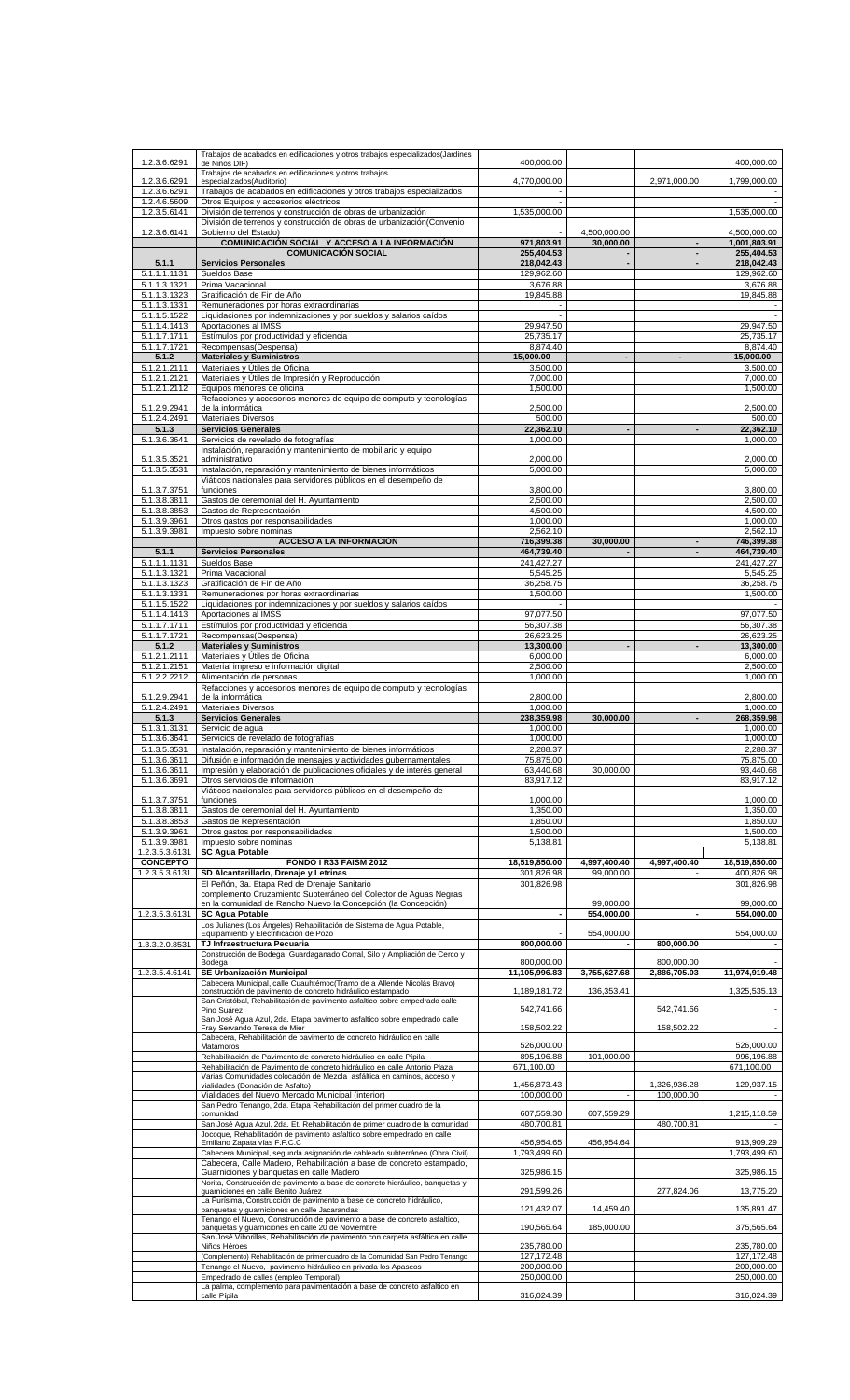| | | | | | |
|---|---|---|---|---|---|
| 1.2.3.6.6291 | Trabajos de acabados en edificaciones y otros trabajos especializados(Jardines de Niños DIF) | 400,000.00 | | | 400,000.00 |
| 1.2.3.6.6291 | Trabajos de acabados en edificaciones y otros trabajos especializados(Auditorio) | 4,770,000.00 | | 2,971,000.00 | 1,799,000.00 |
| 1.2.3.6.6291 | Trabajos de acabados en edificaciones y otros trabajos especializados | - | | | - |
| 1.2.4.6.5609 | Otros Equipos y accesorios eléctricos | - | | | - |
| 1.2.3.5.6141 | División de terrenos y construcción de obras de urbanización | 1,535,000.00 | | | 1,535,000.00 |
| 1.2.3.6.6141 | División de terrenos y construcción de obras de urbanización(Convenio Gobierno del Estado) | - | 4,500,000.00 | | 4,500,000.00 |
| | **COMUNICACIÓN SOCIAL Y ACCESO A LA INFORMACIÓN** | **971,803.91** | **30,000.00** | **-** | **1,001,803.91** |
| | **COMUNICACIÓN SOCIAL** | **255,404.53** | **-** | **-** | **255,404.53** |
| **5.1.1** | **Servicios Personales** | **218,042.43** | **-** | **-** | **218,042.43** |
| 5.1.1.1.1131 | Sueldos Base | 129,962.60 | | | 129,962.60 |
| 5.1.1.3.1321 | Prima Vacacional | 3,676.88 | | | 3,676.88 |
| 5.1.1.3.1323 | Gratificación de Fin de Año | 19,845.88 | | | 19,845.88 |
| 5.1.1.3.1331 | Remuneraciones por horas extraordinarias | - | | | - |
| 5.1.1.5.1522 | Liquidaciones por indemnizaciones y por sueldos y salarios caídos | - | | | - |
| 5.1.1.4.1413 | Aportaciones al IMSS | 29,947.50 | | | 29,947.50 |
| 5.1.1.7.1711 | Estímulos por productividad y eficiencia | 25,735.17 | | | 25,735.17 |
| 5.1.1.7.1721 | Recompensas(Despensa) | 8,874.40 | | | 8,874.40 |
| **5.1.2** | **Materiales y Suministros** | **15,000.00** | **-** | **-** | **15,000.00** |
| 5.1.2.1.2111 | Materiales y Útiles de Oficina | 3,500.00 | | | 3,500.00 |
| 5.1.2.1.2121 | Materiales y Útiles de Impresión y Reproducción | 7,000.00 | | | 7,000.00 |
| 5.1.2.1.2112 | Equipos menores de oficina | 1,500.00 | | | 1,500.00 |
| 5.1.2.9.2941 | Refacciones y accesorios menores de equipo de computo y tecnologías de la informática | 2,500.00 | | | 2,500.00 |
| 5.1.2.4.2491 | Materiales Diversos | 500.00 | | | 500.00 |
| **5.1.3** | **Servicios Generales** | **22,362.10** | **-** | **-** | **22,362.10** |
| 5.1.3.6.3641 | Servicios de revelado de fotografías | 1,000.00 | | | 1,000.00 |
| 5.1.3.5.3521 | Instalación, reparación y mantenimiento de mobiliario y equipo administrativo | 2,000.00 | | | 2,000.00 |
| 5.1.3.5.3531 | Instalación, reparación y mantenimiento de bienes informáticos | 5,000.00 | | | 5,000.00 |
| 5.1.3.7.3751 | Viáticos nacionales para servidores públicos en el desempeño de funciones | 3,800.00 | | | 3,800.00 |
| 5.1.3.8.3811 | Gastos de ceremonial del H. Ayuntamiento | 2,500.00 | | | 2,500.00 |
| 5.1.3.8.3853 | Gastos de Representación | 4,500.00 | | | 4,500.00 |
| 5.1.3.9.3961 | Otros gastos por responsabilidades | 1,000.00 | | | 1,000.00 |
| 5.1.3.9.3981 | Impuesto sobre nominas | 2,562.10 | | | 2,562.10 |
| | **ACCESO A LA INFORMACION** | **716,399.38** | **30,000.00** | **-** | **746,399.38** |
| **5.1.1** | **Servicios Personales** | **464,739.40** | **-** | **-** | **464,739.40** |
| 5.1.1.1.1131 | Sueldos Base | 241,427.27 | | | 241,427.27 |
| 5.1.1.3.1321 | Prima Vacacional | 5,545.25 | | | 5,545.25 |
| 5.1.1.3.1323 | Gratificación de Fin de Año | 36,258.75 | | | 36,258.75 |
| 5.1.1.3.1331 | Remuneraciones por horas extraordinarias | 1,500.00 | | | 1,500.00 |
| 5.1.1.5.1522 | Liquidaciones por indemnizaciones y por sueldos y salarios caídos | - | | | - |
| 5.1.1.4.1413 | Aportaciones al IMSS | 97,077.50 | | | 97,077.50 |
| 5.1.1.7.1711 | Estímulos por productividad y eficiencia | 56,307.38 | | | 56,307.38 |
| 5.1.1.7.1721 | Recompensas(Despensa) | 26,623.25 | | | 26,623.25 |
| **5.1.2** | **Materiales y Suministros** | **13,300.00** | **-** | **-** | **13,300.00** |
| 5.1.2.1.2111 | Materiales y Útiles de Oficina | 6,000.00 | | | 6,000.00 |
| 5.1.2.1.2151 | Material impreso e información digital | 2,500.00 | | | 2,500.00 |
| 5.1.2.2.2212 | Alimentación de personas | 1,000.00 | | | 1,000.00 |
| 5.1.2.9.2941 | Refacciones y accesorios menores de equipo de computo y tecnologías de la informática | 2,800.00 | | | 2,800.00 |
| 5.1.2.4.2491 | Materiales Diversos | 1,000.00 | | | 1,000.00 |
| **5.1.3** | **Servicios Generales** | **238,359.98** | **30,000.00** | **-** | **268,359.98** |
| 5.1.3.1.3131 | Servicio de agua | 1,000.00 | | | 1,000.00 |
| 5.1.3.6.3641 | Servicios de revelado de fotografías | 1,000.00 | | | 1,000.00 |
| 5.1.3.5.3531 | Instalación, reparación y mantenimiento de bienes informáticos | 2,288.37 | | | 2,288.37 |
| 5.1.3.6.3611 | Difusión e información de mensajes y actividades gubernamentales | 75,875.00 | | | 75,875.00 |
| 5.1.3.6.3611 | Impresión y elaboración de publicaciones oficiales y de interés general | 63,440.68 | 30,000.00 | | 93,440.68 |
| 5.1.3.6.3691 | Otros servicios de información | 83,917.12 | | | 83,917.12 |
| 5.1.3.7.3751 | Viáticos nacionales para servidores públicos en el desempeño de funciones | 1,000.00 | | | 1,000.00 |
| 5.1.3.8.3811 | Gastos de ceremonial del H. Ayuntamiento | 1,350.00 | | | 1,350.00 |
| 5.1.3.8.3853 | Gastos de Representación | 1,850.00 | | | 1,850.00 |
| 5.1.3.9.3961 | Otros gastos por responsabilidades | 1,500.00 | | | 1,500.00 |
| 5.1.3.9.3981 | Impuesto sobre nominas | 5,138.81 | | | 5,138.81 |
| 1.2.3.5.3.6131 | **SC Agua Potable** | | | | |
| **CONCEPTO** | **FONDO I R33 FAISM 2012** | **18,519,850.00** | **4,997,400.40** | **4,997,400.40** | **18,519,850.00** |
| 1.2.3.5.3.6131 | **SD Alcantarillado, Drenaje y Letrinas** | **301,826.98** | **99,000.00** | **-** | **400,826.98** |
| | El Peñón, 3a. Etapa Red de Drenaje Sanitario | 301,826.98 | | | 301,826.98 |
| | complemento Cruzamiento Subterráneo del Colector de Aguas Negras en la comunidad de Rancho Nuevo la Concepción (la Concepción) | | 99,000.00 | | 99,000.00 |
| 1.2.3.5.3.6131 | **SC Agua Potable** | **-** | **554,000.00** | **-** | **554,000.00** |
| | Los Julianes (Los Ángeles) Rehabilitación de Sistema de Agua Potable, Equipamiento y Electrificación de Pozo | - | 554,000.00 | | 554,000.00 |
| 1.3.3.2.0.8531 | **TJ Infraestructura Pecuaria** | **800,000.00** | **-** | **800,000.00** | **-** |
| | Construcción de Bodega, Guardaganado Corral, Silo y Ampliación de Cerco y Bodega | 800,000.00 | | 800,000.00 | - |
| 1.2.3.5.4.6141 | **SE Urbanización Municipal** | **11,105,996.83** | **3,755,627.68** | **2,886,705.03** | **11,974,919.48** |
| | Cabecera Municipal, calle Cuauhtémoc(Tramo de a Allende Nicolás Bravo) construcción de pavimento de concreto hidráulico estampado | 1,189,181.72 | 136,353.41 | | 1,325,535.13 |
| | San Cristóbal, Rehabilitación de pavimento asfaltico sobre empedrado calle Pino Suárez | 542,741.66 | | 542,741.66 | - |
| | San José Agua Azul, 2da. Etapa pavimento asfaltico sobre empedrado calle Fray Servando Teresa de Mier | 158,502.22 | | 158,502.22 | - |
| | Cabecera, Rehabilitación de pavimento de concreto hidráulico en calle Matamoros | 526,000.00 | | | 526,000.00 |
| | Rehabilitación de Pavimento de concreto hidráulico en calle Pípila | 895,196.88 | 101,000.00 | | 996,196.88 |
| | Rehabilitación de Pavimento de concreto hidráulico en calle Antonio Plaza | 671,100.00 | | | 671,100.00 |
| | Varias Comunidades colocación de Mezcla asfáltica en caminos, acceso y vialidades (Donación de Asfalto) | 1,456,873.43 | | 1,326,936.28 | 129,937.15 |
| | Vialidades del Nuevo Mercado Municipal (interior) | 100,000.00 | - | 100,000.00 | - |
| | San Pedro Tenango, 2da. Etapa Rehabilitación del primer cuadro de la comunidad | 607,559.30 | 607,559.29 | | 1,215,118.59 |
| | San José Agua Azul, 2da. Et. Rehabilitación de primer cuadro de la comunidad | 480,700.81 | | 480,700.81 | - |
| | Jocoque, Rehabilitación de pavimento asfaltico sobre empedrado en calle Emiliano Zapata vías F.F.C.C | 456,954.65 | 456,954.64 | | 913,909.29 |
| | Cabecera Municipal, segunda asignación de cableado subterráneo (Obra Civil) | 1,793,499.60 | | | 1,793,499.60 |
| | Cabecera, Calle Madero, Rehabilitación a base de concreto estampado, Guarniciones y banquetas en calle Madero | 325,986.15 | | | 325,986.15 |
| | Norita, Construcción de pavimento a base de concreto hidráulico, banquetas y guarniciones en calle Benito Juárez | 291,599.26 | | 277,824.06 | 13,775.20 |
| | La Purísima, Construcción de pavimento a base de concreto hidráulico, banquetas y guarniciones en calle Jacarandas | 121,432.07 | 14,459.40 | | 135,891.47 |
| | Tenango el Nuevo, Construcción de pavimento a base de concreto asfaltico, banquetas y guarniciones en calle 20 de Noviembre | 190,565.64 | 185,000.00 | | 375,565.64 |
| | San José Viborillas, Rehabilitación de pavimento con carpeta asfáltica en calle Niños Héroes | 235,780.00 | | | 235,780.00 |
| | (Complemento) Rehabilitación de primer cuadro de la Comunidad San Pedro Tenango | 127,172.48 | | | 127,172.48 |
| | Tenango el Nuevo, pavimento hidráulico en privada los Apaseos | 200,000.00 | | | 200,000.00 |
| | Empedrado de calles (empleo Temporal) | 250,000.00 | | | 250,000.00 |
| | La palma, complemento para pavimentación a base de concreto asfaltico en calle Pípila | 316,024.39 | | | 316,024.39 |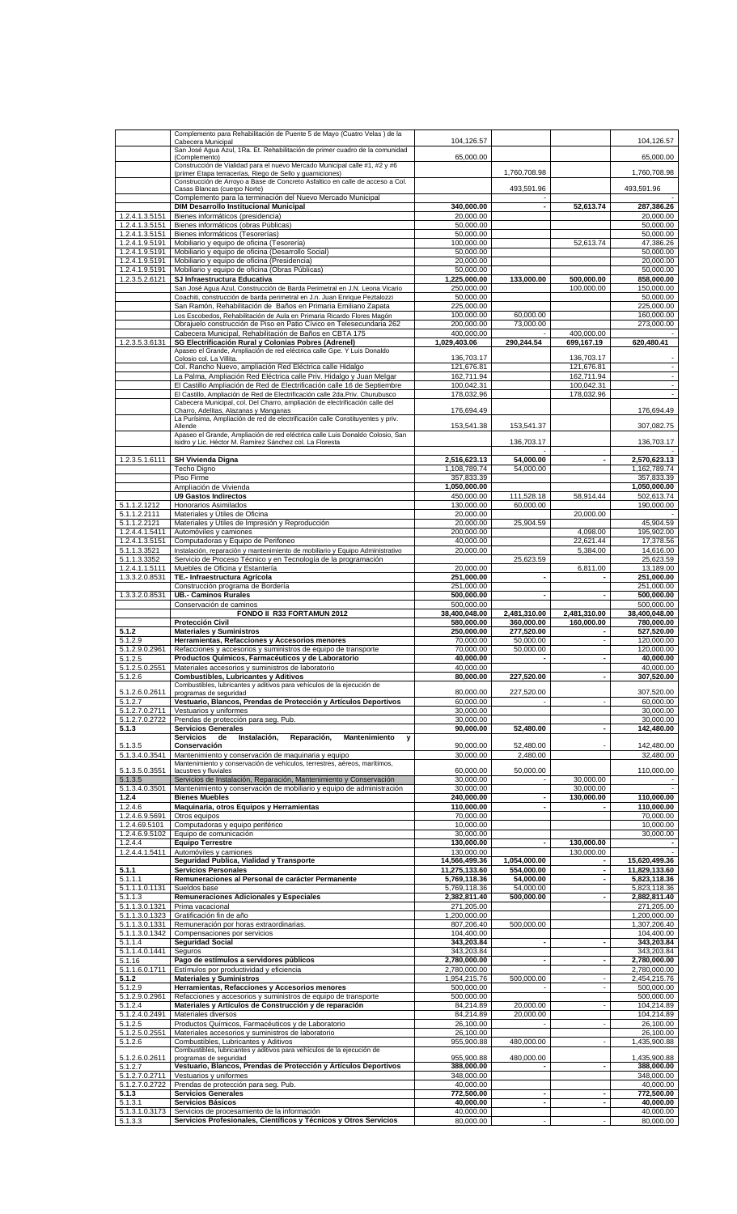| | | | | | |
|---|---|---|---|---|---|
| | Complemento para Rehabilitación de Puente 5 de Mayo (Cuatro Velas ) de la Cabecera Municipal | 104,126.57 | | | 104,126.57 |
| | San José Agua Azul, 1Ra. Et. Rehabilitación de primer cuadro de la comunidad (Complemento) | 65,000.00 | | | 65,000.00 |
| | Construcción de Vialidad para el nuevo Mercado Municipal calle #1, #2 y #6 (primer Etapa terracerías, Riego de Sello y guarniciones) | | 1,760,708.98 | | 1,760,708.98 |
| | Construcción de Arroyo a Base de Concreto Asfaltico en calle de acceso a Col. Casas Blancas (cuerpo Norte) | | 493,591.96 | | 493,591.96 |
| | Complemento para la terminación del Nuevo Mercado Municipal | | - | | - |
| | **DIM Desarrollo Institucional Municipal** | **340,000.00** | **-** | **52,613.74** | **287,386.26** |
| 1.2.4.1.3.5151 | Bienes informáticos (presidencia) | 20,000.00 | | | 20,000.00 |
| 1.2.4.1.3.5151 | Bienes informáticos (obras Públicas) | 50,000.00 | | | 50,000.00 |
| 1.2.4.1.3.5151 | Bienes informáticos (Tesorerías) | 50,000.00 | | | 50,000.00 |
| 1.2.4.1.9.5191 | Mobiliario y equipo de oficina (Tesorería) | 100,000.00 | | 52,613.74 | 47,386.26 |
| 1.2.4.1.9.5191 | Mobiliario y equipo de oficina (Desarrollo Social) | 50,000.00 | | | 50,000.00 |
| 1.2.4.1.9.5191 | Mobiliario y equipo de oficina (Presidencia) | 20,000.00 | | | 20,000.00 |
| 1.2.4.1.9.5191 | Mobiliario y equipo de oficina (Obras Públicas) | 50,000.00 | | | 50,000.00 |
| 1.2.3.5.2.6121 | **SJ Infraestructura Educativa** | **1,225,000.00** | **133,000.00** | **500,000.00** | **858,000.00** |
| | San José Agua Azul, Construcción de Barda Perimetral en J.N. Leona Vicario | 250,000.00 | | 100,000.00 | 150,000.00 |
| | Coachiti, construcción de barda perimetral en J.n. Juan Enrique Peztalozzi | 50,000.00 | | | 50,000.00 |
| | San Ramón, Rehabilitación de Baños en Primaria Emiliano Zapata | 225,000.00 | | | 225,000.00 |
| | Los Escobedos, Rehabilitación de Aula en Primaria Ricardo Flores Magón | 100,000.00 | 60,000.00 | | 160,000.00 |
| | Obrajuelo construcción de Piso en Patio Cívico en Telesecundaria 262 | 200,000.00 | 73,000.00 | | 273,000.00 |
| | Cabecera Municipal, Rehabilitación de Baños en CBTA 175 | 400,000.00 | - | 400,000.00 | - |
| 1.2.3.5.3.6131 | **SG Electrificación Rural y Colonias Pobres (Adrenel)** | **1,029,403.06** | **290,244.54** | **699,167.19** | **620,480.41** |
| | Apaseo el Grande, Ampliación de red eléctrica calle Gpe. Y Luis Donaldo Colosio col. La Villita. | 136,703.17 | | 136,703.17 | - |
| | Col. Rancho Nuevo, ampliación Red Eléctrica calle Hidalgo | 121,676.81 | | 121,676.81 | - |
| | La Palma, Ampliación Red Eléctrica calle Priv. Hidalgo y Juan Melgar | 162,711.94 | | 162,711.94 | - |
| | El Castillo Ampliación de Red de Electrificación calle 16 de Septiembre | 100,042.31 | | 100,042.31 | - |
| | El Castillo, Ampliación de Red de Electrificación calle 2da.Priv. Churubusco | 178,032.96 | | 178,032.96 | - |
| | Cabecera Municipal, col. Del Charro, ampliación de electrificación calle del Charro, Adelitas, Alazanas y Manganas | 176,694.49 | | | 176,694.49 |
| | La Purísima, Ampliación de red de electrificación calle Constituyentes y priv. Allende | 153,541.38 | 153,541.37 | | 307,082.75 |
| | Apaseo el Grande, Ampliación de red eléctrica calle Luis Donaldo Colosio, San Isidro y Lic. Héctor M. Ramírez Sánchez col. La Floresta | | 136,703.17 | | 136,703.17 |
| | | | - | | - |
| 1.2.3.5.1.6111 | **SH Vivienda Digna** | **2,516,623.13** | **54,000.00** | **-** | **2,570,623.13** |
| | Techo Digno | 1,108,789.74 | 54,000.00 | | 1,162,789.74 |
| | Piso Firme | 357,833.39 | | | 357,833.39 |
| | Ampliación de Vivienda | **1,050,000.00** | | | **1,050,000.00** |
| | **U9 Gastos Indirectos** | 450,000.00 | 111,528.18 | 58,914.44 | 502,613.74 |
| 5.1.1.2.1212 | Honorarios Asimilados | 130,000.00 | 60,000.00 | | 190,000.00 |
| 5.1.1.2.2111 | Materiales y Útiles de Oficina | 20,000.00 | | 20,000.00 | - |
| 5.1.1.2.2121 | Materiales y Útiles de Impresión y Reproducción | 20,000.00 | 25,904.59 | | 45,904.59 |
| 1.2.4.4.1.5411 | Automóviles y camiones | 200,000.00 | | 4,098.00 | 195,902.00 |
| 1.2.4.1.3.5151 | Computadoras y Equipo de Periféricos | 40,000.00 | | 22,621.44 | 17,378.56 |
| 5.1.1.3.3521 | Instalación, reparación y mantenimiento de mobiliario y Equipo Administrativo | 20,000.00 | | 5,384.00 | 14,616.00 |
| 5.1.1.3.3352 | Servicio de Proceso Técnico y en Tecnología de la programación | | 25,623.59 | | 25,623.59 |
| 1.2.4.1.1.5111 | Muebles de Oficina y Estantería | 20,000.00 | | 6,811.00 | 13,189.00 |
| 1.3.3.2.0.8531 | **TE.- Infraestructura Agrícola** | **251,000.00** | **-** | **-** | **251,000.00** |
| | Construcción programa de Bordería | 251,000.00 | | | 251,000.00 |
| 1.3.3.2.0.8531 | **UB.- Caminos Rurales** | **500,000.00** | **-** | **-** | **500,000.00** |
| | Conservación de caminos | 500,000.00 | | | 500,000.00 |
| | **FONDO II R33 FORTAMUN 2012** | **38,400,048.00** | **2,481,310.00** | **2,481,310.00** | **38,400,048.00** |
| | **Protección Civil** | **580,000.00** | **360,000.00** | **160,000.00** | **780,000.00** |
| **5.1.2** | **Materiales y Suministros** | **250,000.00** | **277,520.00** | **-** | **527,520.00** |
| 5.1.2.9 | **Herramientas, Refacciones y Accesorios menores** | 70,000.00 | 50,000.00 | | 120,000.00 |
| 5.1.2.9.0.2961 | Refacciones y accesorios y suministros de equipo de transporte | 70,000.00 | 50,000.00 | | 120,000.00 |
| 5.1.2.5 | **Productos Químicos, Farmacéuticos y de Laboratorio** | **40,000.00** | **-** | **-** | **40,000.00** |
| 5.1.2.5.0.2551 | Materiales accesorios y suministros de laboratorio | 40,000.00 | | | 40,000.00 |
| 5.1.2.6 | **Combustibles, Lubricantes y Aditivos** | **80,000.00** | **227,520.00** | **-** | **307,520.00** |
| 5.1.2.6.0.2611 | Combustibles, lubricantes y aditivos para vehículos de la ejecución de programas de seguridad | 80,000.00 | 227,520.00 | | 307,520.00 |
| 5.1.2.7 | **Vestuario, Blancos, Prendas de Protección y Artículos Deportivos** | 60,000.00 | - | - | 60,000.00 |
| 5.1.2.7.0.2711 | Vestuarios y uniformes | 30,000.00 | | | 30,000.00 |
| 5.1.2.7.0.2722 | Prendas de protección para seg. Pub. | 30,000.00 | | | 30,000.00 |
| **5.1.3** | **Servicios Generales** | **90,000.00** | **52,480.00** | **-** | **142,480.00** |
| 5.1.3.5 | **Servicios de Instalación, Reparación, Mantenimiento y Conservación** | 90,000.00 | 52,480.00 | - | 142,480.00 |
| 5.1.3.4.0.3541 | Mantenimiento y conservación de maquinaria y equipo | 30,000.00 | 2,480.00 | | 32,480.00 |
| 5.1.3.5.0.3551 | Mantenimiento y conservación de vehículos, terrestres, aéreos, marítimos, lacustres y fluviales | 60,000.00 | 50,000.00 | | 110,000.00 |
| 5.1.3.5 | Servicios de Instalación, Reparación, Mantenimiento y Conservación | 30,000.00 | - | 30,000.00 | - |
| 5.1.3.4.0.3501 | Mantenimiento y conservación de mobiliario y equipo de administración | 30,000.00 | | 30,000.00 | - |
| **1.2.4** | **Bienes Muebles** | **240,000.00** | **-** | **130,000.00** | **110,000.00** |
| 1.2.4.6 | **Maquinaria, otros Equipos y Herramientas** | **110,000.00** | **-** | **-** | **110,000.00** |
| 1.2.4.6.9.5691 | Otros equipos | 70,000.00 | | | 70,000.00 |
| 1.2.4.69.5101 | Computadoras y equipo periférico | 10,000.00 | | | 10,000.00 |
| 1.2.4.6.9.5102 | Equipo de comunicación | 30,000.00 | | | 30,000.00 |
| 1.2.4.4 | **Equipo Terrestre** | **130,000.00** | **-** | **130,000.00** | **-** |
| 1.2.4.4.1.5411 | Automóviles y camiones | 130,000.00 | | 130,000.00 | - |
| | **Seguridad Publica, Vialidad y Transporte** | **14,566,499.36** | **1,054,000.00** | **-** | **15,620,499.36** |
| **5.1.1** | **Servicios Personales** | **11,275,133.60** | **554,000.00** | **-** | **11,829,133.60** |
| 5.1.1.1 | **Remuneraciones al Personal de carácter Permanente** | **5,769,118.36** | **54,000.00** | **-** | **5,823,118.36** |
| 5.1.1.1.0.1131 | Sueldos base | 5,769,118.36 | 54,000.00 | | 5,823,118.36 |
| 5.1.1.3 | **Remuneraciones Adicionales y Especiales** | **2,382,811.40** | **500,000.00** | **-** | **2,882,811.40** |
| 5.1.1.3.0.1321 | Prima vacacional | 271,205.00 | | | 271,205.00 |
| 5.1.1.3.0.1323 | Gratificación fin de año | 1,200,000.00 | | | 1,200,000.00 |
| 5.1.1.3.0.1331 | Remuneración por horas extraordinarias. | 807,206.40 | 500,000.00 | | 1,307,206.40 |
| 5.1.1.3.0.1342 | Compensaciones por servicios | 104,400.00 | | | 104,400.00 |
| 5.1.1.4 | **Seguridad Social** | **343,203.84** | **-** | **-** | **343,203.84** |
| 5.1.1.4.0.1441 | Seguros | 343,203.84 | | | 343,203.84 |
| 5.1.16 | **Pago de estímulos a servidores públicos** | **2,780,000.00** | **-** | **-** | **2,780,000.00** |
| 5.1.1.6.0.1711 | Estímulos por productividad y eficiencia | 2,780,000.00 | | | 2,780,000.00 |
| **5.1.2** | **Materiales y Suministros** | 1,954,215.76 | 500,000.00 | - | 2,454,215.76 |
| 5.1.2.9 | **Herramientas, Refacciones y Accesorios menores** | 500,000.00 | - | - | 500,000.00 |
| 5.1.2.9.0.2961 | Refacciones y accesorios y suministros de equipo de transporte | 500,000.00 | | | 500,000.00 |
| 5.1.2.4 | **Materiales y Artículos de Construcción y de reparación** | 84,214.89 | 20,000.00 | - | 104,214.89 |
| 5.1.2.4.0.2491 | Materiales diversos | 84,214.89 | 20,000.00 | | 104,214.89 |
| 5.1.2.5 | Productos Químicos, Farmacéuticos y de Laboratorio | 26,100.00 | - | - | 26,100.00 |
| 5.1.2.5.0.2551 | Materiales accesorios y suministros de laboratorio | 26,100.00 | | | 26,100.00 |
| 5.1.2.6 | Combustibles, Lubricantes y Aditivos | 955,900.88 | 480,000.00 | - | 1,435,900.88 |
| 5.1.2.6.0.2611 | Combustibles, lubricantes y aditivos para vehículos de la ejecución de programas de seguridad | 955,900.88 | 480,000.00 | | 1,435,900.88 |
| 5.1.2.7 | **Vestuario, Blancos, Prendas de Protección y Artículos Deportivos** | **388,000.00** | **-** | **-** | **388,000.00** |
| 5.1.2.7.0.2711 | Vestuarios y uniformes | 348,000.00 | | | 348,000.00 |
| 5.1.2.7.0.2722 | Prendas de protección para seg. Pub. | 40,000.00 | | | 40,000.00 |
| **5.1.3** | **Servicios Generales** | **772,500.00** | **-** | **-** | **772,500.00** |
| 5.1.3.1 | **Servicios Básicos** | **40,000.00** | **-** | **-** | **40,000.00** |
| 5.1.3.1.0.3173 | Servicios de procesamiento de la información | 40,000.00 | | | 40,000.00 |
| 5.1.3.3 | **Servicios Profesionales, Científicos y Técnicos y Otros Servicios** | 80,000.00 | - | - | 80,000.00 |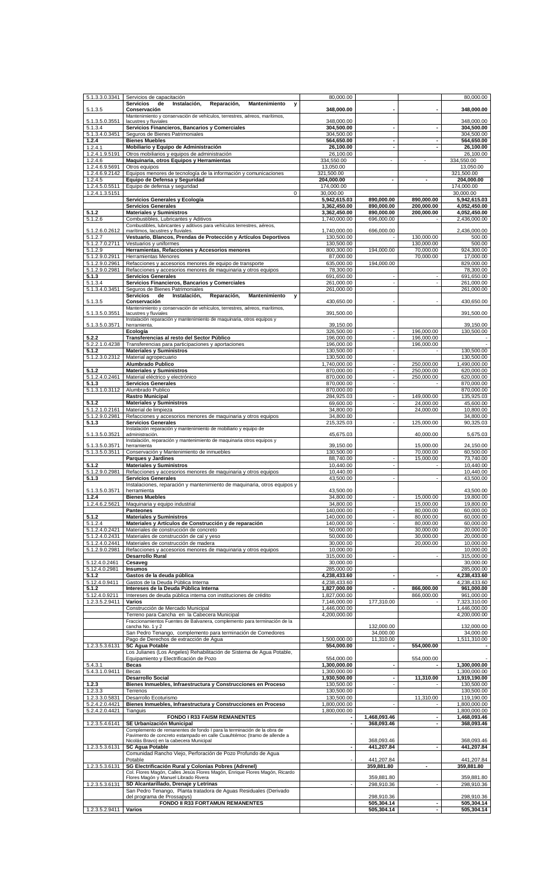| | | | | | |
|---|---|---|---|---|---|
| 5.1.3.3.0.3341 | Servicios de capacitación | 80,000.00 | | | 80,000.00 |
| 5.1.3.5 | **Servicios de Instalación, Reparación, Mantenimiento y Conservación** | **348,000.00** | **-** | **-** | **348,000.00** |
| 5.1.3.5.0.3551 | Mantenimiento y conservación de vehículos, terrestres, aéreos, marítimos, lacustres y fluviales | 348,000.00 | | | 348,000.00 |
| 5.1.3.4 | **Servicios Financieros, Bancarios y Comerciales** | **304,500.00** | **-** | **-** | **304,500.00** |
| 5.1.3.4.0.3451 | Seguros de Bienes Patrimoniales | 304,500.00 | | | 304,500.00 |
| **1.2.4** | **Bienes Muebles** | **564,650.00** | **-** | **-** | **564,650.00** |
| 1.2.4.1 | **Mobiliario y Equipo de Administración** | **26,100.00** | **-** | **-** | **26,100.00** |
| 1.2.4.1.9.5191 | Otros mobiliarios y equipos de administración | 26,100.00 | | | 26,100.00 |
| 1.2.4.6 | **Maquinaria, otros Equipos y Herramientas** | 334,550.00 | - | - | 334,550.00 |
| 1.2.4.6.9.5691 | Otros equipos | 13,050.00 | | | 13,050.00 |
| 1.2.4.6.9.2142 | Equipos menores de tecnología de la información y comunicaciones | 321,500.00 | | | 321,500.00 |
| 1.2.4.5 | **Equipo de Defensa y Seguridad** | **204,000.00** | **-** | **-** | **204,000.00** |
| 1.2.4.5.0.5511 | Equipo de defensa y seguridad | 174,000.00 | | | 174,000.00 |
| 1.2.4.1.3.5151 | 0 | 30,000.00 | | | 30,000.00 |
| | **Servicios Generales y Ecología** | **5,942,615.03** | **890,000.00** | **890,000.00** | **5,942,615.03** |
| | **Servicios Generales** | **3,362,450.00** | **890,000.00** | **200,000.00** | **4,052,450.00** |
| **5.1.2** | **Materiales y Suministros** | **3,362,450.00** | **890,000.00** | **200,000.00** | **4,052,450.00** |
| 5.1.2.6 | Combustibles, Lubricantes y Aditivos | 1,740,000.00 | 696,000.00 | - | 2,436,000.00 |
| 5.1.2.6.0.2612 | Combustibles, lubricantes y aditivos para vehículos terrestres, aéreos, marítimos, lacustres y fluviales. | 1,740,000.00 | 696,000.00 | | 2,436,000.00 |
| 5.1.2.7 | **Vestuario, Blancos, Prendas de Protección y Artículos Deportivos** | 130,500.00 | | 130,000.00 | 500.00 |
| 5.1.2.7.0.2711 | Vestuarios y uniformes | 130,500.00 | | 130,000.00 | 500.00 |
| 5.1.2.9 | **Herramientas, Refacciones y Accesorios menores** | 800,300.00 | 194,000.00 | 70,000.00 | 924,300.00 |
| 5.1.2.9.0.2911 | Herramientas Menores | 87,000.00 | | 70,000.00 | 17,000.00 |
| 5.1.2.9.0.2961 | Refacciones y accesorios menores de equipo de transporte | 635,000.00 | 194,000.00 | | 829,000.00 |
| 5.1.2.9.0.2981 | Refacciones y accesorios menores de maquinaria y otros equipos | 78,300.00 | | | 78,300.00 |
| **5.1.3** | **Servicios Generales** | 691,650.00 | - | - | 691,650.00 |
| 5.1.3.4 | **Servicios Financieros, Bancarios y Comerciales** | 261,000.00 | - | - | 261,000.00 |
| 5.1.3.4.0.3451 | Seguros de Bienes Patrimoniales | 261,000.00 | | | 261,000.00 |
| 5.1.3.5 | **Servicios de Instalación, Reparación, Mantenimiento y Conservación** | 430,650.00 | - | - | 430,650.00 |
| 5.1.3.5.0.3551 | Mantenimiento y conservación de vehículos, terrestres, aéreos, marítimos, lacustres y fluviales | 391,500.00 | | | 391,500.00 |
| 5.1.3.5.0.3571 | Instalación reparación y mantenimiento de maquinaria, otros equipos y herramienta. | 39,150.00 | | | 39,150.00 |
| | **Ecología** | 326,500.00 | - | 196,000.00 | 130,500.00 |
| **5.2.2** | **Transferencias al resto del Sector Público** | 196,000.00 | - | 196,000.00 | - |
| 5.2.2.1.0.4238 | Transferencias para participaciones y aportaciones | 196,000.00 | | 196,000.00 | - |
| **5.1.2** | **Materiales y Suministros** | 130,500.00 | - | - | 130,500.00 |
| 5.1.2.3.0.2312 | Material agropecuario | 130,500.00 | | | 130,500.00 |
| | **Alumbrado Publico** | 1,740,000.00 | - | 250,000.00 | 1,490,000.00 |
| **5.1.2** | **Materiales y Suministros** | 870,000.00 | - | 250,000.00 | 620,000.00 |
| 5.1.2.4.0.2461 | Material eléctrico y electrónico | 870,000.00 | - | 250,000.00 | 620,000.00 |
| **5.1.3** | **Servicios Generales** | 870,000.00 | - | - | 870,000.00 |
| 5.1.3.1.0.3112 | Alumbrado Publico | 870,000.00 | | | 870,000.00 |
| | **Rastro Municipal** | 284,925.03 | - | 149,000.00 | 135,925.03 |
| **5.1.2** | **Materiales y Suministros** | 69,600.00 | - | 24,000.00 | 45,600.00 |
| 5.1.2.1.0.2161 | Material de limpieza | 34,800.00 | | 24,000.00 | 10,800.00 |
| 5.1.2.9.0.2981 | Refacciones y accesorios menores de maquinaria y otros equipos | 34,800.00 | | | 34,800.00 |
| **5.1.3** | **Servicios Generales** | 215,325.03 | - | 125,000.00 | 90,325.03 |
| 5.1.3.5.0.3521 | Instalación reparación y mantenimiento de mobiliario y equipo de administración. | 45,675.03 | | 40,000.00 | 5,675.03 |
| 5.1.3.5.0.3571 | Instalación, reparación y mantenimiento de maquinaria otros equipos y herramienta | 39,150.00 | | 15,000.00 | 24,150.00 |
| 5.1.3.5.0.3511 | Conservación y Mantenimiento de inmuebles | 130,500.00 | | 70,000.00 | 60,500.00 |
| | **Parques y Jardines** | 88,740.00 | - | 15,000.00 | 73,740.00 |
| **5.1.2** | **Materiales y Suministros** | 10,440.00 | - | - | 10,440.00 |
| 5.1.2.9.0.2981 | Refacciones y accesorios menores de maquinaria y otros equipos | 10,440.00 | | | 10,440.00 |
| **5.1.3** | **Servicios Generales** | 43,500.00 | - | - | 43,500.00 |
| 5.1.3.5.0.3571 | Instalaciones, reparación y mantenimiento de maquinaria, otros equipos y herramienta | 43,500.00 | | | 43,500.00 |
| **1.2.4** | **Bienes Muebles** | 34,800.00 | - | 15,000.00 | 19,800.00 |
| 1.2.4.6.2.5621 | Maquinaria y equipo industrial | 34,800.00 | | 15,000.00 | 19,800.00 |
| | **Panteones** | 140,000.00 | - | 80,000.00 | 60,000.00 |
| **5.1.2** | **Materiales y Suministros** | 140,000.00 | - | 80,000.00 | 60,000.00 |
| 5.1.2.4 | **Materiales y Artículos de Construcción y de reparación** | 140,000.00 | - | 80,000.00 | 60,000.00 |
| 5.1.2.4.0.2421 | Materiales de construcción de concreto | 50,000.00 | | 30,000.00 | 20,000.00 |
| 5.1.2.4.0.2431 | Materiales de construcción de cal y yeso | 50,000.00 | | 30,000.00 | 20,000.00 |
| 5.1.2.4.0.2441 | Materiales de construcción de madera | 30,000.00 | | 20,000.00 | 10,000.00 |
| 5.1.2.9.0.2981 | Refacciones y accesorios menores de maquinaria y otros equipos | 10,000.00 | | | 10,000.00 |
| | **Desarrollo Rural** | 315,000.00 | - | - | 315,000.00 |
| 5.12.4.0.2461 | **Cesaveg** | 30,000.00 | | | 30,000.00 |
| 5.12.4.0.2981 | **Insumos** | 285,000.00 | | | 285,000.00 |
| **5.1.2** | **Gastos de la deuda pública** | **4,238,433.60** | **-** | **-** | **4,238,433.60** |
| 5.12.4.0.9411 | Gastos de la Deuda Pública Interna | 4,238,433.60 | | | 4,238,433.60 |
| **5.1.2** | **Intereses de la Deuda Pública Interna** | **1,827,000.00** | **-** | **866,000.00** | **961,000.00** |
| 5.12.4.0.9211 | Intereses de deuda pública interna con instituciones de crédito | 1,827,000.00 | | 866,000.00 | 961,000.00 |
| 1.2.3.5.2.9411 | **Varios** | 7,146,000.00 | 177,310.00 | - | 7,323,310.00 |
| | Construcción de Mercado Municipal | 1,446,000.00 | | | 1,446,000.00 |
| | Terreno para Cancha en la Cabecera Municipal | 4,200,000.00 | | | 4,200,000.00 |
| | Fraccionamientos Fuentes de Balvanera, complemento para terminación de la cancha No. 1 y 2 | | 132,000.00 | | 132,000.00 |
| | San Pedro Tenango, complemento para terminación de Comedores | | 34,000.00 | | 34,000.00 |
| | Pago de Derechos de extracción de Agua | 1,500,000.00 | 11,310.00 | | 1,511,310.00 |
| 1.2.3.5.3.6131 | **SC Agua Potable** | **554,000.00** | **-** | **554,000.00** | **-** |
| | Los Julianes (Los Angeles) Rehabilitación de Sistema de Agua Potable, Equipamiento y Electrificación de Pozo | 554,000.00 | | 554,000.00 | - |
| 5.4.3.1 | **Becas** | **1,300,000.00** | **-** | **-** | **1,300,000.00** |
| 5.4.3.1.0.9411 | Becas | 1,300,000.00 | | | 1,300,000.00 |
| | **Desarrollo Social** | **1,930,500.00** | **-** | **11,310.00** | **1,919,190.00** |
| **1.2.3** | **Bienes Inmuebles, Infraestructura y Construcciones en Proceso** | 130,500.00 | - | | 130,500.00 |
| 1.2.3.3 | Terrenos | 130,500.00 | | | 130,500.00 |
| 1.2.3.3.0.5831 | Desarrollo Ecoturismo | 130,500.00 | | 11,310.00 | 119,190.00 |
| 5.2.4.2.0.4421 | **Bienes Inmuebles, Infraestructura y Construcciones en Proceso** | 1,800,000.00 | - | - | 1,800,000.00 |
| 5.2.4.2.0.4421 | Tianguis | 1,800,000.00 | | | 1,800,000.00 |
| | **FONDO I R33 FAISM REMANENTES** | **-** | **1,468,093.46** | **-** | **1,468,093.46** |
| 1.2.3.5.4.6141 | **SE Urbanización Municipal** | **-** | **368,093.46** | **-** | **368,093.46** |
| | Complemento de remanentes de fondo I para la terminación de la obra de Pavimento de concreto estampado en calle Cuauhtémoc (tramo de allende a Nicolás Bravo) en la cabecera Municipal | | 368,093.46 | | 368,093.46 |
| 1.2.3.5.3.6131 | **SC Agua Potable** | **-** | **441,207.84** | **-** | **441,207.84** |
| | Comunidad Rancho Viejo, Perforación de Pozo Profundo de Agua Potable | - | 441,207.84 | | 441,207.84 |
| 1.2.3.5.3.6131 | **SG Electrificación Rural y Colonias Pobres (Adrenel)** | | **359,881.80** | **-** | **359,881.80** |
| | Col. Flores Magón, Calles Jesús Flores Magón, Enrique Flores Magón, Ricardo Flores Magón y Manuel Librado Rivera | | 359,881.80 | | 359,881.80 |
| 1.2.3.5.3.6131 | **SD Alcantarillado, Drenaje y Letrinas** | - | 298,910.36 | - | 298,910.36 |
| | San Pedro Tenango, Planta tratadora de Aguas Residuales (Derivado del programa de Prossapys) | | 298,910.36 | | 298,910.36 |
| | **FONDO II R33 FORTAMUN REMANENTES** | | **505,304.14** | **-** | **505,304.14** |
| 1.2.3.5.2.9411 | **Varios** | | **505,304.14** | **-** | **505,304.14** |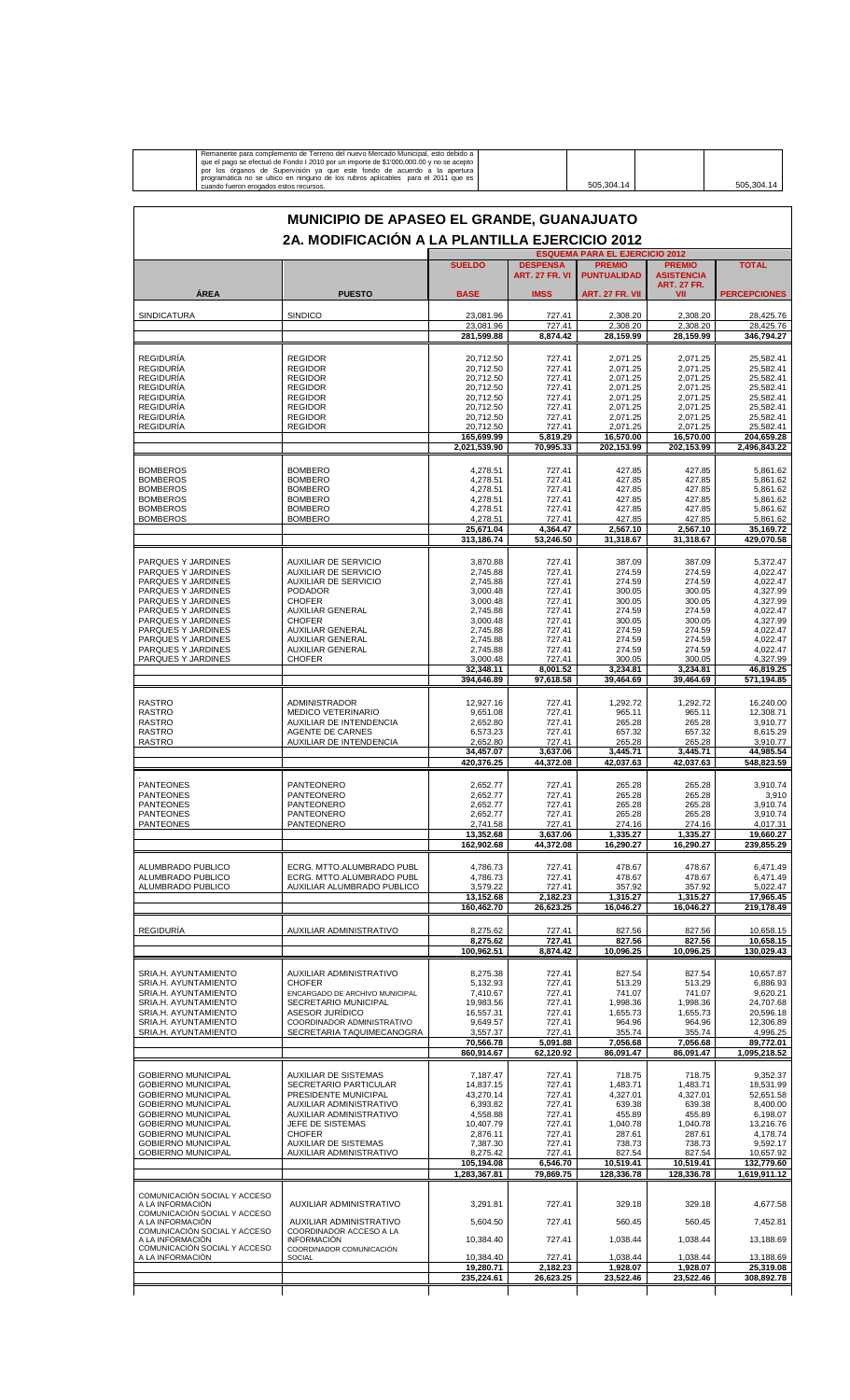| | Remanente para complemento de Terreno del nuevo Mercado Municipal, esto debido a que el pago se efectuó de Fondo I 2010 por un importe de $1'000,000.00 y no se acepto por los órganos de Supervisión ya que este fondo de acuerdo a la apertura programática no se ubico en ninguno de los rubros aplicables para el 2011 que es cuando fueron erogados estos recursos. | | 505,304.14 | | 505,304.14 |
|---|---|---|---|---|---|

# MUNICIPIO DE APASEO EL GRANDE, GUANAJUATO

## 2A. MODIFICACIÓN A LA PLANTILLA EJERCICIO 2012

| | | ESQUEMA PARA EL EJERCICIO 2012 | | | | |
|---|---|---|---|---|---|---|
| | | SUELDO | DESPENSA ART. 27 FR. VI | PREMIO PUNTUALIDAD | PREMIO ASISTENCIA ART. 27 FR. | TOTAL |
| ÁREA | PUESTO | BASE | IMSS | ART. 27 FR. VII | VII | PERCEPCIONES |
| SINDICATURA | SINDICO | 23,081.96 | 727.41 | 2,308.20 | 2,308.20 | 28,425.76 |
| | | 23,081.96 | 727.41 | 2,308.20 | 2,308.20 | 28,425.76 |
| | | 281,599.88 | 8,874.42 | 28,159.99 | 28,159.99 | 346,794.27 |
| REGIDURÍA | REGIDOR | 20,712.50 | 727.41 | 2,071.25 | 2,071.25 | 25,582.41 |
| REGIDURÍA | REGIDOR | 20,712.50 | 727.41 | 2,071.25 | 2,071.25 | 25,582.41 |
| REGIDURÍA | REGIDOR | 20,712.50 | 727.41 | 2,071.25 | 2,071.25 | 25,582.41 |
| REGIDURÍA | REGIDOR | 20,712.50 | 727.41 | 2,071.25 | 2,071.25 | 25,582.41 |
| REGIDURÍA | REGIDOR | 20,712.50 | 727.41 | 2,071.25 | 2,071.25 | 25,582.41 |
| REGIDURÍA | REGIDOR | 20,712.50 | 727.41 | 2,071.25 | 2,071.25 | 25,582.41 |
| REGIDURÍA | REGIDOR | 20,712.50 | 727.41 | 2,071.25 | 2,071.25 | 25,582.41 |
| REGIDURÍA | REGIDOR | 20,712.50 | 727.41 | 2,071.25 | 2,071.25 | 25,582.41 |
| | | 165,699.99 | 5,819.29 | 16,570.00 | 16,570.00 | 204,659.28 |
| | | 2,021,539.90 | 70,995.33 | 202,153.99 | 202,153.99 | 2,496,843.22 |
| BOMBEROS | BOMBERO | 4,278.51 | 727.41 | 427.85 | 427.85 | 5,861.62 |
| BOMBEROS | BOMBERO | 4,278.51 | 727.41 | 427.85 | 427.85 | 5,861.62 |
| BOMBEROS | BOMBERO | 4,278.51 | 727.41 | 427.85 | 427.85 | 5,861.62 |
| BOMBEROS | BOMBERO | 4,278.51 | 727.41 | 427.85 | 427.85 | 5,861.62 |
| BOMBEROS | BOMBERO | 4,278.51 | 727.41 | 427.85 | 427.85 | 5,861.62 |
| BOMBEROS | BOMBERO | 4,278.51 | 727.41 | 427.85 | 427.85 | 5,861.62 |
| | | 25,671.04 | 4,364.47 | 2,567.10 | 2,567.10 | 35,169.72 |
| | | 313,186.74 | 53,246.50 | 31,318.67 | 31,318.67 | 429,070.58 |
| PARQUES Y JARDINES | AUXILIAR DE SERVICIO | 3,870.88 | 727.41 | 387.09 | 387.09 | 5,372.47 |
| PARQUES Y JARDINES | AUXILIAR DE SERVICIO | 2,745.88 | 727.41 | 274.59 | 274.59 | 4,022.47 |
| PARQUES Y JARDINES | AUXILIAR DE SERVICIO | 2,745.88 | 727.41 | 274.59 | 274.59 | 4,022.47 |
| PARQUES Y JARDINES | PODADOR | 3,000.48 | 727.41 | 300.05 | 300.05 | 4,327.99 |
| PARQUES Y JARDINES | CHOFER | 3,000.48 | 727.41 | 300.05 | 300.05 | 4,327.99 |
| PARQUES Y JARDINES | AUXILIAR GENERAL | 2,745.88 | 727.41 | 274.59 | 274.59 | 4,022.47 |
| PARQUES Y JARDINES | CHOFER | 3,000.48 | 727.41 | 300.05 | 300.05 | 4,327.99 |
| PARQUES Y JARDINES | AUXILIAR GENERAL | 2,745.88 | 727.41 | 274.59 | 274.59 | 4,022.47 |
| PARQUES Y JARDINES | AUXILIAR GENERAL | 2,745.88 | 727.41 | 274.59 | 274.59 | 4,022.47 |
| PARQUES Y JARDINES | AUXILIAR GENERAL | 2,745.88 | 727.41 | 274.59 | 274.59 | 4,022.47 |
| PARQUES Y JARDINES | CHOFER | 3,000.48 | 727.41 | 300.05 | 300.05 | 4,327.99 |
| | | 32,348.11 | 8,001.52 | 3,234.81 | 3,234.81 | 46,819.25 |
| | | 394,646.89 | 97,618.58 | 39,464.69 | 39,464.69 | 571,194.85 |
| RASTRO | ADMINISTRADOR | 12,927.16 | 727.41 | 1,292.72 | 1,292.72 | 16,240.00 |
| RASTRO | MEDICO VETERINARIO | 9,651.08 | 727.41 | 965.11 | 965.11 | 12,308.71 |
| RASTRO | AUXILIAR DE INTENDENCIA | 2,652.80 | 727.41 | 265.28 | 265.28 | 3,910.77 |
| RASTRO | AGENTE DE CARNES | 6,573.23 | 727.41 | 657.32 | 657.32 | 8,615.29 |
| RASTRO | AUXILIAR DE INTENDENCIA | 2,652.80 | 727.41 | 265.28 | 265.28 | 3,910.77 |
| | | 34,457.07 | 3,637.06 | 3,445.71 | 3,445.71 | 44,985.54 |
| | | 420,376.25 | 44,372.08 | 42,037.63 | 42,037.63 | 548,823.59 |
| PANTEONES | PANTEONERO | 2,652.77 | 727.41 | 265.28 | 265.28 | 3,910.74 |
| PANTEONES | PANTEONERO | 2,652.77 | 727.41 | 265.28 | 265.28 | 3,910 |
| PANTEONES | PANTEONERO | 2,652.77 | 727.41 | 265.28 | 265.28 | 3,910.74 |
| PANTEONES | PANTEONERO | 2,652.77 | 727.41 | 265.28 | 265.28 | 3,910.74 |
| PANTEONES | PANTEONERO | 2,741.58 | 727.41 | 274.16 | 274.16 | 4,017.31 |
| | | 13,352.68 | 3,637.06 | 1,335.27 | 1,335.27 | 19,660.27 |
| | | 162,902.68 | 44,372.08 | 16,290.27 | 16,290.27 | 239,855.29 |
| ALUMBRADO PUBLICO | ECRG. MTTO.ALUMBRADO PUBL | 4,786.73 | 727.41 | 478.67 | 478.67 | 6,471.49 |
| ALUMBRADO PUBLICO | ECRG. MTTO.ALUMBRADO PUBL | 4,786.73 | 727.41 | 478.67 | 478.67 | 6,471.49 |
| ALUMBRADO PUBLICO | AUXILIAR ALUMBRADO PUBLICO | 3,579.22 | 727.41 | 357.92 | 357.92 | 5,022.47 |
| | | 13,152.68 | 2,182.23 | 1,315.27 | 1,315.27 | 17,965.45 |
| | | 160,462.70 | 26,623.25 | 16,046.27 | 16,046.27 | 219,178.49 |
| REGIDURÍA | AUXILIAR ADMINISTRATIVO | 8,275.62 | 727.41 | 827.56 | 827.56 | 10,658.15 |
| | | 8,275.62 | 727.41 | 827.56 | 827.56 | 10,658.15 |
| | | 100,962.51 | 8,874.42 | 10,096.25 | 10,096.25 | 130,029.43 |
| SRIA.H. AYUNTAMIENTO | AUXILIAR ADMINISTRATIVO | 8,275.38 | 727.41 | 827.54 | 827.54 | 10,657.87 |
| SRIA.H. AYUNTAMIENTO | CHOFER | 5,132.93 | 727.41 | 513.29 | 513.29 | 6,886.93 |
| SRIA.H. AYUNTAMIENTO | ENCARGADO DE ARCHIVO MUNICIPAL | 7,410.67 | 727.41 | 741.07 | 741.07 | 9,620.21 |
| SRIA.H. AYUNTAMIENTO | SECRETARIO MUNICIPAL | 19,983.56 | 727.41 | 1,998.36 | 1,998.36 | 24,707.68 |
| SRIA.H. AYUNTAMIENTO | ASESOR JURÍDICO | 16,557.31 | 727.41 | 1,655.73 | 1,655.73 | 20,596.18 |
| SRIA.H. AYUNTAMIENTO | COORDINADOR ADMINISTRATIVO | 9,649.57 | 727.41 | 964.96 | 964.96 | 12,306.89 |
| SRIA.H. AYUNTAMIENTO | SECRETARIA TAQUIMECANOGRA | 3,557.37 | 727.41 | 355.74 | 355.74 | 4,996.25 |
| | | 70,566.78 | 5,091.88 | 7,056.68 | 7,056.68 | 89,772.01 |
| | | 860,914.67 | 62,120.92 | 86,091.47 | 86,091.47 | 1,095,218.52 |
| GOBIERNO MUNICIPAL | AUXILIAR DE SISTEMAS | 7,187.47 | 727.41 | 718.75 | 718.75 | 9,352.37 |
| GOBIERNO MUNICIPAL | SECRETARIO PARTICULAR | 14,837.15 | 727.41 | 1,483.71 | 1,483.71 | 18,531.99 |
| GOBIERNO MUNICIPAL | PRESIDENTE MUNICIPAL | 43,270.14 | 727.41 | 4,327.01 | 4,327.01 | 52,651.58 |
| GOBIERNO MUNICIPAL | AUXILIAR ADMINISTRATIVO | 6,393.82 | 727.41 | 639.38 | 639.38 | 8,400.00 |
| GOBIERNO MUNICIPAL | AUXILIAR ADMINISTRATIVO | 4,558.88 | 727.41 | 455.89 | 455.89 | 6,198.07 |
| GOBIERNO MUNICIPAL | JEFE DE SISTEMAS | 10,407.79 | 727.41 | 1,040.78 | 1,040.78 | 13,216.76 |
| GOBIERNO MUNICIPAL | CHOFER | 2,876.11 | 727.41 | 287.61 | 287.61 | 4,178.74 |
| GOBIERNO MUNICIPAL | AUXILIAR DE SISTEMAS | 7,387.30 | 727.41 | 738.73 | 738.73 | 9,592.17 |
| GOBIERNO MUNICIPAL | AUXILIAR ADMINISTRATIVO | 8,275.42 | 727.41 | 827.54 | 827.54 | 10,657.92 |
| | | 105,194.08 | 6,546.70 | 10,519.41 | 10,519.41 | 132,779.60 |
| | | 1,283,367.81 | 79,869.75 | 128,336.78 | 128,336.78 | 1,619,911.12 |
| COMUNICACIÓN SOCIAL Y ACCESO A LA INFORMACIÓN | AUXILIAR ADMINISTRATIVO | 3,291.81 | 727.41 | 329.18 | 329.18 | 4,677.58 |
| COMUNICACIÓN SOCIAL Y ACCESO A LA INFORMACIÓN | AUXILIAR ADMINISTRATIVO | 5,604.50 | 727.41 | 560.45 | 560.45 | 7,452.81 |
| COMUNICACIÓN SOCIAL Y ACCESO A LA INFORMACIÓN | COORDINADOR ACCESO A LA INFORMACIÓN | 10,384.40 | 727.41 | 1,038.44 | 1,038.44 | 13,188.69 |
| COMUNICACIÓN SOCIAL Y ACCESO A LA INFORMACIÓN | COORDINADOR COMUNICACIÓN SOCIAL | 10,384.40 | 727.41 | 1,038.44 | 1,038.44 | 13,188.69 |
| | | 19,280.71 | 2,182.23 | 1,928.07 | 1,928.07 | 25,319.08 |
| | | 235,224.61 | 26,623.25 | 23,522.46 | 23,522.46 | 308,892.78 |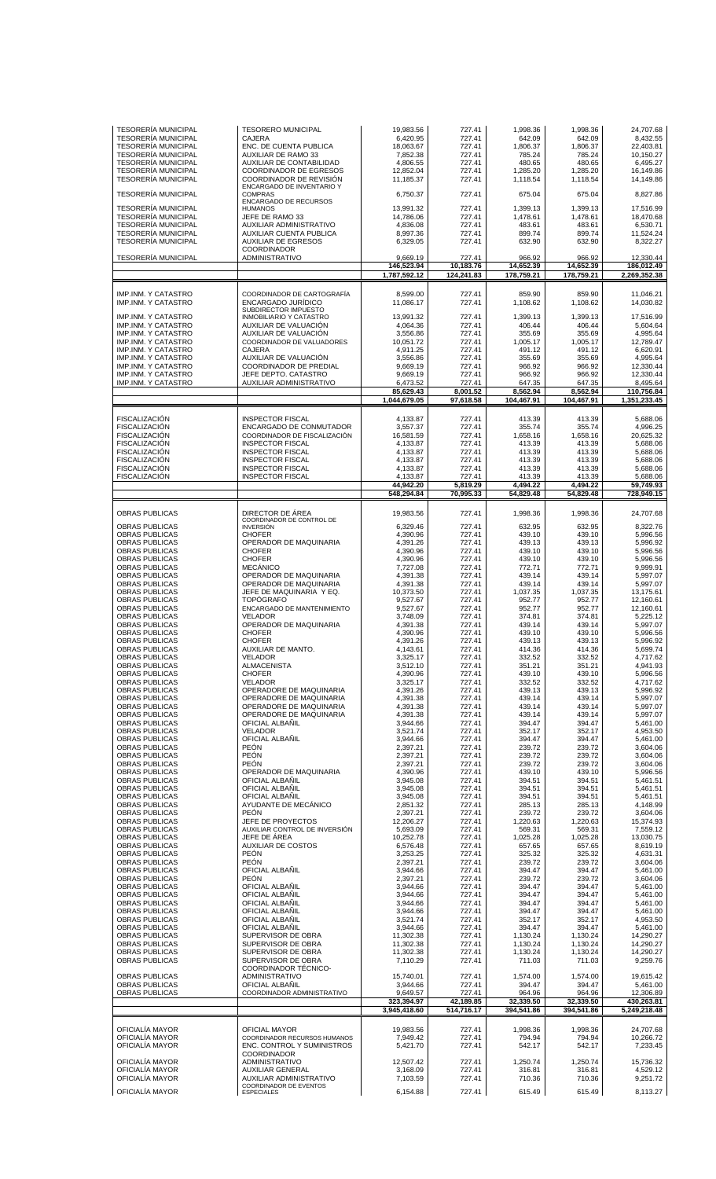| | | | | | | |
|---|---|---|---|---|---|---|
| TESORERÍA MUNICIPAL | TESORERO MUNICIPAL | 19,983.56 | 727.41 | 1,998.36 | 1,998.36 | 24,707.68 |
| TESORERÍA MUNICIPAL | CAJERA | 6,420.95 | 727.41 | 642.09 | 642.09 | 8,432.55 |
| TESORERÍA MUNICIPAL | ENC. DE CUENTA PUBLICA | 18,063.67 | 727.41 | 1,806.37 | 1,806.37 | 22,403.81 |
| TESORERÍA MUNICIPAL | AUXILIAR DE RAMO 33 | 7,852.38 | 727.41 | 785.24 | 785.24 | 10,150.27 |
| TESORERÍA MUNICIPAL | AUXILIAR DE CONTABILIDAD | 4,806.55 | 727.41 | 480.65 | 480.65 | 6,495.27 |
| TESORERÍA MUNICIPAL | COORDINADOR DE EGRESOS | 12,852.04 | 727.41 | 1,285.20 | 1,285.20 | 16,149.86 |
| TESORERÍA MUNICIPAL | COORDINADOR DE REVISIÓN | 11,185.37 | 727.41 | 1,118.54 | 1,118.54 | 14,149.86 |
| TESORERÍA MUNICIPAL | ENCARGADO DE INVENTARIO Y COMPRAS | 6,750.37 | 727.41 | 675.04 | 675.04 | 8,827.86 |
| TESORERÍA MUNICIPAL | ENCARGADO DE RECURSOS HUMANOS | 13,991.32 | 727.41 | 1,399.13 | 1,399.13 | 17,516.99 |
| TESORERÍA MUNICIPAL | JEFE DE RAMO 33 | 14,786.06 | 727.41 | 1,478.61 | 1,478.61 | 18,470.68 |
| TESORERÍA MUNICIPAL | AUXILIAR ADMINISTRATIVO | 4,836.08 | 727.41 | 483.61 | 483.61 | 6,530.71 |
| TESORERÍA MUNICIPAL | AUXILIAR CUENTA PUBLICA | 8,997.36 | 727.41 | 899.74 | 899.74 | 11,524.24 |
| TESORERÍA MUNICIPAL | AUXILIAR DE EGRESOS | 6,329.05 | 727.41 | 632.90 | 632.90 | 8,322.27 |
| TESORERÍA MUNICIPAL | COORDINADOR ADMINISTRATIVO | 9,669.19 | 727.41 | 966.92 | 966.92 | 12,330.44 |
| | | **146,523.94** | **10,183.76** | **14,652.39** | **14,652.39** | **186,012.49** |
| | | **1,787,592.12** | **124,241.83** | **178,759.21** | **178,759.21** | **2,269,352.38** |
| IMP.INM. Y CATASTRO | COORDINADOR DE CARTOGRAFÍA | 8,599.00 | 727.41 | 859.90 | 859.90 | 11,046.21 |
| IMP.INM. Y CATASTRO | ENCARGADO JURÍDICO | 11,086.17 | 727.41 | 1,108.62 | 1,108.62 | 14,030.82 |
| IMP.INM. Y CATASTRO | SUBDIRECTOR IMPUESTO INMOBILIARIO Y CATASTRO | 13,991.32 | 727.41 | 1,399.13 | 1,399.13 | 17,516.99 |
| IMP.INM. Y CATASTRO | AUXILIAR DE VALUACIÓN | 4,064.36 | 727.41 | 406.44 | 406.44 | 5,604.64 |
| IMP.INM. Y CATASTRO | AUXILIAR DE VALUACIÓN | 3,556.86 | 727.41 | 355.69 | 355.69 | 4,995.64 |
| IMP.INM. Y CATASTRO | COORDINADOR DE VALUADORES | 10,051.72 | 727.41 | 1,005.17 | 1,005.17 | 12,789.47 |
| IMP.INM. Y CATASTRO | CAJERA | 4,911.25 | 727.41 | 491.12 | 491.12 | 6,620.91 |
| IMP.INM. Y CATASTRO | AUXILIAR DE VALUACIÓN | 3,556.86 | 727.41 | 355.69 | 355.69 | 4,995.64 |
| IMP.INM. Y CATASTRO | COORDINADOR DE PREDIAL | 9,669.19 | 727.41 | 966.92 | 966.92 | 12,330.44 |
| IMP.INM. Y CATASTRO | JEFE DEPTO. CATASTRO | 9,669.19 | 727.41 | 966.92 | 966.92 | 12,330.44 |
| IMP.INM. Y CATASTRO | AUXILIAR ADMINISTRATIVO | 6,473.52 | 727.41 | 647.35 | 647.35 | 8,495.64 |
| | | **85,629.43** | **8,001.52** | **8,562.94** | **8,562.94** | **110,756.84** |
| | | **1,044,679.05** | **97,618.58** | **104,467.91** | **104,467.91** | **1,351,233.45** |
| FISCALIZACIÓN | INSPECTOR FISCAL | 4,133.87 | 727.41 | 413.39 | 413.39 | 5,688.06 |
| FISCALIZACIÓN | ENCARGADO DE CONMUTADOR | 3,557.37 | 727.41 | 355.74 | 355.74 | 4,996.25 |
| FISCALIZACIÓN | COORDINADOR DE FISCALIZACIÓN | 16,581.59 | 727.41 | 1,658.16 | 1,658.16 | 20,625.32 |
| FISCALIZACIÓN | INSPECTOR FISCAL | 4,133.87 | 727.41 | 413.39 | 413.39 | 5,688.06 |
| FISCALIZACIÓN | INSPECTOR FISCAL | 4,133.87 | 727.41 | 413.39 | 413.39 | 5,688.06 |
| FISCALIZACIÓN | INSPECTOR FISCAL | 4,133.87 | 727.41 | 413.39 | 413.39 | 5,688.06 |
| FISCALIZACIÓN | INSPECTOR FISCAL | 4,133.87 | 727.41 | 413.39 | 413.39 | 5,688.06 |
| FISCALIZACIÓN | INSPECTOR FISCAL | 4,133.87 | 727.41 | 413.39 | 413.39 | 5,688.06 |
| | | **44,942.20** | **5,819.29** | **4,494.22** | **4,494.22** | **59,749.93** |
| | | **548,294.84** | **70,995.33** | **54,829.48** | **54,829.48** | **728,949.15** |
| OBRAS PUBLICAS | DIRECTOR DE ÁREA | 19,983.56 | 727.41 | 1,998.36 | 1,998.36 | 24,707.68 |
| OBRAS PUBLICAS | COORDINADOR DE CONTROL DE INVERSIÓN | 6,329.46 | 727.41 | 632.95 | 632.95 | 8,322.76 |
| OBRAS PUBLICAS | CHOFER | 4,390.96 | 727.41 | 439.10 | 439.10 | 5,996.56 |
| OBRAS PUBLICAS | OPERADOR DE MAQUINARIA | 4,391.26 | 727.41 | 439.13 | 439.13 | 5,996.92 |
| OBRAS PUBLICAS | CHOFER | 4,390.96 | 727.41 | 439.10 | 439.10 | 5,996.56 |
| OBRAS PUBLICAS | CHOFER | 4,390.96 | 727.41 | 439.10 | 439.10 | 5,996.56 |
| OBRAS PUBLICAS | MECÁNICO | 7,727.08 | 727.41 | 772.71 | 772.71 | 9,999.91 |
| OBRAS PUBLICAS | OPERADOR DE MAQUINARIA | 4,391.38 | 727.41 | 439.14 | 439.14 | 5,997.07 |
| OBRAS PUBLICAS | OPERADOR DE MAQUINARIA | 4,391.38 | 727.41 | 439.14 | 439.14 | 5,997.07 |
| OBRAS PUBLICAS | JEFE DE MAQUINARIA Y EQ. | 10,373.50 | 727.41 | 1,037.35 | 1,037.35 | 13,175.61 |
| OBRAS PUBLICAS | TOPÓGRAFO | 9,527.67 | 727.41 | 952.77 | 952.77 | 12,160.61 |
| OBRAS PUBLICAS | ENCARGADO DE MANTENIMIENTO | 9,527.67 | 727.41 | 952.77 | 952.77 | 12,160.61 |
| OBRAS PUBLICAS | VELADOR | 3,748.09 | 727.41 | 374.81 | 374.81 | 5,225.12 |
| OBRAS PUBLICAS | OPERADOR DE MAQUINARIA | 4,391.38 | 727.41 | 439.14 | 439.14 | 5,997.07 |
| OBRAS PUBLICAS | CHOFER | 4,390.96 | 727.41 | 439.10 | 439.10 | 5,996.56 |
| OBRAS PUBLICAS | CHOFER | 4,391.26 | 727.41 | 439.13 | 439.13 | 5,996.92 |
| OBRAS PUBLICAS | AUXILIAR DE MANTO. | 4,143.61 | 727.41 | 414.36 | 414.36 | 5,699.74 |
| OBRAS PUBLICAS | VELADOR | 3,325.17 | 727.41 | 332.52 | 332.52 | 4,717.62 |
| OBRAS PUBLICAS | ALMACENISTA | 3,512.10 | 727.41 | 351.21 | 351.21 | 4,941.93 |
| OBRAS PUBLICAS | CHOFER | 4,390.96 | 727.41 | 439.10 | 439.10 | 5,996.56 |
| OBRAS PUBLICAS | VELADOR | 3,325.17 | 727.41 | 332.52 | 332.52 | 4,717.62 |
| OBRAS PUBLICAS | OPERADORE DE MAQUINARIA | 4,391.26 | 727.41 | 439.13 | 439.13 | 5,996.92 |
| OBRAS PUBLICAS | OPERADORE DE MAQUINARIA | 4,391.38 | 727.41 | 439.14 | 439.14 | 5,997.07 |
| OBRAS PUBLICAS | OPERADORE DE MAQUINARIA | 4,391.38 | 727.41 | 439.14 | 439.14 | 5,997.07 |
| OBRAS PUBLICAS | OPERADORE DE MAQUINARIA | 4,391.38 | 727.41 | 439.14 | 439.14 | 5,997.07 |
| OBRAS PUBLICAS | OFICIAL ALBAÑIL | 3,944.66 | 727.41 | 394.47 | 394.47 | 5,461.00 |
| OBRAS PUBLICAS | VELADOR | 3,521.74 | 727.41 | 352.17 | 352.17 | 4,953.50 |
| OBRAS PUBLICAS | OFICIAL ALBAÑIL | 3,944.66 | 727.41 | 394.47 | 394.47 | 5,461.00 |
| OBRAS PUBLICAS | PEÓN | 2,397.21 | 727.41 | 239.72 | 239.72 | 3,604.06 |
| OBRAS PUBLICAS | PEÓN | 2,397.21 | 727.41 | 239.72 | 239.72 | 3,604.06 |
| OBRAS PUBLICAS | PEÓN | 2,397.21 | 727.41 | 239.72 | 239.72 | 3,604.06 |
| OBRAS PUBLICAS | OPERADOR DE MAQUINARIA | 4,390.96 | 727.41 | 439.10 | 439.10 | 5,996.56 |
| OBRAS PUBLICAS | OFICIAL ALBAÑIL | 3,945.08 | 727.41 | 394.51 | 394.51 | 5,461.51 |
| OBRAS PUBLICAS | OFICIAL ALBAÑIL | 3,945.08 | 727.41 | 394.51 | 394.51 | 5,461.51 |
| OBRAS PUBLICAS | OFICIAL ALBAÑIL | 3,945.08 | 727.41 | 394.51 | 394.51 | 5,461.51 |
| OBRAS PUBLICAS | AYUDANTE DE MECÁNICO | 2,851.32 | 727.41 | 285.13 | 285.13 | 4,148.99 |
| OBRAS PUBLICAS | PEÓN | 2,397.21 | 727.41 | 239.72 | 239.72 | 3,604.06 |
| OBRAS PUBLICAS | JEFE DE PROYECTOS | 12,206.27 | 727.41 | 1,220.63 | 1,220.63 | 15,374.93 |
| OBRAS PUBLICAS | AUXILIAR CONTROL DE INVERSIÓN | 5,693.09 | 727.41 | 569.31 | 569.31 | 7,559.12 |
| OBRAS PUBLICAS | JEFE DE ÁREA | 10,252.78 | 727.41 | 1,025.28 | 1,025.28 | 13,030.75 |
| OBRAS PUBLICAS | AUXILIAR DE COSTOS | 6,576.48 | 727.41 | 657.65 | 657.65 | 8,619.19 |
| OBRAS PUBLICAS | PEÓN | 3,253.25 | 727.41 | 325.32 | 325.32 | 4,631.31 |
| OBRAS PUBLICAS | PEÓN | 2,397.21 | 727.41 | 239.72 | 239.72 | 3,604.06 |
| OBRAS PUBLICAS | OFICIAL ALBAÑIL | 3,944.66 | 727.41 | 394.47 | 394.47 | 5,461.00 |
| OBRAS PUBLICAS | PEÓN | 2,397.21 | 727.41 | 239.72 | 239.72 | 3,604.06 |
| OBRAS PUBLICAS | OFICIAL ALBAÑIL | 3,944.66 | 727.41 | 394.47 | 394.47 | 5,461.00 |
| OBRAS PUBLICAS | OFICIAL ALBAÑIL | 3,944.66 | 727.41 | 394.47 | 394.47 | 5,461.00 |
| OBRAS PUBLICAS | OFICIAL ALBAÑIL | 3,944.66 | 727.41 | 394.47 | 394.47 | 5,461.00 |
| OBRAS PUBLICAS | OFICIAL ALBAÑIL | 3,944.66 | 727.41 | 394.47 | 394.47 | 5,461.00 |
| OBRAS PUBLICAS | OFICIAL ALBAÑIL | 3,521.74 | 727.41 | 352.17 | 352.17 | 4,953.50 |
| OBRAS PUBLICAS | OFICIAL ALBAÑIL | 3,944.66 | 727.41 | 394.47 | 394.47 | 5,461.00 |
| OBRAS PUBLICAS | SUPERVISOR DE OBRA | 11,302.38 | 727.41 | 1,130.24 | 1,130.24 | 14,290.27 |
| OBRAS PUBLICAS | SUPERVISOR DE OBRA | 11,302.38 | 727.41 | 1,130.24 | 1,130.24 | 14,290.27 |
| OBRAS PUBLICAS | SUPERVISOR DE OBRA | 11,302.38 | 727.41 | 1,130.24 | 1,130.24 | 14,290.27 |
| OBRAS PUBLICAS | SUPERVISOR DE OBRA | 7,110.29 | 727.41 | 711.03 | 711.03 | 9,259.76 |
| OBRAS PUBLICAS | COORDINADOR TÉCNICO-ADMINISTRATIVO | 15,740.01 | 727.41 | 1,574.00 | 1,574.00 | 19,615.42 |
| OBRAS PUBLICAS | OFICIAL ALBAÑIL | 3,944.66 | 727.41 | 394.47 | 394.47 | 5,461.00 |
| OBRAS PUBLICAS | COORDINADOR ADMINISTRATIVO | 9,649.57 | 727.41 | 964.96 | 964.96 | 12,306.89 |
| | | **323,394.97** | **42,189.85** | **32,339.50** | **32,339.50** | **430,263.81** |
| | | **3,945,418.60** | **514,716.17** | **394,541.86** | **394,541.86** | **5,249,218.48** |
| OFICIALÍA MAYOR | OFICIAL MAYOR | 19,983.56 | 727.41 | 1,998.36 | 1,998.36 | 24,707.68 |
| OFICIALÍA MAYOR | COORDINADOR RECURSOS HUMANOS | 7,949.42 | 727.41 | 794.94 | 794.94 | 10,266.72 |
| OFICIALÍA MAYOR | ENC. CONTROL Y SUMINISTROS | 5,421.70 | 727.41 | 542.17 | 542.17 | 7,233.45 |
| OFICIALÍA MAYOR | COORDINADOR ADMINISTRATIVO | 12,507.42 | 727.41 | 1,250.74 | 1,250.74 | 15,736.32 |
| OFICIALÍA MAYOR | AUXILIAR GENERAL | 3,168.09 | 727.41 | 316.81 | 316.81 | 4,529.12 |
| OFICIALÍA MAYOR | AUXILIAR ADMINISTRATIVO | 7,103.59 | 727.41 | 710.36 | 710.36 | 9,251.72 |
| OFICIALÍA MAYOR | COORDINADOR DE EVENTOS ESPECIALES | 6,154.88 | 727.41 | 615.49 | 615.49 | 8,113.27 |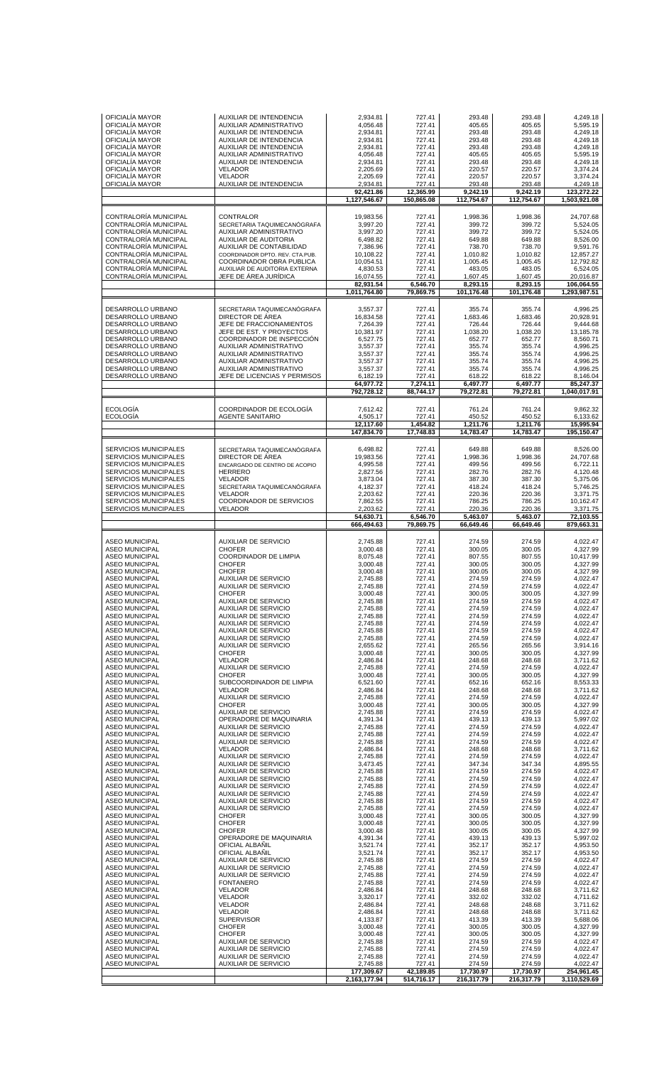| | | | | | | |
|---|---|---|---|---|---|---|
| OFICIALÍA MAYOR | AUXILIAR DE INTENDENCIA | 2,934.81 | 727.41 | 293.48 | 293.48 | 4,249.18 |
| OFICIALÍA MAYOR | AUXILIAR ADMINISTRATIVO | 4,056.48 | 727.41 | 405.65 | 405.65 | 5,595.19 |
| OFICIALÍA MAYOR | AUXILIAR DE INTENDENCIA | 2,934.81 | 727.41 | 293.48 | 293.48 | 4,249.18 |
| OFICIALÍA MAYOR | AUXILIAR DE INTENDENCIA | 2,934.81 | 727.41 | 293.48 | 293.48 | 4,249.18 |
| OFICIALÍA MAYOR | AUXILIAR DE INTENDENCIA | 2,934.81 | 727.41 | 293.48 | 293.48 | 4,249.18 |
| OFICIALÍA MAYOR | AUXILIAR ADMINISTRATIVO | 4,056.48 | 727.41 | 405.65 | 405.65 | 5,595.19 |
| OFICIALÍA MAYOR | AUXILIAR DE INTENDENCIA | 2,934.81 | 727.41 | 293.48 | 293.48 | 4,249.18 |
| OFICIALÍA MAYOR | VELADOR | 2,205.69 | 727.41 | 220.57 | 220.57 | 3,374.24 |
| OFICIALÍA MAYOR | VELADOR | 2,205.69 | 727.41 | 220.57 | 220.57 | 3,374.24 |
| OFICIALÍA MAYOR | AUXILIAR DE INTENDENCIA | 2,934.81 | 727.41 | 293.48 | 293.48 | 4,249.18 |
| | | 92,421.86 | 12,365.99 | 9,242.19 | 9,242.19 | 123,272.22 |
| | | 1,127,546.67 | 150,865.08 | 112,754.67 | 112,754.67 | 1,503,921.08 |
| CONTRALORÍA MUNICIPAL | CONTRALOR | 19,983.56 | 727.41 | 1,998.36 | 1,998.36 | 24,707.68 |
| CONTRALORÍA MUNICIPAL | SECRETARIA TAQUIMECANÓGRAFA | 3,997.20 | 727.41 | 399.72 | 399.72 | 5,524.05 |
| CONTRALORÍA MUNICIPAL | AUXILIAR ADMINISTRATIVO | 3,997.20 | 727.41 | 399.72 | 399.72 | 5,524.05 |
| CONTRALORÍA MUNICIPAL | AUXILIAR DE AUDITORIA | 6,498.82 | 727.41 | 649.88 | 649.88 | 8,526.00 |
| CONTRALORÍA MUNICIPAL | AUXILIAR DE CONTABILIDAD | 7,386.96 | 727.41 | 738.70 | 738.70 | 9,591.76 |
| CONTRALORÍA MUNICIPAL | COORDINADOR DPTO. REV. CTA.PUB. | 10,108.22 | 727.41 | 1,010.82 | 1,010.82 | 12,857.27 |
| CONTRALORÍA MUNICIPAL | COORDINADOR OBRA PUBLICA | 10,054.51 | 727.41 | 1,005.45 | 1,005.45 | 12,792.82 |
| CONTRALORÍA MUNICIPAL | AUXILIAR DE AUDITORIA EXTERNA | 4,830.53 | 727.41 | 483.05 | 483.05 | 6,524.05 |
| CONTRALORÍA MUNICIPAL | JEFE DE ÁREA JURÍDICA | 16,074.55 | 727.41 | 1,607.45 | 1,607.45 | 20,016.87 |
| | | 82,931.54 | 6,546.70 | 8,293.15 | 8,293.15 | 106,064.55 |
| | | 1,011,764.80 | 79,869.75 | 101,176.48 | 101,176.48 | 1,293,987.51 |
| DESARROLLO URBANO | SECRETARIA TAQUIMECANÓGRAFA | 3,557.37 | 727.41 | 355.74 | 355.74 | 4,996.25 |
| DESARROLLO URBANO | DIRECTOR DE ÁREA | 16,834.58 | 727.41 | 1,683.46 | 1,683.46 | 20,928.91 |
| DESARROLLO URBANO | JEFE DE FRACCIONAMIENTOS | 7,264.39 | 727.41 | 726.44 | 726.44 | 9,444.68 |
| DESARROLLO URBANO | JEFE DE EST. Y PROYECTOS | 10,381.97 | 727.41 | 1,038.20 | 1,038.20 | 13,185.78 |
| DESARROLLO URBANO | COORDINADOR DE INSPECCIÓN | 6,527.75 | 727.41 | 652.77 | 652.77 | 8,560.71 |
| DESARROLLO URBANO | AUXILIAR ADMINISTRATIVO | 3,557.37 | 727.41 | 355.74 | 355.74 | 4,996.25 |
| DESARROLLO URBANO | AUXILIAR ADMINISTRATIVO | 3,557.37 | 727.41 | 355.74 | 355.74 | 4,996.25 |
| DESARROLLO URBANO | AUXILIAR ADMINISTRATIVO | 3,557.37 | 727.41 | 355.74 | 355.74 | 4,996.25 |
| DESARROLLO URBANO | AUXILIAR ADMINISTRATIVO | 3,557.37 | 727.41 | 355.74 | 355.74 | 4,996.25 |
| DESARROLLO URBANO | JEFE DE LICENCIAS Y PERMISOS | 6,182.19 | 727.41 | 618.22 | 618.22 | 8,146.04 |
| | | 64,977.72 | 7,274.11 | 6,497.77 | 6,497.77 | 85,247.37 |
| | | 792,728.12 | 88,744.17 | 79,272.81 | 79,272.81 | 1,040,017.91 |
| ECOLOGÍA | COORDINADOR DE ECOLOGÍA | 7,612.42 | 727.41 | 761.24 | 761.24 | 9,862.32 |
| ECOLOGÍA | AGENTE SANITARIO | 4,505.17 | 727.41 | 450.52 | 450.52 | 6,133.62 |
| | | 12,117.60 | 1,454.82 | 1,211.76 | 1,211.76 | 15,995.94 |
| | | 147,834.70 | 17,748.83 | 14,783.47 | 14,783.47 | 195,150.47 |
| SERVICIOS MUNICIPALES | SECRETARIA TAQUIMECANÓGRAFA | 6,498.82 | 727.41 | 649.88 | 649.88 | 8,526.00 |
| SERVICIOS MUNICIPALES | DIRECTOR DE ÁREA | 19,983.56 | 727.41 | 1,998.36 | 1,998.36 | 24,707.68 |
| SERVICIOS MUNICIPALES | ENCARGADO DE CENTRO DE ACOPIO | 4,995.58 | 727.41 | 499.56 | 499.56 | 6,722.11 |
| SERVICIOS MUNICIPALES | HERRERO | 2,827.56 | 727.41 | 282.76 | 282.76 | 4,120.48 |
| SERVICIOS MUNICIPALES | VELADOR | 3,873.04 | 727.41 | 387.30 | 387.30 | 5,375.06 |
| SERVICIOS MUNICIPALES | SECRETARIA TAQUIMECANÓGRAFA | 4,182.37 | 727.41 | 418.24 | 418.24 | 5,746.25 |
| SERVICIOS MUNICIPALES | VELADOR | 2,203.62 | 727.41 | 220.36 | 220.36 | 3,371.75 |
| SERVICIOS MUNICIPALES | COORDINADOR DE SERVICIOS | 7,862.55 | 727.41 | 786.25 | 786.25 | 10,162.47 |
| SERVICIOS MUNICIPALES | VELADOR | 2,203.62 | 727.41 | 220.36 | 220.36 | 3,371.75 |
| | | 54,630.71 | 6,546.70 | 5,463.07 | 5,463.07 | 72,103.55 |
| | | 666,494.63 | 79,869.75 | 66,649.46 | 66,649.46 | 879,663.31 |
| ASEO MUNICIPAL | AUXILIAR DE SERVICIO | 2,745.88 | 727.41 | 274.59 | 274.59 | 4,022.47 |
| ASEO MUNICIPAL | CHOFER | 3,000.48 | 727.41 | 300.05 | 300.05 | 4,327.99 |
| ASEO MUNICIPAL | COORDINADOR DE LIMPIA | 8,075.48 | 727.41 | 807.55 | 807.55 | 10,417.99 |
| ASEO MUNICIPAL | CHOFER | 3,000.48 | 727.41 | 300.05 | 300.05 | 4,327.99 |
| ASEO MUNICIPAL | CHOFER | 3,000.48 | 727.41 | 300.05 | 300.05 | 4,327.99 |
| ASEO MUNICIPAL | AUXILIAR DE SERVICIO | 2,745.88 | 727.41 | 274.59 | 274.59 | 4,022.47 |
| ASEO MUNICIPAL | AUXILIAR DE SERVICIO | 2,745.88 | 727.41 | 274.59 | 274.59 | 4,022.47 |
| ASEO MUNICIPAL | CHOFER | 3,000.48 | 727.41 | 300.05 | 300.05 | 4,327.99 |
| ASEO MUNICIPAL | AUXILIAR DE SERVICIO | 2,745.88 | 727.41 | 274.59 | 274.59 | 4,022.47 |
| ASEO MUNICIPAL | AUXILIAR DE SERVICIO | 2,745.88 | 727.41 | 274.59 | 274.59 | 4,022.47 |
| ASEO MUNICIPAL | AUXILIAR DE SERVICIO | 2,745.88 | 727.41 | 274.59 | 274.59 | 4,022.47 |
| ASEO MUNICIPAL | AUXILIAR DE SERVICIO | 2,745.88 | 727.41 | 274.59 | 274.59 | 4,022.47 |
| ASEO MUNICIPAL | AUXILIAR DE SERVICIO | 2,745.88 | 727.41 | 274.59 | 274.59 | 4,022.47 |
| ASEO MUNICIPAL | AUXILIAR DE SERVICIO | 2,745.88 | 727.41 | 274.59 | 274.59 | 4,022.47 |
| ASEO MUNICIPAL | AUXILIAR DE SERVICIO | 2,655.62 | 727.41 | 265.56 | 265.56 | 3,914.16 |
| ASEO MUNICIPAL | CHOFER | 3,000.48 | 727.41 | 300.05 | 300.05 | 4,327.99 |
| ASEO MUNICIPAL | VELADOR | 2,486.84 | 727.41 | 248.68 | 248.68 | 3,711.62 |
| ASEO MUNICIPAL | AUXILIAR DE SERVICIO | 2,745.88 | 727.41 | 274.59 | 274.59 | 4,022.47 |
| ASEO MUNICIPAL | CHOFER | 3,000.48 | 727.41 | 300.05 | 300.05 | 4,327.99 |
| ASEO MUNICIPAL | SUBCOORDINADOR DE LIMPIA | 6,521.60 | 727.41 | 652.16 | 652.16 | 8,553.33 |
| ASEO MUNICIPAL | VELADOR | 2,486.84 | 727.41 | 248.68 | 248.68 | 3,711.62 |
| ASEO MUNICIPAL | AUXILIAR DE SERVICIO | 2,745.88 | 727.41 | 274.59 | 274.59 | 4,022.47 |
| ASEO MUNICIPAL | CHOFER | 3,000.48 | 727.41 | 300.05 | 300.05 | 4,327.99 |
| ASEO MUNICIPAL | AUXILIAR DE SERVICIO | 2,745.88 | 727.41 | 274.59 | 274.59 | 4,022.47 |
| ASEO MUNICIPAL | OPERADORE DE MAQUINARIA | 4,391.34 | 727.41 | 439.13 | 439.13 | 5,997.02 |
| ASEO MUNICIPAL | AUXILIAR DE SERVICIO | 2,745.88 | 727.41 | 274.59 | 274.59 | 4,022.47 |
| ASEO MUNICIPAL | AUXILIAR DE SERVICIO | 2,745.88 | 727.41 | 274.59 | 274.59 | 4,022.47 |
| ASEO MUNICIPAL | AUXILIAR DE SERVICIO | 2,745.88 | 727.41 | 274.59 | 274.59 | 4,022.47 |
| ASEO MUNICIPAL | VELADOR | 2,486.84 | 727.41 | 248.68 | 248.68 | 3,711.62 |
| ASEO MUNICIPAL | AUXILIAR DE SERVICIO | 2,745.88 | 727.41 | 274.59 | 274.59 | 4,022.47 |
| ASEO MUNICIPAL | AUXILIAR DE SERVICIO | 3,473.45 | 727.41 | 347.34 | 347.34 | 4,895.55 |
| ASEO MUNICIPAL | AUXILIAR DE SERVICIO | 2,745.88 | 727.41 | 274.59 | 274.59 | 4,022.47 |
| ASEO MUNICIPAL | AUXILIAR DE SERVICIO | 2,745.88 | 727.41 | 274.59 | 274.59 | 4,022.47 |
| ASEO MUNICIPAL | AUXILIAR DE SERVICIO | 2,745.88 | 727.41 | 274.59 | 274.59 | 4,022.47 |
| ASEO MUNICIPAL | AUXILIAR DE SERVICIO | 2,745.88 | 727.41 | 274.59 | 274.59 | 4,022.47 |
| ASEO MUNICIPAL | AUXILIAR DE SERVICIO | 2,745.88 | 727.41 | 274.59 | 274.59 | 4,022.47 |
| ASEO MUNICIPAL | AUXILIAR DE SERVICIO | 2,745.88 | 727.41 | 274.59 | 274.59 | 4,022.47 |
| ASEO MUNICIPAL | CHOFER | 3,000.48 | 727.41 | 300.05 | 300.05 | 4,327.99 |
| ASEO MUNICIPAL | CHOFER | 3,000.48 | 727.41 | 300.05 | 300.05 | 4,327.99 |
| ASEO MUNICIPAL | CHOFER | 3,000.48 | 727.41 | 300.05 | 300.05 | 4,327.99 |
| ASEO MUNICIPAL | OPERADORE DE MAQUINARIA | 4,391.34 | 727.41 | 439.13 | 439.13 | 5,997.02 |
| ASEO MUNICIPAL | OFICIAL ALBAÑIL | 3,521.74 | 727.41 | 352.17 | 352.17 | 4,953.50 |
| ASEO MUNICIPAL | OFICIAL ALBAÑIL | 3,521.74 | 727.41 | 352.17 | 352.17 | 4,953.50 |
| ASEO MUNICIPAL | AUXILIAR DE SERVICIO | 2,745.88 | 727.41 | 274.59 | 274.59 | 4,022.47 |
| ASEO MUNICIPAL | AUXILIAR DE SERVICIO | 2,745.88 | 727.41 | 274.59 | 274.59 | 4,022.47 |
| ASEO MUNICIPAL | AUXILIAR DE SERVICIO | 2,745.88 | 727.41 | 274.59 | 274.59 | 4,022.47 |
| ASEO MUNICIPAL | FONTANERO | 2,745.88 | 727.41 | 274.59 | 274.59 | 4,022.47 |
| ASEO MUNICIPAL | VELADOR | 2,486.84 | 727.41 | 248.68 | 248.68 | 3,711.62 |
| ASEO MUNICIPAL | VELADOR | 3,320.17 | 727.41 | 332.02 | 332.02 | 4,711.62 |
| ASEO MUNICIPAL | VELADOR | 2,486.84 | 727.41 | 248.68 | 248.68 | 3,711.62 |
| ASEO MUNICIPAL | VELADOR | 2,486.84 | 727.41 | 248.68 | 248.68 | 3,711.62 |
| ASEO MUNICIPAL | SUPERVISOR | 4,133.87 | 727.41 | 413.39 | 413.39 | 5,688.06 |
| ASEO MUNICIPAL | CHOFER | 3,000.48 | 727.41 | 300.05 | 300.05 | 4,327.99 |
| ASEO MUNICIPAL | CHOFER | 3,000.48 | 727.41 | 300.05 | 300.05 | 4,327.99 |
| ASEO MUNICIPAL | AUXILIAR DE SERVICIO | 2,745.88 | 727.41 | 274.59 | 274.59 | 4,022.47 |
| ASEO MUNICIPAL | AUXILIAR DE SERVICIO | 2,745.88 | 727.41 | 274.59 | 274.59 | 4,022.47 |
| ASEO MUNICIPAL | AUXILIAR DE SERVICIO | 2,745.88 | 727.41 | 274.59 | 274.59 | 4,022.47 |
| ASEO MUNICIPAL | AUXILIAR DE SERVICIO | 2,745.88 | 727.41 | 274.59 | 274.59 | 4,022.47 |
| | | 177,309.67 | 42,189.85 | 17,730.97 | 17,730.97 | 254,961.45 |
| | | 2,163,177.94 | 514,716.17 | 216,317.79 | 216,317.79 | 3,110,529.69 |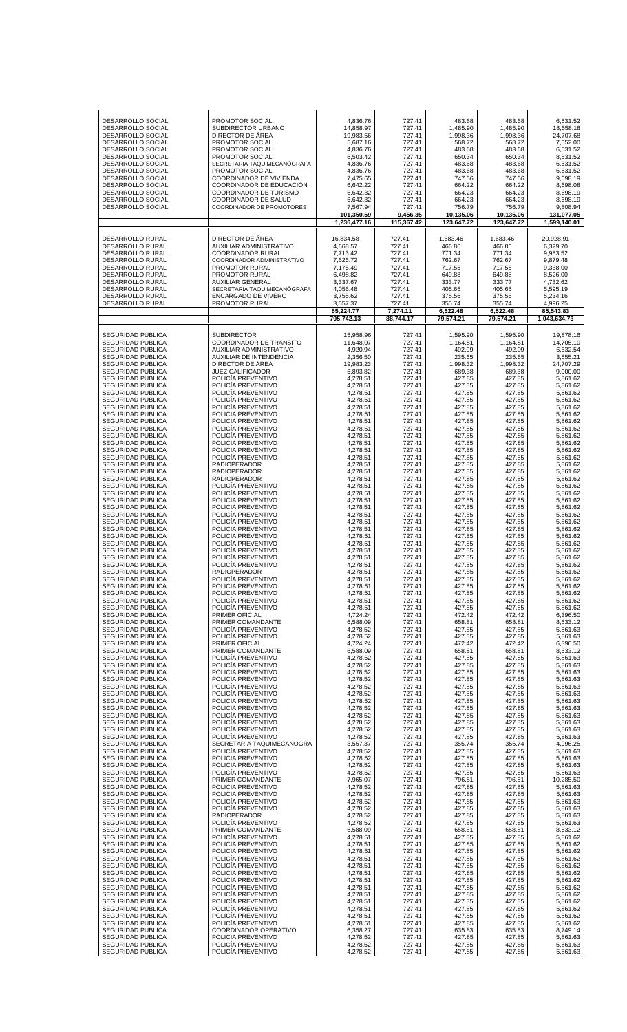| | | | | | | |
|---|---|---|---|---|---|---|
| DESARROLLO SOCIAL | PROMOTOR SOCIAL. | 4,836.76 | 727.41 | 483.68 | 483.68 | 6,531.52 |
| DESARROLLO SOCIAL | SUBDIRECTOR URBANO | 14,858.97 | 727.41 | 1,485.90 | 1,485.90 | 18,558.18 |
| DESARROLLO SOCIAL | DIRECTOR DE ÁREA | 19,983.56 | 727.41 | 1,998.36 | 1,998.36 | 24,707.68 |
| DESARROLLO SOCIAL | PROMOTOR SOCIAL. | 5,687.16 | 727.41 | 568.72 | 568.72 | 7,552.00 |
| DESARROLLO SOCIAL | PROMOTOR SOCIAL. | 4,836.76 | 727.41 | 483.68 | 483.68 | 6,531.52 |
| DESARROLLO SOCIAL | PROMOTOR SOCIAL. | 6,503.42 | 727.41 | 650.34 | 650.34 | 8,531.52 |
| DESARROLLO SOCIAL | SECRETARIA TAQUIMECANÓGRAFA | 4,836.76 | 727.41 | 483.68 | 483.68 | 6,531.52 |
| DESARROLLO SOCIAL | PROMOTOR SOCIAL. | 4,836.76 | 727.41 | 483.68 | 483.68 | 6,531.52 |
| DESARROLLO SOCIAL | COORDINADOR DE VIVIENDA | 7,475.65 | 727.41 | 747.56 | 747.56 | 9,698.19 |
| DESARROLLO SOCIAL | COORDINADOR DE EDUCACIÓN | 6,642.22 | 727.41 | 664.22 | 664.22 | 8,698.08 |
| DESARROLLO SOCIAL | COORDINADOR DE TURISMO | 6,642.32 | 727.41 | 664.23 | 664.23 | 8,698.19 |
| DESARROLLO SOCIAL | COORDINADOR DE SALUD | 6,642.32 | 727.41 | 664.23 | 664.23 | 8,698.19 |
| DESARROLLO SOCIAL | COORDINADOR DE PROMOTORES | 7,567.94 | 727.41 | 756.79 | 756.79 | 9,808.94 |
| | | **101,350.59** | **9,456.35** | **10,135.06** | **10,135.06** | **131,077.05** |
| | | **1,236,477.16** | **115,367.42** | **123,647.72** | **123,647.72** | **1,599,140.01** |
| DESARROLLO RURAL | DIRECTOR DE ÁREA | 16,834.58 | 727.41 | 1,683.46 | 1,683.46 | 20,928.91 |
| DESARROLLO RURAL | AUXILIAR ADMINISTRATIVO | 4,668.57 | 727.41 | 466.86 | 466.86 | 6,329.70 |
| DESARROLLO RURAL | COORDINADOR RURAL | 7,713.42 | 727.41 | 771.34 | 771.34 | 9,983.52 |
| DESARROLLO RURAL | COORDINADOR ADMINISTRATIVO | 7,626.72 | 727.41 | 762.67 | 762.67 | 9,879.48 |
| DESARROLLO RURAL | PROMOTOR RURAL | 7,175.49 | 727.41 | 717.55 | 717.55 | 9,338.00 |
| DESARROLLO RURAL | PROMOTOR RURAL | 6,498.82 | 727.41 | 649.88 | 649.88 | 8,526.00 |
| DESARROLLO RURAL | AUXILIAR GENERAL | 3,337.67 | 727.41 | 333.77 | 333.77 | 4,732.62 |
| DESARROLLO RURAL | SECRETARIA TAQUIMECANÓGRAFA | 4,056.48 | 727.41 | 405.65 | 405.65 | 5,595.19 |
| DESARROLLO RURAL | ENCARGADO DE VIVERO | 3,755.62 | 727.41 | 375.56 | 375.56 | 5,234.16 |
| DESARROLLO RURAL | PROMOTOR RURAL | 3,557.37 | 727.41 | 355.74 | 355.74 | 4,996.25 |
| | | **65,224.77** | **7,274.11** | **6,522.48** | **6,522.48** | **85,543.83** |
| | | **795,742.13** | **88,744.17** | **79,574.21** | **79,574.21** | **1,043,634.73** |
| SEGURIDAD PUBLICA | SUBDIRECTOR | 15,958.96 | 727.41 | 1,595.90 | 1,595.90 | 19,878.16 |
| SEGURIDAD PUBLICA | COORDINADOR DE TRANSITO | 11,648.07 | 727.41 | 1,164.81 | 1,164.81 | 14,705.10 |
| SEGURIDAD PUBLICA | AUXILIAR ADMINISTRATIVO | 4,920.94 | 727.41 | 492.09 | 492.09 | 6,632.54 |
| SEGURIDAD PUBLICA | AUXILIAR DE INTENDENCIA | 2,356.50 | 727.41 | 235.65 | 235.65 | 3,555.21 |
| SEGURIDAD PUBLICA | DIRECTOR DE ÁREA | 19,983.23 | 727.41 | 1,998.32 | 1,998.32 | 24,707.29 |
| SEGURIDAD PUBLICA | JUEZ CALIFICADOR | 6,893.82 | 727.41 | 689.38 | 689.38 | 9,000.00 |
| SEGURIDAD PUBLICA | POLICÍA PREVENTIVO | 4,278.51 | 727.41 | 427.85 | 427.85 | 5,861.62 |
| SEGURIDAD PUBLICA | POLICÍA PREVENTIVO | 4,278.51 | 727.41 | 427.85 | 427.85 | 5,861.62 |
| SEGURIDAD PUBLICA | POLICÍA PREVENTIVO | 4,278.51 | 727.41 | 427.85 | 427.85 | 5,861.62 |
| SEGURIDAD PUBLICA | POLICÍA PREVENTIVO | 4,278.51 | 727.41 | 427.85 | 427.85 | 5,861.62 |
| SEGURIDAD PUBLICA | POLICÍA PREVENTIVO | 4,278.51 | 727.41 | 427.85 | 427.85 | 5,861.62 |
| SEGURIDAD PUBLICA | POLICÍA PREVENTIVO | 4,278.51 | 727.41 | 427.85 | 427.85 | 5,861.62 |
| SEGURIDAD PUBLICA | POLICÍA PREVENTIVO | 4,278.51 | 727.41 | 427.85 | 427.85 | 5,861.62 |
| SEGURIDAD PUBLICA | POLICÍA PREVENTIVO | 4,278.51 | 727.41 | 427.85 | 427.85 | 5,861.62 |
| SEGURIDAD PUBLICA | POLICÍA PREVENTIVO | 4,278.51 | 727.41 | 427.85 | 427.85 | 5,861.62 |
| SEGURIDAD PUBLICA | POLICÍA PREVENTIVO | 4,278.51 | 727.41 | 427.85 | 427.85 | 5,861.62 |
| SEGURIDAD PUBLICA | POLICÍA PREVENTIVO | 4,278.51 | 727.41 | 427.85 | 427.85 | 5,861.62 |
| SEGURIDAD PUBLICA | POLICÍA PREVENTIVO | 4,278.51 | 727.41 | 427.85 | 427.85 | 5,861.62 |
| SEGURIDAD PUBLICA | RADIOPERADOR | 4,278.51 | 727.41 | 427.85 | 427.85 | 5,861.62 |
| SEGURIDAD PUBLICA | RADIOPERADOR | 4,278.51 | 727.41 | 427.85 | 427.85 | 5,861.62 |
| SEGURIDAD PUBLICA | RADIOPERADOR | 4,278.51 | 727.41 | 427.85 | 427.85 | 5,861.62 |
| SEGURIDAD PUBLICA | POLICÍA PREVENTIVO | 4,278.51 | 727.41 | 427.85 | 427.85 | 5,861.62 |
| SEGURIDAD PUBLICA | POLICÍA PREVENTIVO | 4,278.51 | 727.41 | 427.85 | 427.85 | 5,861.62 |
| SEGURIDAD PUBLICA | POLICÍA PREVENTIVO | 4,278.51 | 727.41 | 427.85 | 427.85 | 5,861.62 |
| SEGURIDAD PUBLICA | POLICÍA PREVENTIVO | 4,278.51 | 727.41 | 427.85 | 427.85 | 5,861.62 |
| SEGURIDAD PUBLICA | POLICÍA PREVENTIVO | 4,278.51 | 727.41 | 427.85 | 427.85 | 5,861.62 |
| SEGURIDAD PUBLICA | POLICÍA PREVENTIVO | 4,278.51 | 727.41 | 427.85 | 427.85 | 5,861.62 |
| SEGURIDAD PUBLICA | POLICÍA PREVENTIVO | 4,278.51 | 727.41 | 427.85 | 427.85 | 5,861.62 |
| SEGURIDAD PUBLICA | POLICÍA PREVENTIVO | 4,278.51 | 727.41 | 427.85 | 427.85 | 5,861.62 |
| SEGURIDAD PUBLICA | POLICÍA PREVENTIVO | 4,278.51 | 727.41 | 427.85 | 427.85 | 5,861.62 |
| SEGURIDAD PUBLICA | POLICÍA PREVENTIVO | 4,278.51 | 727.41 | 427.85 | 427.85 | 5,861.62 |
| SEGURIDAD PUBLICA | POLICÍA PREVENTIVO | 4,278.51 | 727.41 | 427.85 | 427.85 | 5,861.62 |
| SEGURIDAD PUBLICA | POLICÍA PREVENTIVO | 4,278.51 | 727.41 | 427.85 | 427.85 | 5,861.62 |
| SEGURIDAD PUBLICA | RADIOPERADOR | 4,278.51 | 727.41 | 427.85 | 427.85 | 5,861.62 |
| SEGURIDAD PUBLICA | POLICÍA PREVENTIVO | 4,278.51 | 727.41 | 427.85 | 427.85 | 5,861.62 |
| SEGURIDAD PUBLICA | POLICÍA PREVENTIVO | 4,278.51 | 727.41 | 427.85 | 427.85 | 5,861.62 |
| SEGURIDAD PUBLICA | POLICÍA PREVENTIVO | 4,278.51 | 727.41 | 427.85 | 427.85 | 5,861.62 |
| SEGURIDAD PUBLICA | POLICÍA PREVENTIVO | 4,278.51 | 727.41 | 427.85 | 427.85 | 5,861.62 |
| SEGURIDAD PUBLICA | POLICÍA PREVENTIVO | 4,278.51 | 727.41 | 427.85 | 427.85 | 5,861.62 |
| SEGURIDAD PUBLICA | PRIMER OFICIAL | 4,724.24 | 727.41 | 472.42 | 472.42 | 6,396.50 |
| SEGURIDAD PUBLICA | PRIMER COMANDANTE | 6,588.09 | 727.41 | 658.81 | 658.81 | 8,633.12 |
| SEGURIDAD PUBLICA | POLICÍA PREVENTIVO | 4,278.52 | 727.41 | 427.85 | 427.85 | 5,861.63 |
| SEGURIDAD PUBLICA | POLICÍA PREVENTIVO | 4,278.52 | 727.41 | 427.85 | 427.85 | 5,861.63 |
| SEGURIDAD PUBLICA | PRIMER OFICIAL | 4,724.24 | 727.41 | 472.42 | 472.42 | 6,396.50 |
| SEGURIDAD PUBLICA | PRIMER COMANDANTE | 6,588.09 | 727.41 | 658.81 | 658.81 | 8,633.12 |
| SEGURIDAD PUBLICA | POLICÍA PREVENTIVO | 4,278.52 | 727.41 | 427.85 | 427.85 | 5,861.63 |
| SEGURIDAD PUBLICA | POLICÍA PREVENTIVO | 4,278.52 | 727.41 | 427.85 | 427.85 | 5,861.63 |
| SEGURIDAD PUBLICA | POLICÍA PREVENTIVO | 4,278.52 | 727.41 | 427.85 | 427.85 | 5,861.63 |
| SEGURIDAD PUBLICA | POLICÍA PREVENTIVO | 4,278.52 | 727.41 | 427.85 | 427.85 | 5,861.63 |
| SEGURIDAD PUBLICA | POLICÍA PREVENTIVO | 4,278.52 | 727.41 | 427.85 | 427.85 | 5,861.63 |
| SEGURIDAD PUBLICA | POLICÍA PREVENTIVO | 4,278.52 | 727.41 | 427.85 | 427.85 | 5,861.63 |
| SEGURIDAD PUBLICA | POLICÍA PREVENTIVO | 4,278.52 | 727.41 | 427.85 | 427.85 | 5,861.63 |
| SEGURIDAD PUBLICA | POLICÍA PREVENTIVO | 4,278.52 | 727.41 | 427.85 | 427.85 | 5,861.63 |
| SEGURIDAD PUBLICA | POLICÍA PREVENTIVO | 4,278.52 | 727.41 | 427.85 | 427.85 | 5,861.63 |
| SEGURIDAD PUBLICA | POLICÍA PREVENTIVO | 4,278.52 | 727.41 | 427.85 | 427.85 | 5,861.63 |
| SEGURIDAD PUBLICA | POLICÍA PREVENTIVO | 4,278.52 | 727.41 | 427.85 | 427.85 | 5,861.63 |
| SEGURIDAD PUBLICA | POLICÍA PREVENTIVO | 4,278.52 | 727.41 | 427.85 | 427.85 | 5,861.63 |
| SEGURIDAD PUBLICA | SECRETARIA TAQUIMECANOGRA | 3,557.37 | 727.41 | 355.74 | 355.74 | 4,996.25 |
| SEGURIDAD PUBLICA | POLICÍA PREVENTIVO | 4,278.52 | 727.41 | 427.85 | 427.85 | 5,861.63 |
| SEGURIDAD PUBLICA | POLICÍA PREVENTIVO | 4,278.52 | 727.41 | 427.85 | 427.85 | 5,861.63 |
| SEGURIDAD PUBLICA | POLICÍA PREVENTIVO | 4,278.52 | 727.41 | 427.85 | 427.85 | 5,861.63 |
| SEGURIDAD PUBLICA | POLICÍA PREVENTIVO | 4,278.52 | 727.41 | 427.85 | 427.85 | 5,861.63 |
| SEGURIDAD PUBLICA | PRIMER COMANDANTE | 7,965.07 | 727.41 | 796.51 | 796.51 | 10,285.50 |
| SEGURIDAD PUBLICA | POLICÍA PREVENTIVO | 4,278.52 | 727.41 | 427.85 | 427.85 | 5,861.63 |
| SEGURIDAD PUBLICA | POLICÍA PREVENTIVO | 4,278.52 | 727.41 | 427.85 | 427.85 | 5,861.63 |
| SEGURIDAD PUBLICA | POLICÍA PREVENTIVO | 4,278.52 | 727.41 | 427.85 | 427.85 | 5,861.63 |
| SEGURIDAD PUBLICA | POLICÍA PREVENTIVO | 4,278.52 | 727.41 | 427.85 | 427.85 | 5,861.63 |
| SEGURIDAD PUBLICA | RADIOPERADOR | 4,278.52 | 727.41 | 427.85 | 427.85 | 5,861.63 |
| SEGURIDAD PUBLICA | POLICÍA PREVENTIVO | 4,278.52 | 727.41 | 427.85 | 427.85 | 5,861.63 |
| SEGURIDAD PUBLICA | PRIMER COMANDANTE | 6,588.09 | 727.41 | 658.81 | 658.81 | 8,633.12 |
| SEGURIDAD PUBLICA | POLICÍA PREVENTIVO | 4,278.51 | 727.41 | 427.85 | 427.85 | 5,861.62 |
| SEGURIDAD PUBLICA | POLICÍA PREVENTIVO | 4,278.51 | 727.41 | 427.85 | 427.85 | 5,861.62 |
| SEGURIDAD PUBLICA | POLICÍA PREVENTIVO | 4,278.51 | 727.41 | 427.85 | 427.85 | 5,861.62 |
| SEGURIDAD PUBLICA | POLICÍA PREVENTIVO | 4,278.51 | 727.41 | 427.85 | 427.85 | 5,861.62 |
| SEGURIDAD PUBLICA | POLICÍA PREVENTIVO | 4,278.51 | 727.41 | 427.85 | 427.85 | 5,861.62 |
| SEGURIDAD PUBLICA | POLICÍA PREVENTIVO | 4,278.51 | 727.41 | 427.85 | 427.85 | 5,861.62 |
| SEGURIDAD PUBLICA | POLICÍA PREVENTIVO | 4,278.51 | 727.41 | 427.85 | 427.85 | 5,861.62 |
| SEGURIDAD PUBLICA | POLICÍA PREVENTIVO | 4,278.51 | 727.41 | 427.85 | 427.85 | 5,861.62 |
| SEGURIDAD PUBLICA | POLICÍA PREVENTIVO | 4,278.51 | 727.41 | 427.85 | 427.85 | 5,861.62 |
| SEGURIDAD PUBLICA | POLICÍA PREVENTIVO | 4,278.51 | 727.41 | 427.85 | 427.85 | 5,861.62 |
| SEGURIDAD PUBLICA | POLICÍA PREVENTIVO | 4,278.51 | 727.41 | 427.85 | 427.85 | 5,861.62 |
| SEGURIDAD PUBLICA | POLICÍA PREVENTIVO | 4,278.51 | 727.41 | 427.85 | 427.85 | 5,861.62 |
| SEGURIDAD PUBLICA | COORDINADOR OPERATIVO | 6,358.27 | 727.41 | 635.83 | 635.83 | 8,749.14 |
| SEGURIDAD PUBLICA | POLICÍA PREVENTIVO | 4,278.52 | 727.41 | 427.85 | 427.85 | 5,861.63 |
| SEGURIDAD PUBLICA | POLICÍA PREVENTIVO | 4,278.52 | 727.41 | 427.85 | 427.85 | 5,861.63 |
| SEGURIDAD PUBLICA | POLICÍA PREVENTIVO | 4,278.52 | 727.41 | 427.85 | 427.85 | 5,861.63 |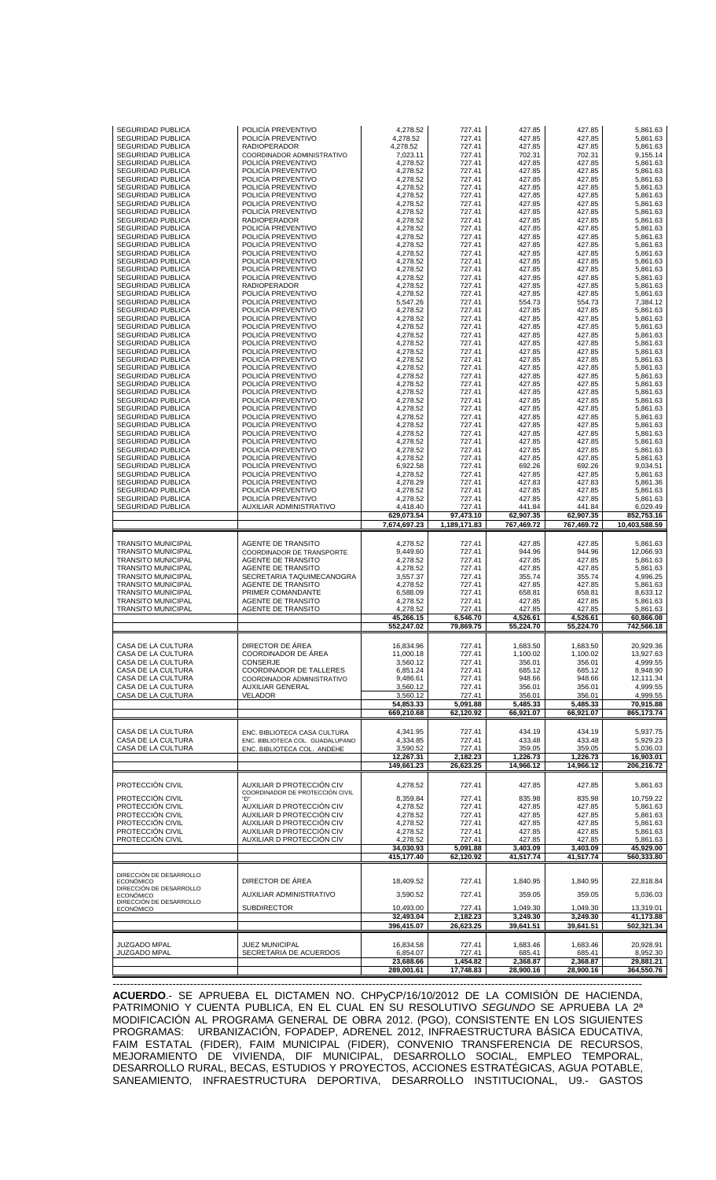| | | | | | | |
|---|---|---|---|---|---|---|
| SEGURIDAD PUBLICA | POLICÍA PREVENTIVO | 4,278.52 | 727.41 | 427.85 | 427.85 | 5,861.63 |
| SEGURIDAD PUBLICA | POLICÍA PREVENTIVO | 4,278.52 | 727.41 | 427.85 | 427.85 | 5,861.63 |
| SEGURIDAD PUBLICA | RADIOPERADOR | 4,278.52 | 727.41 | 427.85 | 427.85 | 5,861.63 |
| SEGURIDAD PUBLICA | COORDINADOR ADMINISTRATIVO | 7,023.11 | 727.41 | 702.31 | 702.31 | 9,155.14 |
| SEGURIDAD PUBLICA | POLICÍA PREVENTIVO | 4,278.52 | 727.41 | 427.85 | 427.85 | 5,861.63 |
| SEGURIDAD PUBLICA | POLICÍA PREVENTIVO | 4,278.52 | 727.41 | 427.85 | 427.85 | 5,861.63 |
| SEGURIDAD PUBLICA | POLICÍA PREVENTIVO | 4,278.52 | 727.41 | 427.85 | 427.85 | 5,861.63 |
| SEGURIDAD PUBLICA | POLICÍA PREVENTIVO | 4,278.52 | 727.41 | 427.85 | 427.85 | 5,861.63 |
| SEGURIDAD PUBLICA | POLICÍA PREVENTIVO | 4,278.52 | 727.41 | 427.85 | 427.85 | 5,861.63 |
| SEGURIDAD PUBLICA | POLICÍA PREVENTIVO | 4,278.52 | 727.41 | 427.85 | 427.85 | 5,861.63 |
| SEGURIDAD PUBLICA | RADIOPERADOR | 4,278.52 | 727.41 | 427.85 | 427.85 | 5,861.63 |
| SEGURIDAD PUBLICA | POLICÍA PREVENTIVO | 4,278.52 | 727.41 | 427.85 | 427.85 | 5,861.63 |
| SEGURIDAD PUBLICA | POLICÍA PREVENTIVO | 4,278.52 | 727.41 | 427.85 | 427.85 | 5,861.63 |
| SEGURIDAD PUBLICA | POLICÍA PREVENTIVO | 4,278.52 | 727.41 | 427.85 | 427.85 | 5,861.63 |
| SEGURIDAD PUBLICA | POLICÍA PREVENTIVO | 4,278.52 | 727.41 | 427.85 | 427.85 | 5,861.63 |
| SEGURIDAD PUBLICA | POLICÍA PREVENTIVO | 4,278.52 | 727.41 | 427.85 | 427.85 | 5,861.63 |
| SEGURIDAD PUBLICA | POLICÍA PREVENTIVO | 4,278.52 | 727.41 | 427.85 | 427.85 | 5,861.63 |
| SEGURIDAD PUBLICA | POLICÍA PREVENTIVO | 4,278.52 | 727.41 | 427.85 | 427.85 | 5,861.63 |
| SEGURIDAD PUBLICA | RADIOPERADOR | 4,278.52 | 727.41 | 427.85 | 427.85 | 5,861.63 |
| SEGURIDAD PUBLICA | POLICÍA PREVENTIVO | 4,278.52 | 727.41 | 427.85 | 427.85 | 5,861.63 |
| SEGURIDAD PUBLICA | POLICÍA PREVENTIVO | 5,547.26 | 727.41 | 554.73 | 554.73 | 7,384.12 |
| SEGURIDAD PUBLICA | POLICÍA PREVENTIVO | 4,278.52 | 727.41 | 427.85 | 427.85 | 5,861.63 |
| SEGURIDAD PUBLICA | POLICÍA PREVENTIVO | 4,278.52 | 727.41 | 427.85 | 427.85 | 5,861.63 |
| SEGURIDAD PUBLICA | POLICÍA PREVENTIVO | 4,278.52 | 727.41 | 427.85 | 427.85 | 5,861.63 |
| SEGURIDAD PUBLICA | POLICÍA PREVENTIVO | 4,278.52 | 727.41 | 427.85 | 427.85 | 5,861.63 |
| SEGURIDAD PUBLICA | POLICÍA PREVENTIVO | 4,278.52 | 727.41 | 427.85 | 427.85 | 5,861.63 |
| SEGURIDAD PUBLICA | POLICÍA PREVENTIVO | 4,278.52 | 727.41 | 427.85 | 427.85 | 5,861.63 |
| SEGURIDAD PUBLICA | POLICÍA PREVENTIVO | 4,278.52 | 727.41 | 427.85 | 427.85 | 5,861.63 |
| SEGURIDAD PUBLICA | POLICÍA PREVENTIVO | 4,278.52 | 727.41 | 427.85 | 427.85 | 5,861.63 |
| SEGURIDAD PUBLICA | POLICÍA PREVENTIVO | 4,278.52 | 727.41 | 427.85 | 427.85 | 5,861.63 |
| SEGURIDAD PUBLICA | POLICÍA PREVENTIVO | 4,278.52 | 727.41 | 427.85 | 427.85 | 5,861.63 |
| SEGURIDAD PUBLICA | POLICÍA PREVENTIVO | 4,278.52 | 727.41 | 427.85 | 427.85 | 5,861.63 |
| SEGURIDAD PUBLICA | POLICÍA PREVENTIVO | 4,278.52 | 727.41 | 427.85 | 427.85 | 5,861.63 |
| SEGURIDAD PUBLICA | POLICÍA PREVENTIVO | 4,278.52 | 727.41 | 427.85 | 427.85 | 5,861.63 |
| SEGURIDAD PUBLICA | POLICÍA PREVENTIVO | 4,278.52 | 727.41 | 427.85 | 427.85 | 5,861.63 |
| SEGURIDAD PUBLICA | POLICÍA PREVENTIVO | 4,278.52 | 727.41 | 427.85 | 427.85 | 5,861.63 |
| SEGURIDAD PUBLICA | POLICÍA PREVENTIVO | 4,278.52 | 727.41 | 427.85 | 427.85 | 5,861.63 |
| SEGURIDAD PUBLICA | POLICÍA PREVENTIVO | 4,278.52 | 727.41 | 427.85 | 427.85 | 5,861.63 |
| SEGURIDAD PUBLICA | POLICÍA PREVENTIVO | 4,278.52 | 727.41 | 427.85 | 427.85 | 5,861.63 |
| SEGURIDAD PUBLICA | POLICÍA PREVENTIVO | 4,278.52 | 727.41 | 427.85 | 427.85 | 5,861.63 |
| SEGURIDAD PUBLICA | POLICÍA PREVENTIVO | 6,922.58 | 727.41 | 692.26 | 692.26 | 9,034.51 |
| SEGURIDAD PUBLICA | POLICÍA PREVENTIVO | 4,278.52 | 727.41 | 427.85 | 427.85 | 5,861.63 |
| SEGURIDAD PUBLICA | POLICÍA PREVENTIVO | 4,278.29 | 727.41 | 427.83 | 427.83 | 5,861.36 |
| SEGURIDAD PUBLICA | POLICÍA PREVENTIVO | 4,278.52 | 727.41 | 427.85 | 427.85 | 5,861.63 |
| SEGURIDAD PUBLICA | POLICÍA PREVENTIVO | 4,278.52 | 727.41 | 427.85 | 427.85 | 5,861.63 |
| SEGURIDAD PUBLICA | AUXILIAR ADMINISTRATIVO | 4,418.40 | 727.41 | 441.84 | 441.84 | 6,029.49 |
| | | **629,073.54** | **97,473.10** | **62,907.35** | **62,907.35** | **852,753.16** |
| | | **7,674,697.23** | **1,189,171.83** | **767,469.72** | **767,469.72** | **10,403,588.59** |
| | | | | | | |
| TRANSITO MUNICIPAL | AGENTE DE TRANSITO | 4,278.52 | 727.41 | 427.85 | 427.85 | 5,861.63 |
| TRANSITO MUNICIPAL | COORDINADOR DE TRANSPORTE | 9,449.60 | 727.41 | 944.96 | 944.96 | 12,066.93 |
| TRANSITO MUNICIPAL | AGENTE DE TRANSITO | 4,278.52 | 727.41 | 427.85 | 427.85 | 5,861.63 |
| TRANSITO MUNICIPAL | AGENTE DE TRANSITO | 4,278.52 | 727.41 | 427.85 | 427.85 | 5,861.63 |
| TRANSITO MUNICIPAL | SECRETARIA TAQUIMECANOGRA | 3,557.37 | 727.41 | 355.74 | 355.74 | 4,996.25 |
| TRANSITO MUNICIPAL | AGENTE DE TRANSITO | 4,278.52 | 727.41 | 427.85 | 427.85 | 5,861.63 |
| TRANSITO MUNICIPAL | PRIMER COMANDANTE | 6,588.09 | 727.41 | 658.81 | 658.81 | 8,633.12 |
| TRANSITO MUNICIPAL | AGENTE DE TRANSITO | 4,278.52 | 727.41 | 427.85 | 427.85 | 5,861.63 |
| TRANSITO MUNICIPAL | AGENTE DE TRANSITO | 4,278.52 | 727.41 | 427.85 | 427.85 | 5,861.63 |
| | | **45,266.15** | **6,546.70** | **4,526.61** | **4,526.61** | **60,866.08** |
| | | **552,247.02** | **79,869.75** | **55,224.70** | **55,224.70** | **742,566.18** |
| | | | | | | |
| CASA DE LA CULTURA | DIRECTOR DE ÁREA | 16,834.96 | 727.41 | 1,683.50 | 1,683.50 | 20,929.36 |
| CASA DE LA CULTURA | COORDINADOR DE ÁREA | 11,000.18 | 727.41 | 1,100.02 | 1,100.02 | 13,927.63 |
| CASA DE LA CULTURA | CONSERJE | 3,560.12 | 727.41 | 356.01 | 356.01 | 4,999.55 |
| CASA DE LA CULTURA | COORDINADOR DE TALLERES | 6,851.24 | 727.41 | 685.12 | 685.12 | 8,948.90 |
| CASA DE LA CULTURA | COORDINADOR ADMINISTRATIVO | 9,486.61 | 727.41 | 948.66 | 948.66 | 12,111.34 |
| CASA DE LA CULTURA | AUXILIAR GENERAL | 3,560.12 | 727.41 | 356.01 | 356.01 | 4,999.55 |
| CASA DE LA CULTURA | VELADOR | 3,560.12 | 727.41 | 356.01 | 356.01 | 4,999.55 |
| | | **54,853.33** | **5,091.88** | **5,485.33** | **5,485.33** | **70,915.88** |
| | | **669,210.68** | **62,120.92** | **66,921.07** | **66,921.07** | **865,173.74** |
| | | | | | | |
| CASA DE LA CULTURA | ENC. BIBLIOTECA CASA CULTURA | 4,341.95 | 727.41 | 434.19 | 434.19 | 5,937.75 |
| CASA DE LA CULTURA | ENC. BIBLIOTECA COL. GUADALUPANO | 4,334.85 | 727.41 | 433.48 | 433.48 | 5,929.23 |
| CASA DE LA CULTURA | ENC. BIBLIOTECA COL. ANDEHE | 3,590.52 | 727.41 | 359.05 | 359.05 | 5,036.03 |
| | | **12,267.31** | **2,182.23** | **1,226.73** | **1,226.73** | **16,903.01** |
| | | **149,661.23** | **26,623.25** | **14,966.12** | **14,966.12** | **206,216.72** |
| | | | | | | |
| PROTECCIÓN CIVIL | AUXILIAR D PROTECCIÓN CIV | 4,278.52 | 727.41 | 427.85 | 427.85 | 5,861.63 |
| PROTECCIÓN CIVIL | COORDINADOR DE PROTECCIÓN CIVIL "D" | 8,359.84 | 727.41 | 835.98 | 835.98 | 10,759.22 |
| PROTECCIÓN CIVIL | AUXILIAR D PROTECCIÓN CIV | 4,278.52 | 727.41 | 427.85 | 427.85 | 5,861.63 |
| PROTECCIÓN CIVIL | AUXILIAR D PROTECCIÓN CIV | 4,278.52 | 727.41 | 427.85 | 427.85 | 5,861.63 |
| PROTECCIÓN CIVIL | AUXILIAR D PROTECCIÓN CIV | 4,278.52 | 727.41 | 427.85 | 427.85 | 5,861.63 |
| PROTECCIÓN CIVIL | AUXILIAR D PROTECCIÓN CIV | 4,278.52 | 727.41 | 427.85 | 427.85 | 5,861.63 |
| PROTECCIÓN CIVIL | AUXILIAR D PROTECCIÓN CIV | 4,278.52 | 727.41 | 427.85 | 427.85 | 5,861.63 |
| | | **34,030.93** | **5,091.88** | **3,403.09** | **3,403.09** | **45,929.00** |
| | | **415,177.40** | **62,120.92** | **41,517.74** | **41,517.74** | **560,333.80** |
| | | | | | | |
| DIRECCIÓN DE DESARROLLO ECONÓMICO | DIRECTOR DE ÁREA | 18,409.52 | 727.41 | 1,840.95 | 1,840.95 | 22,818.84 |
| DIRECCIÓN DE DESARROLLO ECONÓMICO | AUXILIAR ADMINISTRATIVO | 3,590.52 | 727.41 | 359.05 | 359.05 | 5,036.03 |
| DIRECCIÓN DE DESARROLLO ECONÓMICO | SUBDIRECTOR | 10,493.00 | 727.41 | 1,049.30 | 1,049.30 | 13,319.01 |
| | | **32,493.04** | **2,182.23** | **3,249.30** | **3,249.30** | **41,173.88** |
| | | **396,415.07** | **26,623.25** | **39,641.51** | **39,641.51** | **502,321.34** |
| | | | | | | |
| JUZGADO MPAL | JUEZ MUNICIPAL | 16,834.58 | 727.41 | 1,683.46 | 1,683.46 | 20,928.91 |
| JUZGADO MPAL | SECRETARIA DE ACUERDOS | 6,854.07 | 727.41 | 685.41 | 685.41 | 8,952.30 |
| | | **23,688.66** | **1,454.82** | **2,368.87** | **2,368.87** | **29,881.21** |
| | | **289,001.61** | **17,748.83** | **28,900.16** | **28,900.16** | **364,550.76** |

---

**ACUERDO**.- SE APRUEBA EL DICTAMEN NO. CHPyCP/16/10/2012 DE LA COMISIÓN DE HACIENDA, PATRIMONIO Y CUENTA PUBLICA, EN EL CUAL EN SU RESOLUTIVO *SEGUNDO* SE APRUEBA LA 2ª MODIFICACIÓN AL PROGRAMA GENERAL DE OBRA 2012. (PGO), CONSISTENTE EN LOS SIGUIENTES PROGRAMAS: URBANIZACIÓN, FOPADEP, ADRENEL 2012, INFRAESTRUCTURA BÁSICA EDUCATIVA, FAIM ESTATAL (FIDER), FAIM MUNICIPAL (FIDER), CONVENIO TRANSFERENCIA DE RECURSOS, MEJORAMIENTO DE VIVIENDA, DIF MUNICIPAL, DESARROLLO SOCIAL, EMPLEO TEMPORAL, DESARROLLO RURAL, BECAS, ESTUDIOS Y PROYECTOS, ACCIONES ESTRATÉGICAS, AGUA POTABLE, SANEAMIENTO, INFRAESTRUCTURA DEPORTIVA, DESARROLLO INSTITUCIONAL, U9.- GASTOS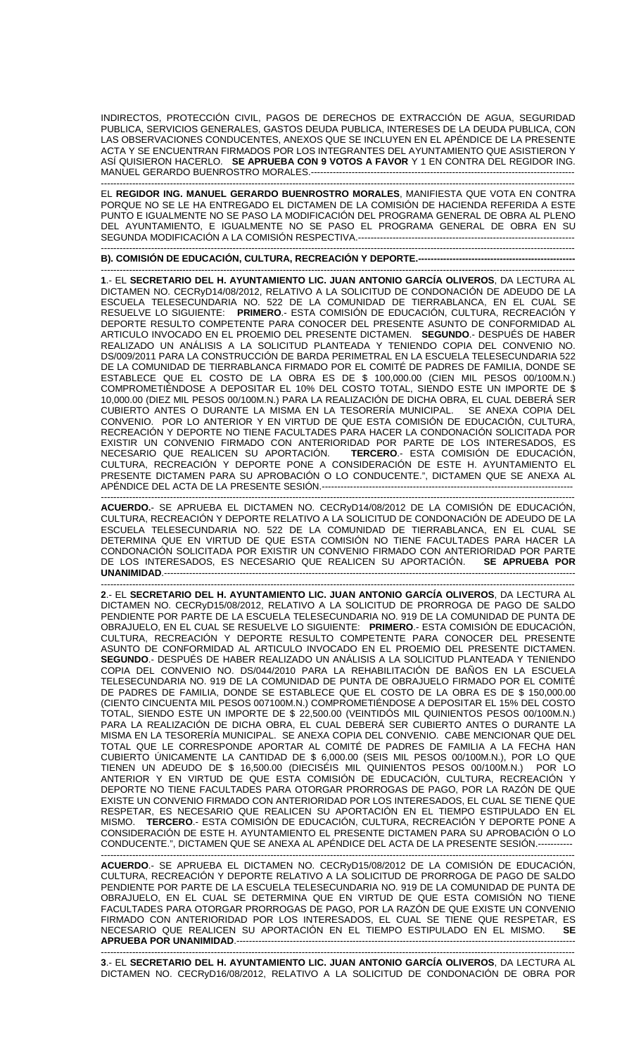INDIRECTOS, PROTECCIÓN CIVIL, PAGOS DE DERECHOS DE EXTRACCIÓN DE AGUA, SEGURIDAD PUBLICA, SERVICIOS GENERALES, GASTOS DEUDA PUBLICA, INTERESES DE LA DEUDA PUBLICA, CON LAS OBSERVACIONES CONDUCENTES, ANEXOS QUE SE INCLUYEN EN EL APÉNDICE DE LA PRESENTE ACTA Y SE ENCUENTRAN FIRMADOS POR LOS INTEGRANTES DEL AYUNTAMIENTO QUE ASISTIERON Y ASÍ QUISIERON HACERLO. **SE APRUEBA CON 9 VOTOS A FAVOR** Y 1 EN CONTRA DEL REGIDOR ING. MANUEL GERARDO BUENROSTRO MORALES.------------------------------------------------------------------------------------------

EL **REGIDOR ING. MANUEL GERARDO BUENROSTRO MORALES**, MANIFIESTA QUE VOTA EN CONTRA PORQUE NO SE LE HA ENTREGADO EL DICTAMEN DE LA COMISIÓN DE HACIENDA REFERIDA A ESTE PUNTO E IGUALMENTE NO SE PASO LA MODIFICACIÓN DEL PROGRAMA GENERAL DE OBRA AL PLENO DEL AYUNTAMIENTO, E IGUALMENTE NO SE PASO EL PROGRAMA GENERAL DE OBRA EN SU SEGUNDA MODIFICACIÓN A LA COMISIÓN RESPECTIVA.-------------------------------------------------------------------

**B). COMISIÓN DE EDUCACIÓN, CULTURA, RECREACIÓN Y DEPORTE.--------------------------------------------------**

**1**.- EL **SECRETARIO DEL H. AYUNTAMIENTO LIC. JUAN ANTONIO GARCÍA OLIVEROS**, DA LECTURA AL DICTAMEN NO. CECRyD14/08/2012, RELATIVO A LA SOLICITUD DE CONDONACIÓN DE ADEUDO DE LA ESCUELA TELESECUNDARIA NO. 522 DE LA COMUNIDAD DE TIERRABLANCA, EN EL CUAL SE RESUELVE LO SIGUIENTE: **PRIMERO**.- ESTA COMISIÓN DE EDUCACIÓN, CULTURA, RECREACIÓN Y DEPORTE RESULTO COMPETENTE PARA CONOCER DEL PRESENTE ASUNTO DE CONFORMIDAD AL ARTICULO INVOCADO EN EL PROEMIO DEL PRESENTE DICTAMEN. **SEGUNDO**.- DESPUÉS DE HABER REALIZADO UN ANÁLISIS A LA SOLICITUD PLANTEADA Y TENIENDO COPIA DEL CONVENIO NO. DS/009/2011 PARA LA CONSTRUCCIÓN DE BARDA PERIMETRAL EN LA ESCUELA TELESECUNDARIA 522 DE LA COMUNIDAD DE TIERRABLANCA FIRMADO POR EL COMITÉ DE PADRES DE FAMILIA, DONDE SE ESTABLECE QUE EL COSTO DE LA OBRA ES DE $ 100,000.00 (CIEN MIL PESOS 00/100M.N.) COMPROMETIÉNDOSE A DEPOSITAR EL 10% DEL COSTO TOTAL, SIENDO ESTE UN IMPORTE DE $ 10,000.00 (DIEZ MIL PESOS 00/100M.N.) PARA LA REALIZACIÓN DE DICHA OBRA, EL CUAL DEBERÁ SER CUBIERTO ANTES O DURANTE LA MISMA EN LA TESORERÍA MUNICIPAL. SE ANEXA COPIA DEL CONVENIO. POR LO ANTERIOR Y EN VIRTUD DE QUE ESTA COMISIÓN DE EDUCACIÓN, CULTURA, RECREACIÓN Y DEPORTE NO TIENE FACULTADES PARA HACER LA CONDONACIÓN SOLICITADA POR EXISTIR UN CONVENIO FIRMADO CON ANTERIORIDAD POR PARTE DE LOS INTERESADOS, ES NECESARIO QUE REALICEN SU APORTACIÓN. **TERCERO**.- ESTA COMISIÓN DE EDUCACIÓN, CULTURA, RECREACIÓN Y DEPORTE PONE A CONSIDERACIÓN DE ESTE H. AYUNTAMIENTO EL PRESENTE DICTAMEN PARA SU APROBACIÓN O LO CONDUCENTE.", DICTAMEN QUE SE ANEXA AL APÉNDICE DEL ACTA DE LA PRESENTE SESIÓN.------------------------------------------------------------------------------

**ACUERDO.**- SE APRUEBA EL DICTAMEN NO. CECRyD14/08/2012 DE LA COMISIÓN DE EDUCACIÓN, CULTURA, RECREACIÓN Y DEPORTE RELATIVO A LA SOLICITUD DE CONDONACIÓN DE ADEUDO DE LA ESCUELA TELESECUNDARIA NO. 522 DE LA COMUNIDAD DE TIERRABLANCA, EN EL CUAL SE DETERMINA QUE EN VIRTUD DE QUE ESTA COMISIÓN NO TIENE FACULTADES PARA HACER LA CONDONACIÓN SOLICITADA POR EXISTIR UN CONVENIO FIRMADO CON ANTERIORIDAD POR PARTE DE LOS INTERESADOS, ES NECESARIO QUE REALICEN SU APORTACIÓN. **SE APRUEBA POR UNANIMIDAD**.------------------------------------------------------------------------------------------------------------------

**2**.- EL **SECRETARIO DEL H. AYUNTAMIENTO LIC. JUAN ANTONIO GARCÍA OLIVEROS**, DA LECTURA AL DICTAMEN NO. CECRyD15/08/2012, RELATIVO A LA SOLICITUD DE PRORROGA DE PAGO DE SALDO PENDIENTE POR PARTE DE LA ESCUELA TELESECUNDARIA NO. 919 DE LA COMUNIDAD DE PUNTA DE OBRAJUELO, EN EL CUAL SE RESUELVE LO SIGUIENTE: **PRIMERO**.- ESTA COMISIÓN DE EDUCACIÓN, CULTURA, RECREACIÓN Y DEPORTE RESULTO COMPETENTE PARA CONOCER DEL PRESENTE ASUNTO DE CONFORMIDAD AL ARTICULO INVOCADO EN EL PROEMIO DEL PRESENTE DICTAMEN. **SEGUNDO**.- DESPUÉS DE HABER REALIZADO UN ANÁLISIS A LA SOLICITUD PLANTEADA Y TENIENDO COPIA DEL CONVENIO NO. DS/044/2010 PARA LA REHABILITACIÓN DE BAÑOS EN LA ESCUELA TELESECUNDARIA NO. 919 DE LA COMUNIDAD DE PUNTA DE OBRAJUELO FIRMADO POR EL COMITÉ DE PADRES DE FAMILIA, DONDE SE ESTABLECE QUE EL COSTO DE LA OBRA ES DE $ 150,000.00 (CIENTO CINCUENTA MIL PESOS 007100M.N.) COMPROMETIÉNDOSE A DEPOSITAR EL 15% DEL COSTO TOTAL, SIENDO ESTE UN IMPORTE DE $ 22,500.00 (VEINTIDÓS MIL QUINIENTOS PESOS 00/100M.N.) PARA LA REALIZACIÓN DE DICHA OBRA, EL CUAL DEBERÁ SER CUBIERTO ANTES O DURANTE LA MISMA EN LA TESORERÍA MUNICIPAL. SE ANEXA COPIA DEL CONVENIO. CABE MENCIONAR QUE DEL TOTAL QUE LE CORRESPONDE APORTAR AL COMITÉ DE PADRES DE FAMILIA A LA FECHA HAN CUBIERTO ÚNICAMENTE LA CANTIDAD DE $ 6,000.00 (SEIS MIL PESOS 00/100M.N.), POR LO QUE TIENEN UN ADEUDO DE $ 16,500.00 (DIECISÉIS MIL QUINIENTOS PESOS 00/100M.N.) POR LO ANTERIOR Y EN VIRTUD DE QUE ESTA COMISIÓN DE EDUCACIÓN, CULTURA, RECREACIÓN Y DEPORTE NO TIENE FACULTADES PARA OTORGAR PRORROGAS DE PAGO, POR LA RAZÓN DE QUE EXISTE UN CONVENIO FIRMADO CON ANTERIORIDAD POR LOS INTERESADOS, EL CUAL SE TIENE QUE RESPETAR, ES NECESARIO QUE REALICEN SU APORTACIÓN EN EL TIEMPO ESTIPULADO EN EL MISMO. **TERCERO**.- ESTA COMISIÓN DE EDUCACIÓN, CULTURA, RECREACIÓN Y DEPORTE PONE A CONSIDERACIÓN DE ESTE H. AYUNTAMIENTO EL PRESENTE DICTAMEN PARA SU APROBACIÓN O LO CONDUCENTE.", DICTAMEN QUE SE ANEXA AL APÉNDICE DEL ACTA DE LA PRESENTE SESIÓN.-----------

**ACUERDO**.- SE APRUEBA EL DICTAMEN NO. CECRyD15/08/2012 DE LA COMISIÓN DE EDUCACIÓN, CULTURA, RECREACIÓN Y DEPORTE RELATIVO A LA SOLICITUD DE PRORROGA DE PAGO DE SALDO PENDIENTE POR PARTE DE LA ESCUELA TELESECUNDARIA NO. 919 DE LA COMUNIDAD DE PUNTA DE OBRAJUELO, EN EL CUAL SE DETERMINA QUE EN VIRTUD DE QUE ESTA COMISIÓN NO TIENE FACULTADES PARA OTORGAR PRORROGAS DE PAGO, POR LA RAZÓN DE QUE EXISTE UN CONVENIO FIRMADO CON ANTERIORIDAD POR LOS INTERESADOS, EL CUAL SE TIENE QUE RESPETAR, ES NECESARIO QUE REALICEN SU APORTACIÓN EN EL TIEMPO ESTIPULADO EN EL MISMO. **SE APRUEBA POR UNANIMIDAD**.------------------------------------------------------------------------------------------------------------------

**3**.- EL **SECRETARIO DEL H. AYUNTAMIENTO LIC. JUAN ANTONIO GARCÍA OLIVEROS**, DA LECTURA AL DICTAMEN NO. CECRyD16/08/2012, RELATIVO A LA SOLICITUD DE CONDONACIÓN DE OBRA POR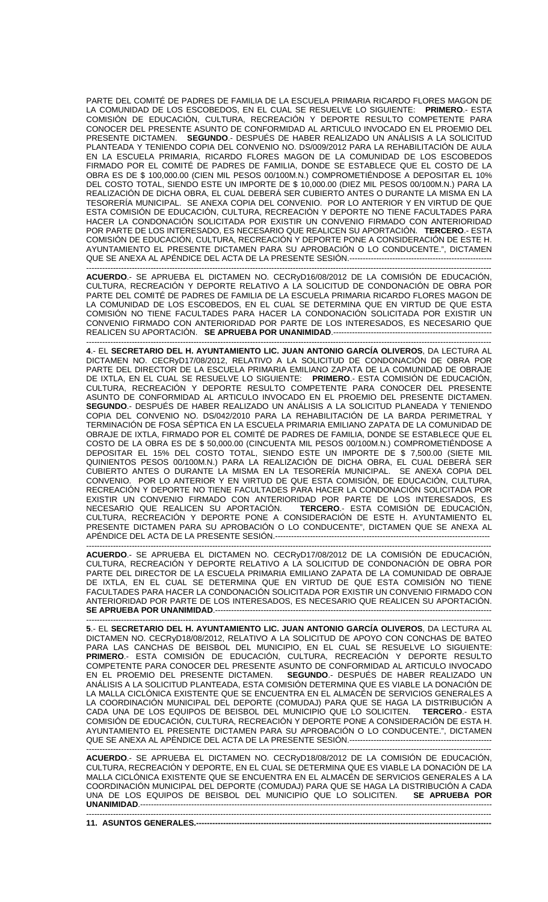PARTE DEL COMITÉ DE PADRES DE FAMILIA DE LA ESCUELA PRIMARIA RICARDO FLORES MAGON DE LA COMUNIDAD DE LOS ESCOBEDOS, EN EL CUAL SE RESUELVE LO SIGUIENTE: **PRIMERO**.- ESTA COMISIÓN DE EDUCACIÓN, CULTURA, RECREACIÓN Y DEPORTE RESULTO COMPETENTE PARA CONOCER DEL PRESENTE ASUNTO DE CONFORMIDAD AL ARTICULO INVOCADO EN EL PROEMIO DEL PRESENTE DICTAMEN. **SEGUNDO**.- DESPUÉS DE HABER REALIZADO UN ANÁLISIS A LA SOLICITUD PLANTEADA Y TENIENDO COPIA DEL CONVENIO NO. DS/009/2012 PARA LA REHABILITACIÓN DE AULA EN LA ESCUELA PRIMARIA, RICARDO FLORES MAGON DE LA COMUNIDAD DE LOS ESCOBEDOS FIRMADO POR EL COMITÉ DE PADRES DE FAMILIA, DONDE SE ESTABLECE QUE EL COSTO DE LA OBRA ES DE $ 100,000.00 (CIEN MIL PESOS 00/100M.N.) COMPROMETIÉNDOSE A DEPOSITAR EL 10% DEL COSTO TOTAL, SIENDO ESTE UN IMPORTE DE $ 10,000.00 (DIEZ MIL PESOS 00/100M.N.) PARA LA REALIZACIÓN DE DICHA OBRA, EL CUAL DEBERÁ SER CUBIERTO ANTES O DURANTE LA MISMA EN LA TESORERÍA MUNICIPAL. SE ANEXA COPIA DEL CONVENIO. POR LO ANTERIOR Y EN VIRTUD DE QUE ESTA COMISIÓN DE EDUCACIÓN, CULTURA, RECREACIÓN Y DEPORTE NO TIENE FACULTADES PARA HACER LA CONDONACIÓN SOLICITADA POR EXISTIR UN CONVENIO FIRMADO CON ANTERIORIDAD POR PARTE DE LOS INTERESADO, ES NECESARIO QUE REALICEN SU APORTACIÓN. **TERCERO**.- ESTA COMISIÓN DE EDUCACIÓN, CULTURA, RECREACIÓN Y DEPORTE PONE A CONSIDERACIÓN DE ESTE H. AYUNTAMIENTO EL PRESENTE DICTAMEN PARA SU APROBACIÓN O LO CONDUCENTE.", DICTAMEN QUE SE ANEXA AL APÉNDICE DEL ACTA DE LA PRESENTE SESIÓN.-----------------------------------------------------------

**ACUERDO**.- SE APRUEBA EL DICTAMEN NO. CECRyD16/08/2012 DE LA COMISIÓN DE EDUCACIÓN, CULTURA, RECREACIÓN Y DEPORTE RELATIVO A LA SOLICITUD DE CONDONACIÓN DE OBRA POR PARTE DEL COMITÉ DE PADRES DE FAMILIA DE LA ESCUELA PRIMARIA RICARDO FLORES MAGON DE LA COMUNIDAD DE LOS ESCOBEDOS, EN EL CUAL SE DETERMINA QUE EN VIRTUD DE QUE ESTA COMISIÓN NO TIENE FACULTADES PARA HACER LA CONDONACIÓN SOLICITADA POR EXISTIR UN CONVENIO FIRMADO CON ANTERIORIDAD POR PARTE DE LOS INTERESADOS, ES NECESARIO QUE REALICEN SU APORTACIÓN. **SE APRUEBA POR UNANIMIDAD**.-----------------------------------------------------------

**4**.- EL **SECRETARIO DEL H. AYUNTAMIENTO LIC. JUAN ANTONIO GARCÍA OLIVEROS**, DA LECTURA AL DICTAMEN NO. CECRyD17/08/2012, RELATIVO A LA SOLICITUD DE CONDONACIÓN DE OBRA POR PARTE DEL DIRECTOR DE LA ESCUELA PRIMARIA EMILIANO ZAPATA DE LA COMUNIDAD DE OBRAJE DE IXTLA, EN EL CUAL SE RESUELVE LO SIGUIENTE: **PRIMERO**.- ESTA COMISIÓN DE EDUCACIÓN, CULTURA, RECREACIÓN Y DEPORTE RESULTO COMPETENTE PARA CONOCER DEL PRESENTE ASUNTO DE CONFORMIDAD AL ARTICULO INVOCADO EN EL PROEMIO DEL PRESENTE DICTAMEN. **SEGUNDO**.- DESPUÉS DE HABER REALIZADO UN ANÁLISIS A LA SOLICITUD PLANEADA Y TENIENDO COPIA DEL CONVENIO NO. DS/042/2010 PARA LA REHABILITACIÓN DE LA BARDA PERIMETRAL Y TERMINACIÓN DE FOSA SÉPTICA EN LA ESCUELA PRIMARIA EMILIANO ZAPATA DE LA COMUNIDAD DE OBRAJE DE IXTLA, FIRMADO POR EL COMITÉ DE PADRES DE FAMILIA, DONDE SE ESTABLECE QUE EL COSTO DE LA OBRA ES DE $ 50,000.00 (CINCUENTA MIL PESOS 00/100M.N.) COMPROMETIÉNDOSE A DEPOSITAR EL 15% DEL COSTO TOTAL, SIENDO ESTE UN IMPORTE DE $ 7,500.00 (SIETE MIL QUINIENTOS PESOS 00/100M.N.) PARA LA REALIZACIÓN DE DICHA OBRA, EL CUAL DEBERÁ SER CUBIERTO ANTES O DURANTE LA MISMA EN LA TESORERÍA MUNICIPAL. SE ANEXA COPIA DEL CONVENIO. POR LO ANTERIOR Y EN VIRTUD DE QUE ESTA COMISIÓN, DE EDUCACIÓN, CULTURA, RECREACIÓN Y DEPORTE NO TIENE FACULTADES PARA HACER LA CONDONACIÓN SOLICITADA POR EXISTIR UN CONVENIO FIRMADO CON ANTERIORIDAD POR PARTE DE LOS INTERESADOS, ES NECESARIO QUE REALICEN SU APORTACIÓN. **TERCERO**.- ESTA COMISIÓN DE EDUCACIÓN, CULTURA, RECREACIÓN Y DEPORTE PONE A CONSIDERACIÓN DE ESTE H. AYUNTAMIENTO EL PRESENTE DICTAMEN PARA SU APROBACIÓN O LO CONDUCENTE", DICTAMEN QUE SE ANEXA AL APÉNDICE DEL ACTA DE LA PRESENTE SESIÓN.-----------------------------------------------------------

**ACUERDO**.- SE APRUEBA EL DICTAMEN NO. CECRyD17/08/2012 DE LA COMISIÓN DE EDUCACIÓN, CULTURA, RECREACIÓN Y DEPORTE RELATIVO A LA SOLICITUD DE CONDONACIÓN DE OBRA POR PARTE DEL DIRECTOR DE LA ESCUELA PRIMARIA EMILIANO ZAPATA DE LA COMUNIDAD DE OBRAJE DE IXTLA, EN EL CUAL SE DETERMINA QUE EN VIRTUD DE QUE ESTA COMISIÓN NO TIENE FACULTADES PARA HACER LA CONDONACIÓN SOLICITADA POR EXISTIR UN CONVENIO FIRMADO CON ANTERIORIDAD POR PARTE DE LOS INTERESADOS, ES NECESARIO QUE REALICEN SU APORTACIÓN. **SE APRUEBA POR UNANIMIDAD**.-----------------------------------------------------------

**5**.- EL **SECRETARIO DEL H. AYUNTAMIENTO LIC. JUAN ANTONIO GARCÍA OLIVEROS**, DA LECTURA AL DICTAMEN NO. CECRyD18/08/2012, RELATIVO A LA SOLICITUD DE APOYO CON CONCHAS DE BATEO PARA LAS CANCHAS DE BEISBOL DEL MUNICIPIO, EN EL CUAL SE RESUELVE LO SIGUIENTE: **PRIMERO**.- ESTA COMISIÓN DE EDUCACIÓN, CULTURA, RECREACIÓN Y DEPORTE RESULTO COMPETENTE PARA CONOCER DEL PRESENTE ASUNTO DE CONFORMIDAD AL ARTICULO INVOCADO EN EL PROEMIO DEL PRESENTE DICTAMEN. **SEGUNDO**.- DESPUÉS DE HABER REALIZADO UN ANÁLISIS A LA SOLICITUD PLANTEADA, ESTA COMISIÓN DETERMINA QUE ES VIABLE LA DONACIÓN DE LA MALLA CICLÓNICA EXISTENTE QUE SE ENCUENTRA EN EL ALMACÉN DE SERVICIOS GENERALES A LA COORDINACIÓN MUNICIPAL DEL DEPORTE (COMUDAJ) PARA QUE SE HAGA LA DISTRIBUCIÓN A CADA UNA DE LOS EQUIPOS DE BEISBOL DEL MUNICIPIO QUE LO SOLICITEN. **TERCERO**.- ESTA COMISIÓN DE EDUCACIÓN, CULTURA, RECREACIÓN Y DEPORTE PONE A CONSIDERACIÓN DE ESTA H. AYUNTAMIENTO EL PRESENTE DICTAMEN PARA SU APROBACIÓN O LO CONDUCENTE.", DICTAMEN QUE SE ANEXA AL APÉNDICE DEL ACTA DE LA PRESENTE SESIÓN.-----------------------------------------------------------

**ACUERDO**.- SE APRUEBA EL DICTAMEN NO. CECRyD18/08/2012 DE LA COMISIÓN DE EDUCACIÓN, CULTURA, RECREACIÓN Y DEPORTE, EN EL CUAL SE DETERMINA QUE ES VIABLE LA DONACIÓN DE LA MALLA CICLÓNICA EXISTENTE QUE SE ENCUENTRA EN EL ALMACÉN DE SERVICIOS GENERALES A LA COORDINACIÓN MUNICIPAL DEL DEPORTE (COMUDAJ) PARA QUE SE HAGA LA DISTRIBUCIÓN A CADA UNA DE LOS EQUIPOS DE BEISBOL DEL MUNICIPIO QUE LO SOLICITEN. **SE APRUEBA POR UNANIMIDAD**.-----------------------------------------------------------

**11. ASUNTOS GENERALES.-----------------------------------------------------------**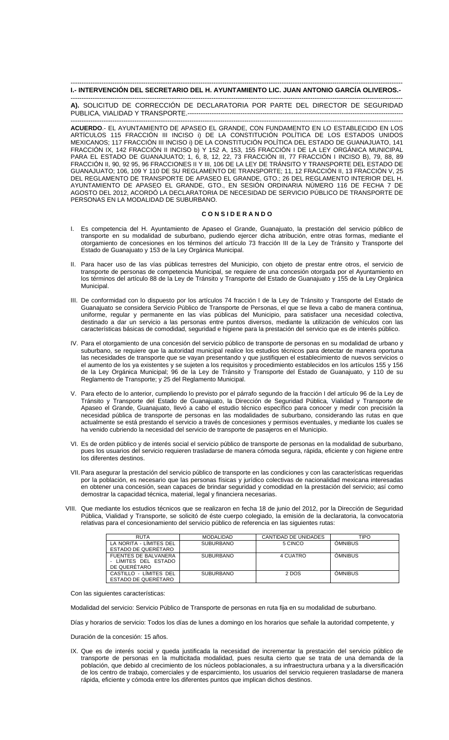**I.- INTERVENCIÓN DEL SECRETARIO DEL H. AYUNTAMIENTO LIC. JUAN ANTONIO GARCÍA OLIVEROS.-**

**A).** SOLICITUD DE CORRECCIÓN DE DECLARATORIA POR PARTE DEL DIRECTOR DE SEGURIDAD PUBLICA, VIALIDAD Y TRANSPORTE.-----------------------------------------------------------------------------------------------

**ACUERDO**.- EL AYUNTAMIENTO DE APASEO EL GRANDE, CON FUNDAMENTO EN LO ESTABLECIDO EN LOS ARTÍCULOS 115 FRACCIÓN III INCISO i) DE LA CONSTITUCIÓN POLÍTICA DE LOS ESTADOS UNIDOS MEXICANOS; 117 FRACCIÓN III INCISO i) DE LA CONSTITUCIÓN POLÍTICA DEL ESTADO DE GUANAJUATO, 141 FRACCIÓN IX, 142 FRACCIÓN II INCISO b) Y 152 A, 153, 155 FRACCIÓN I DE LA LEY ORGÁNICA MUNICIPAL PARA EL ESTADO DE GUANAJUATO; 1, 6, 8, 12, 22, 73 FRACCIÓN III, 77 FRACCIÓN I INCISO B), 79, 88, 89 FRACCIÓN II, 90, 92 95, 96 FRACCIONES II Y III, 106 DE LA LEY DE TRÁNSITO Y TRANSPORTE DEL ESTADO DE GUANAJUATO; 106, 109 Y 110 DE SU REGLAMENTO DE TRANSPORTE; 11, 12 FRACCIÓN II, 13 FRACCIÓN V, 25 DEL REGLAMENTO DE TRANSPORTE DE APASEO EL GRANDE, GTO.; 26 DEL REGLAMENTO INTERIOR DEL H. AYUNTAMIENTO DE APASEO EL GRANDE, GTO., EN SESIÓN ORDINARIA NÚMERO 116 DE FECHA 7 DE AGOSTO DEL 2012, ACORDÓ LA DECLARATORIA DE NECESIDAD DE SERVICIO PÚBLICO DE TRANSPORTE DE PERSONAS EN LA MODALIDAD DE SUBURBANO.

**C O N S I D E R A N D O**

I. Es competencia del H. Ayuntamiento de Apaseo el Grande, Guanajuato, la prestación del servicio público de transporte en su modalidad de suburbano, pudiendo ejercer dicha atribución, entre otras formas, mediante el otorgamiento de concesiones en los términos del artículo 73 fracción III de la Ley de Tránsito y Transporte del Estado de Guanajuato y 153 de la Ley Orgánica Municipal.

II. Para hacer uso de las vías públicas terrestres del Municipio, con objeto de prestar entre otros, el servicio de transporte de personas de competencia Municipal, se requiere de una concesión otorgada por el Ayuntamiento en los términos del artículo 88 de la Ley de Tránsito y Transporte del Estado de Guanajuato y 155 de la Ley Orgánica Municipal.

III. De conformidad con lo dispuesto por los artículos 74 fracción I de la Ley de Tránsito y Transporte del Estado de Guanajuato se considera Servicio Público de Transporte de Personas, el que se lleva a cabo de manera continua, uniforme, regular y permanente en las vías públicas del Municipio, para satisfacer una necesidad colectiva, destinado a dar un servicio a las personas entre puntos diversos, mediante la utilización de vehículos con las características básicas de comodidad, seguridad e higiene para la prestación del servicio que es de interés público.

IV. Para el otorgamiento de una concesión del servicio público de transporte de personas en su modalidad de urbano y suburbano, se requiere que la autoridad municipal realice los estudios técnicos para detectar de manera oportuna las necesidades de transporte que se vayan presentando y que justifiquen el establecimiento de nuevos servicios o el aumento de los ya existentes y se sujeten a los requisitos y procedimiento establecidos en los artículos 155 y 156 de la Ley Orgánica Municipal; 96 de la Ley de Tránsito y Transporte del Estado de Guanajuato, y 110 de su Reglamento de Transporte; y 25 del Reglamento Municipal.

V. Para efecto de lo anterior, cumpliendo lo previsto por el párrafo segundo de la fracción I del artículo 96 de la Ley de Tránsito y Transporte del Estado de Guanajuato, la Dirección de Seguridad Pública, Vialidad y Transporte de Apaseo el Grande, Guanajuato, llevó a cabo el estudio técnico específico para conocer y medir con precisión la necesidad pública de transporte de personas en las modalidades de suburbano, considerando las rutas en que actualmente se está prestando el servicio a través de concesiones y permisos eventuales, y mediante los cuales se ha venido cubriendo la necesidad del servicio de transporte de pasajeros en el Municipio.

VI. Es de orden público y de interés social el servicio público de transporte de personas en la modalidad de suburbano, pues los usuarios del servicio requieren trasladarse de manera cómoda segura, rápida, eficiente y con higiene entre los diferentes destinos.

VII. Para asegurar la prestación del servicio público de transporte en las condiciones y con las características requeridas por la población, es necesario que las personas físicas y jurídico colectivas de nacionalidad mexicana interesadas en obtener una concesión, sean capaces de brindar seguridad y comodidad en la prestación del servicio; así como demostrar la capacidad técnica, material, legal y financiera necesarias.

VIII. Que mediante los estudios técnicos que se realizaron en fecha 18 de junio del 2012, por la Dirección de Seguridad Pública, Vialidad y Transporte, se solicitó de éste cuerpo colegiado, la emisión de la declaratoria, la convocatoria relativas para el concesionamiento del servicio público de referencia en las siguientes rutas:

| RUTA | MODALIDAD | CANTIDAD DE UNIDADES | TIPO |
|---|---|---|---|
| LA NORITA - LÍMITES DEL ESTADO DE QUERÉTARO | SUBURBANO | 5 CINCO | ÓMNIBUS |
| FUENTES DE BALVANERA - LÍMITES DEL ESTADO DE QUERÉTARO | SUBURBANO | 4 CUATRO | ÓMNIBUS |
| CASTILLO - LÍMITES DEL ESTADO DE QUERÉTARO | SUBURBANO | 2 DOS | ÓMNIBUS |

Con las siguientes características:

Modalidad del servicio: Servicio Público de Transporte de personas en ruta fija en su modalidad de suburbano.

Días y horarios de servicio: Todos los días de lunes a domingo en los horarios que señale la autoridad competente, y

Duración de la concesión: 15 años.

IX. Que es de interés social y queda justificada la necesidad de incrementar la prestación del servicio público de transporte de personas en la multicitada modalidad, pues resulta cierto que se trata de una demanda de la población, que debido al crecimiento de los núcleos poblacionales, a su infraestructura urbana y a la diversificación de los centro de trabajo, comerciales y de esparcimiento, los usuarios del servicio requieren trasladarse de manera rápida, eficiente y cómoda entre los diferentes puntos que implican dichos destinos.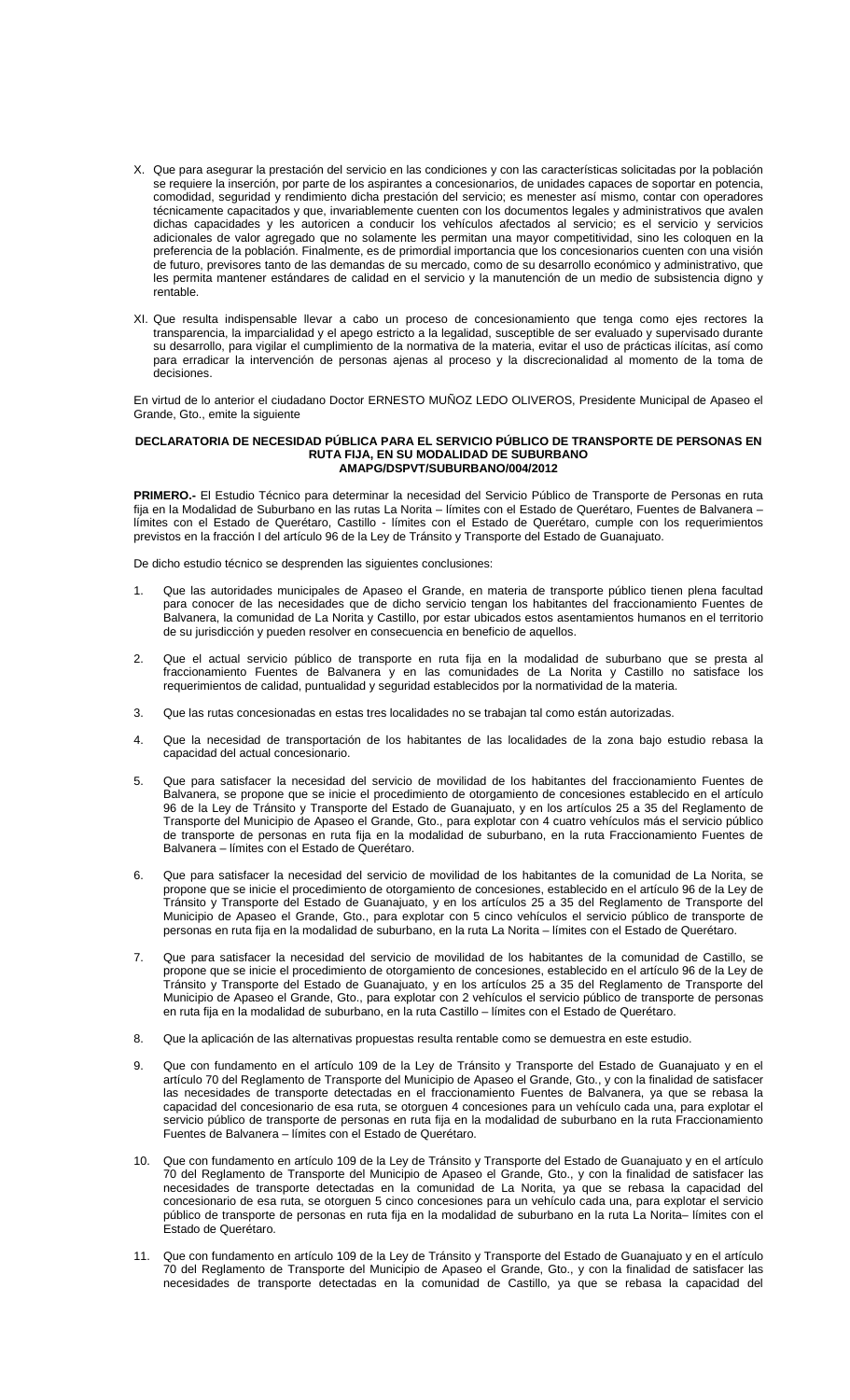X. Que para asegurar la prestación del servicio en las condiciones y con las características solicitadas por la población se requiere la inserción, por parte de los aspirantes a concesionarios, de unidades capaces de soportar en potencia, comodidad, seguridad y rendimiento dicha prestación del servicio; es menester así mismo, contar con operadores técnicamente capacitados y que, invariablemente cuenten con los documentos legales y administrativos que avalen dichas capacidades y les autoricen a conducir los vehículos afectados al servicio; es el servicio y servicios adicionales de valor agregado que no solamente les permitan una mayor competitividad, sino les coloquen en la preferencia de la población. Finalmente, es de primordial importancia que los concesionarios cuenten con una visión de futuro, previsores tanto de las demandas de su mercado, como de su desarrollo económico y administrativo, que les permita mantener estándares de calidad en el servicio y la manutención de un medio de subsistencia digno y rentable.

XI. Que resulta indispensable llevar a cabo un proceso de concesionamiento que tenga como ejes rectores la transparencia, la imparcialidad y el apego estricto a la legalidad, susceptible de ser evaluado y supervisado durante su desarrollo, para vigilar el cumplimiento de la normativa de la materia, evitar el uso de prácticas ilícitas, así como para erradicar la intervención de personas ajenas al proceso y la discrecionalidad al momento de la toma de decisiones.

En virtud de lo anterior el ciudadano Doctor ERNESTO MUÑOZ LEDO OLIVEROS, Presidente Municipal de Apaseo el Grande, Gto., emite la siguiente

**DECLARATORIA DE NECESIDAD PÚBLICA PARA EL SERVICIO PÚBLICO DE TRANSPORTE DE PERSONAS EN RUTA FIJA, EN SU MODALIDAD DE SUBURBANO**
**AMAPG/DSPVT/SUBURBANO/004/2012**

**PRIMERO.-** El Estudio Técnico para determinar la necesidad del Servicio Público de Transporte de Personas en ruta fija en la Modalidad de Suburbano en las rutas La Norita – límites con el Estado de Querétaro, Fuentes de Balvanera – límites con el Estado de Querétaro, Castillo - límites con el Estado de Querétaro, cumple con los requerimientos previstos en la fracción I del artículo 96 de la Ley de Tránsito y Transporte del Estado de Guanajuato.

De dicho estudio técnico se desprenden las siguientes conclusiones:

1. Que las autoridades municipales de Apaseo el Grande, en materia de transporte público tienen plena facultad para conocer de las necesidades que de dicho servicio tengan los habitantes del fraccionamiento Fuentes de Balvanera, la comunidad de La Norita y Castillo, por estar ubicados estos asentamientos humanos en el territorio de su jurisdicción y pueden resolver en consecuencia en beneficio de aquellos.

2. Que el actual servicio público de transporte en ruta fija en la modalidad de suburbano que se presta al fraccionamiento Fuentes de Balvanera y en las comunidades de La Norita y Castillo no satisface los requerimientos de calidad, puntualidad y seguridad establecidos por la normatividad de la materia.

3. Que las rutas concesionadas en estas tres localidades no se trabajan tal como están autorizadas.

4. Que la necesidad de transportación de los habitantes de las localidades de la zona bajo estudio rebasa la capacidad del actual concesionario.

5. Que para satisfacer la necesidad del servicio de movilidad de los habitantes del fraccionamiento Fuentes de Balvanera, se propone que se inicie el procedimiento de otorgamiento de concesiones establecido en el artículo 96 de la Ley de Tránsito y Transporte del Estado de Guanajuato, y en los artículos 25 a 35 del Reglamento de Transporte del Municipio de Apaseo el Grande, Gto., para explotar con 4 cuatro vehículos más el servicio público de transporte de personas en ruta fija en la modalidad de suburbano, en la ruta Fraccionamiento Fuentes de Balvanera – límites con el Estado de Querétaro.

6. Que para satisfacer la necesidad del servicio de movilidad de los habitantes de la comunidad de La Norita, se propone que se inicie el procedimiento de otorgamiento de concesiones, establecido en el artículo 96 de la Ley de Tránsito y Transporte del Estado de Guanajuato, y en los artículos 25 a 35 del Reglamento de Transporte del Municipio de Apaseo el Grande, Gto., para explotar con 5 cinco vehículos el servicio público de transporte de personas en ruta fija en la modalidad de suburbano, en la ruta La Norita – límites con el Estado de Querétaro.

7. Que para satisfacer la necesidad del servicio de movilidad de los habitantes de la comunidad de Castillo, se propone que se inicie el procedimiento de otorgamiento de concesiones, establecido en el artículo 96 de la Ley de Tránsito y Transporte del Estado de Guanajuato, y en los artículos 25 a 35 del Reglamento de Transporte del Municipio de Apaseo el Grande, Gto., para explotar con 2 vehículos el servicio público de transporte de personas en ruta fija en la modalidad de suburbano, en la ruta Castillo – límites con el Estado de Querétaro.

8. Que la aplicación de las alternativas propuestas resulta rentable como se demuestra en este estudio.

9. Que con fundamento en el artículo 109 de la Ley de Tránsito y Transporte del Estado de Guanajuato y en el artículo 70 del Reglamento de Transporte del Municipio de Apaseo el Grande, Gto., y con la finalidad de satisfacer las necesidades de transporte detectadas en el fraccionamiento Fuentes de Balvanera, ya que se rebasa la capacidad del concesionario de esa ruta, se otorguen 4 concesiones para un vehículo cada una, para explotar el servicio público de transporte de personas en ruta fija en la modalidad de suburbano en la ruta Fraccionamiento Fuentes de Balvanera – límites con el Estado de Querétaro.

10. Que con fundamento en artículo 109 de la Ley de Tránsito y Transporte del Estado de Guanajuato y en el artículo 70 del Reglamento de Transporte del Municipio de Apaseo el Grande, Gto., y con la finalidad de satisfacer las necesidades de transporte detectadas en la comunidad de La Norita, ya que se rebasa la capacidad del concesionario de esa ruta, se otorguen 5 cinco concesiones para un vehículo cada una, para explotar el servicio público de transporte de personas en ruta fija en la modalidad de suburbano en la ruta La Norita– límites con el Estado de Querétaro.

11. Que con fundamento en artículo 109 de la Ley de Tránsito y Transporte del Estado de Guanajuato y en el artículo 70 del Reglamento de Transporte del Municipio de Apaseo el Grande, Gto., y con la finalidad de satisfacer las necesidades de transporte detectadas en la comunidad de Castillo, ya que se rebasa la capacidad del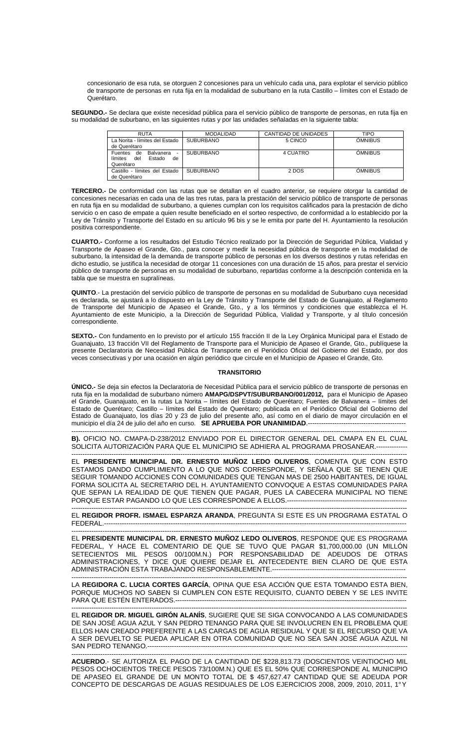concesionario de esa ruta, se otorguen 2 concesiones para un vehículo cada una, para explotar el servicio público de transporte de personas en ruta fija en la modalidad de suburbano en la ruta Castillo – límites con el Estado de Querétaro.

**SEGUNDO.-** Se declara que existe necesidad pública para el servicio público de transporte de personas, en ruta fija en su modalidad de suburbano, en las siguientes rutas y por las unidades señaladas en la siguiente tabla:

| RUTA | MODALIDAD | CANTIDAD DE UNIDADES | TIPO |
|---|---|---|---|
| La Norita - límites del Estado de Querétaro | SUBURBANO | 5 CINCO | ÓMNIBUS |
| Fuentes de Balvanera - límites del Estado de Querétaro | SUBURBANO | 4 CUATRO | ÓMNIBUS |
| Castillo - límites del Estado de Querétaro | SUBURBANO | 2 DOS | ÓMNIBUS |

**TERCERO.-** De conformidad con las rutas que se detallan en el cuadro anterior, se requiere otorgar la cantidad de concesiones necesarias en cada una de las tres rutas, para la prestación del servicio público de transporte de personas en ruta fija en su modalidad de suburbano, a quienes cumplan con los requisitos calificados para la prestación de dicho servicio o en caso de empate a quien resulte beneficiado en el sorteo respectivo, de conformidad a lo establecido por la Ley de Tránsito y Transporte del Estado en su artículo 96 bis y se le emita por parte del H. Ayuntamiento la resolución positiva correspondiente.

**CUARTO.-** Conforme a los resultados del Estudio Técnico realizado por la Dirección de Seguridad Pública, Vialidad y Transporte de Apaseo el Grande, Gto., para conocer y medir la necesidad pública de transporte en la modalidad de suburbano, la intensidad de la demanda de transporte público de personas en los diversos destinos y rutas referidas en dicho estudio, se justifica la necesidad de otorgar 11 concesiones con una duración de 15 años, para prestar el servicio público de transporte de personas en su modalidad de suburbano, repartidas conforme a la descripción contenida en la tabla que se muestra en supralíneas.

**QUINTO**.- La prestación del servicio público de transporte de personas en su modalidad de Suburbano cuya necesidad es declarada, se ajustará a lo dispuesto en la Ley de Tránsito y Transporte del Estado de Guanajuato, al Reglamento de Transporte del Municipio de Apaseo el Grande, Gto., y a los términos y condiciones que establezca el H. Ayuntamiento de este Municipio, a la Dirección de Seguridad Pública, Vialidad y Transporte, y al título concesión correspondiente.

**SEXTO.-** Con fundamento en lo previsto por el artículo 155 fracción II de la Ley Orgánica Municipal para el Estado de Guanajuato, 13 fracción VII del Reglamento de Transporte para el Municipio de Apaseo el Grande, Gto., publíquese la presente Declaratoria de Necesidad Pública de Transporte en el Periódico Oficial del Gobierno del Estado, por dos veces consecutivas y por una ocasión en algún periódico que circule en el Municipio de Apaseo el Grande, Gto.

**TRANSITORIO**

**ÚNICO.-** Se deja sin efectos la Declaratoria de Necesidad Pública para el servicio público de transporte de personas en ruta fija en la modalidad de suburbano número **AMAPG/DSPVT/SUBURBANO/001/2012,** para el Municipio de Apaseo el Grande, Guanajuato, en la rutas La Norita – límites del Estado de Querétaro; Fuentes de Balvanera – límites del Estado de Querétaro; Castillo – límites del Estado de Querétaro; publicada en el Periódico Oficial del Gobierno del Estado de Guanajuato, los días 20 y 23 de julio del presente año, así como en el diario de mayor circulación en el municipio el día 24 de julio del año en curso. **SE APRUEBA POR UNANIMIDAD**.---------------------------------------------

**B).** OFICIO NO. CMAPA-D-238/2012 ENVIADO POR EL DIRECTOR GENERAL DEL CMAPA EN EL CUAL SOLICITA AUTORIZACIÓN PARA QUE EL MUNICIPIO SE ADHIERA AL PROGRAMA PROSANEAR.--------------

EL **PRESIDENTE MUNICIPAL DR. ERNESTO MUÑOZ LEDO OLIVEROS**, COMENTA QUE CON ESTO ESTAMOS DANDO CUMPLIMIENTO A LO QUE NOS CORRESPONDE, Y SEÑALA QUE SE TIENEN QUE SEGUIR TOMANDO ACCIONES CON COMUNIDADES QUE TENGAN MAS DE 2500 HABITANTES, DE IGUAL FORMA SOLICITA AL SECRETARIO DEL H. AYUNTAMIENTO CONVOQUE A ESTAS COMUNIDADES PARA QUE SEPAN LA REALIDAD DE QUE TIENEN QUE PAGAR, PUES LA CABECERA MUNICIPAL NO TIENE PORQUE ESTAR PAGANDO LO QUE LES CORRESPONDE A ELLOS.------------------------------------------------------

EL **REGIDOR PROFR. ISMAEL ESPARZA ARANDA**, PREGUNTA SI ESTE ES UN PROGRAMA ESTATAL O FEDERAL.----------------------------------------------------------------------------------------------------------------------------

EL **PRESIDENTE MUNICIPAL DR. ERNESTO MUÑOZ LEDO OLIVEROS**, RESPONDE QUE ES PROGRAMA FEDERAL, Y HACE EL COMENTARIO DE QUE SE TUVO QUE PAGAR $1,700,000.00 (UN MILLÓN SETECIENTOS MIL PESOS 00/100M.N.) POR RESPONSABILIDAD DE ADEUDOS DE OTRAS ADMINISTRACIONES, Y DICE QUE QUIERE DEJAR EL ANTECEDENTE BIEN CLARO DE QUE ESTA ADMINISTRACIÓN ESTA TRABAJANDO RESPONSABLEMENTE.-----------------------------------------------------------

LA **REGIDORA C. LUCIA CORTES GARCÍA**, OPINA QUE ESA ACCIÓN QUE ESTA TOMANDO ESTA BIEN, PORQUE MUCHOS NO SABEN SI CUMPLEN CON ESTE REQUISITO, CUANTO DEBEN Y SE LES INVITE PARA QUE ESTÉN ENTERADOS.-------------------------------------------------------------------------------------------------------

EL **REGIDOR DR. MIGUEL GIRÓN ALANÍS**, SUGIERE QUE SE SIGA CONVOCANDO A LAS COMUNIDADES DE SAN JOSÉ AGUA AZUL Y SAN PEDRO TENANGO PARA QUE SE INVOLUCREN EN EL PROBLEMA QUE ELLOS HAN CREADO PREFERENTE A LAS CARGAS DE AGUA RESIDUAL Y QUE SI EL RECURSO QUE VA A SER DEVUELTO SE PUEDA APLICAR EN OTRA COMUNIDAD QUE NO SEA SAN JOSÉ AGUA AZUL NI SAN PEDRO TENANGO.-------------------------------------------------------------------------------------------------------------------

**ACUERDO**.- SE AUTORIZA EL PAGO DE LA CANTIDAD DE $228,813.73 (DOSCIENTOS VEINTIOCHO MIL PESOS OCHOCIENTOS TRECE PESOS 73/100M.N.) QUE ES EL 50% QUE CORRESPONDE AL MUNICIPIO DE APASEO EL GRANDE DE UN MONTO TOTAL DE $ 457,627.47 CANTIDAD QUE SE ADEUDA POR CONCEPTO DE DESCARGAS DE AGUAS RESIDUALES DE LOS EJERCICIOS 2008, 2009, 2010, 2011, 1° Y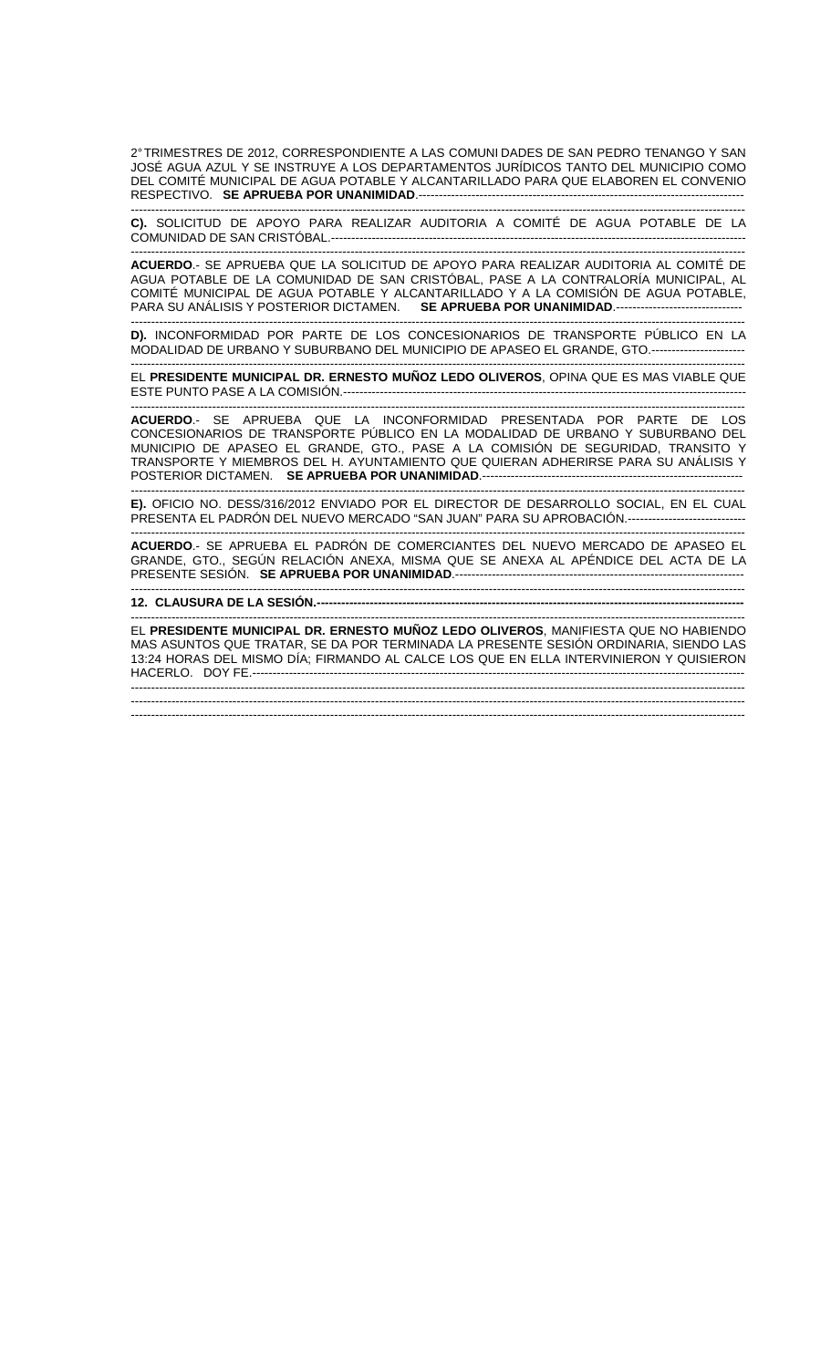2° TRIMESTRES DE 2012, CORRESPONDIENTE A LAS COMUNIDADES DE SAN PEDRO TENANGO Y SAN JOSÉ AGUA AZUL Y SE INSTRUYE A LOS DEPARTAMENTOS JURÍDICOS TANTO DEL MUNICIPIO COMO DEL COMITÉ MUNICIPAL DE AGUA POTABLE Y ALCANTARILLADO PARA QUE ELABOREN EL CONVENIO RESPECTIVO. **SE APRUEBA POR UNANIMIDAD**.------------------------------------------------------------------------------

-----------------------------------------------------------------------------------------------------------------------------------------------

**C).** SOLICITUD DE APOYO PARA REALIZAR AUDITORIA A COMITÉ DE AGUA POTABLE DE LA COMUNIDAD DE SAN CRISTÓBAL.-------------------------------------------------------------------------------------------------------

-----------------------------------------------------------------------------------------------------------------------------------------------

**ACUERDO**.- SE APRUEBA QUE LA SOLICITUD DE APOYO PARA REALIZAR AUDITORIA AL COMITÉ DE AGUA POTABLE DE LA COMUNIDAD DE SAN CRISTÓBAL, PASE A LA CONTRALORÍA MUNICIPAL, AL COMITÉ MUNICIPAL DE AGUA POTABLE Y ALCANTARILLADO Y A LA COMISIÓN DE AGUA POTABLE, PARA SU ANÁLISIS Y POSTERIOR DICTAMEN. **SE APRUEBA POR UNANIMIDAD**.-------------------------------

-----------------------------------------------------------------------------------------------------------------------------------------------

**D).** INCONFORMIDAD POR PARTE DE LOS CONCESIONARIOS DE TRANSPORTE PÚBLICO EN LA MODALIDAD DE URBANO Y SUBURBANO DEL MUNICIPIO DE APASEO EL GRANDE, GTO.-----------------------

-----------------------------------------------------------------------------------------------------------------------------------------------

EL **PRESIDENTE MUNICIPAL DR. ERNESTO MUÑOZ LEDO OLIVEROS**, OPINA QUE ES MAS VIABLE QUE ESTE PUNTO PASE A LA COMISIÓN.--------------------------------------------------------------------------------------------------

-----------------------------------------------------------------------------------------------------------------------------------------------

**ACUERDO**.- SE APRUEBA QUE LA INCONFORMIDAD PRESENTADA POR PARTE DE LOS CONCESIONARIOS DE TRANSPORTE PÚBLICO EN LA MODALIDAD DE URBANO Y SUBURBANO DEL MUNICIPIO DE APASEO EL GRANDE, GTO., PASE A LA COMISIÓN DE SEGURIDAD, TRANSITO Y TRANSPORTE Y MIEMBROS DEL H. AYUNTAMIENTO QUE QUIERAN ADHERIRSE PARA SU ANÁLISIS Y POSTERIOR DICTAMEN. **SE APRUEBA POR UNANIMIDAD**.--------------------------------------------------------------

-----------------------------------------------------------------------------------------------------------------------------------------------

**E).** OFICIO NO. DESS/316/2012 ENVIADO POR EL DIRECTOR DE DESARROLLO SOCIAL, EN EL CUAL PRESENTA EL PADRÓN DEL NUEVO MERCADO "SAN JUAN" PARA SU APROBACIÓN.-----------------------------

-----------------------------------------------------------------------------------------------------------------------------------------------

**ACUERDO**.- SE APRUEBA EL PADRÓN DE COMERCIANTES DEL NUEVO MERCADO DE APASEO EL GRANDE, GTO., SEGÚN RELACIÓN ANEXA, MISMA QUE SE ANEXA AL APÉNDICE DEL ACTA DE LA PRESENTE SESIÓN. **SE APRUEBA POR UNANIMIDAD**.---------------------------------------------------------------------

-----------------------------------------------------------------------------------------------------------------------------------------------

**12. CLAUSURA DE LA SESIÓN.---------------------------------------------------------------------------------------------------------**

-----------------------------------------------------------------------------------------------------------------------------------------------

EL **PRESIDENTE MUNICIPAL DR. ERNESTO MUÑOZ LEDO OLIVEROS**, MANIFIESTA QUE NO HABIENDO MAS ASUNTOS QUE TRATAR, SE DA POR TERMINADA LA PRESENTE SESIÓN ORDINARIA, SIENDO LAS 13:24 HORAS DEL MISMO DÍA; FIRMANDO AL CALCE LOS QUE EN ELLA INTERVINIERON Y QUISIERON HACERLO. DOY FE.-----------------------------------------------------------------------------------------------------------------------

-----------------------------------------------------------------------------------------------------------------------------------------------

-----------------------------------------------------------------------------------------------------------------------------------------------

-----------------------------------------------------------------------------------------------------------------------------------------------